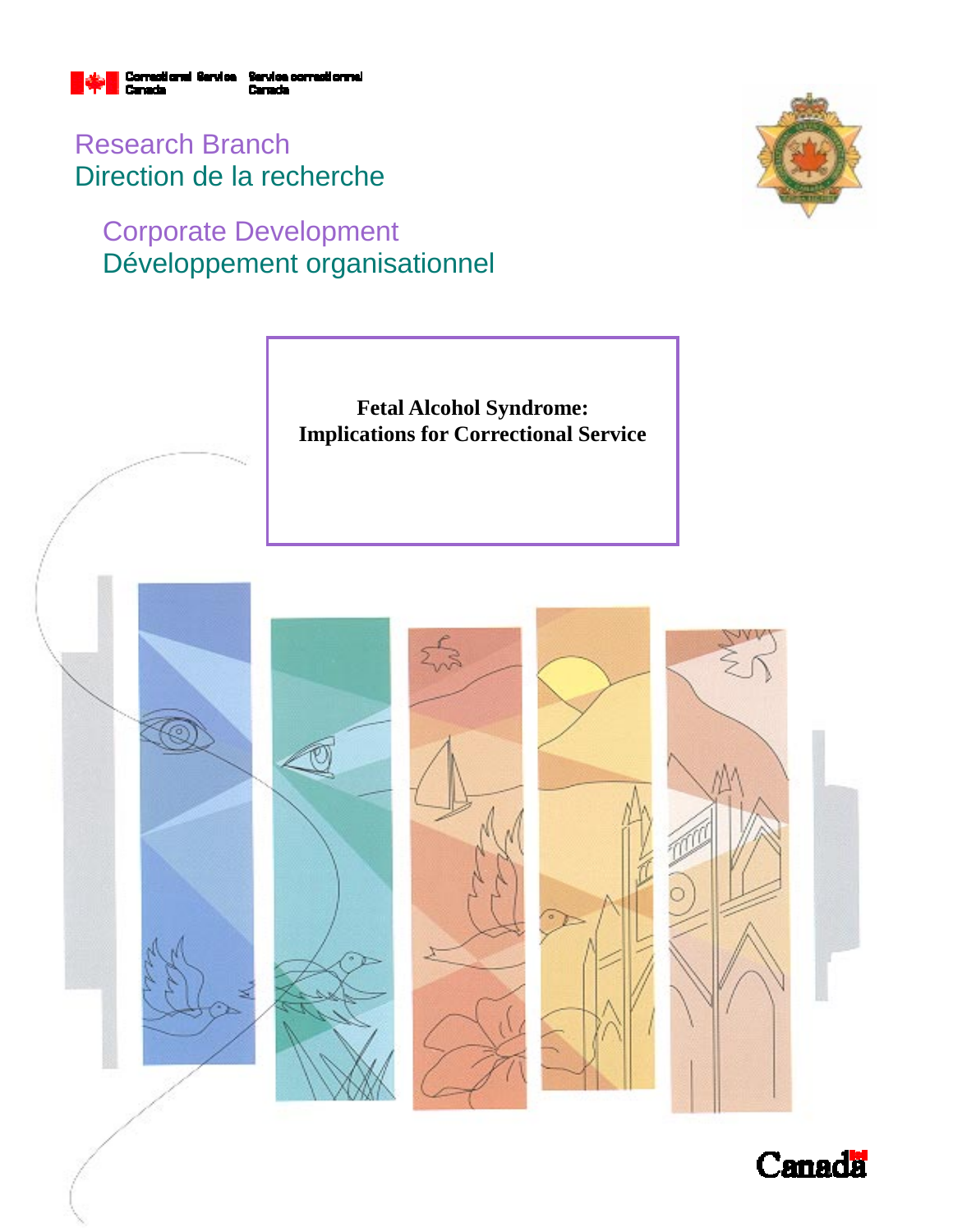Correctional Service Canada / Service correctionnel Canada

Research Branch
Direction de la recherche

Corporate Development
Développement organisationnel

# Fetal Alcohol Syndrome: Implications for Correctional Service

Canada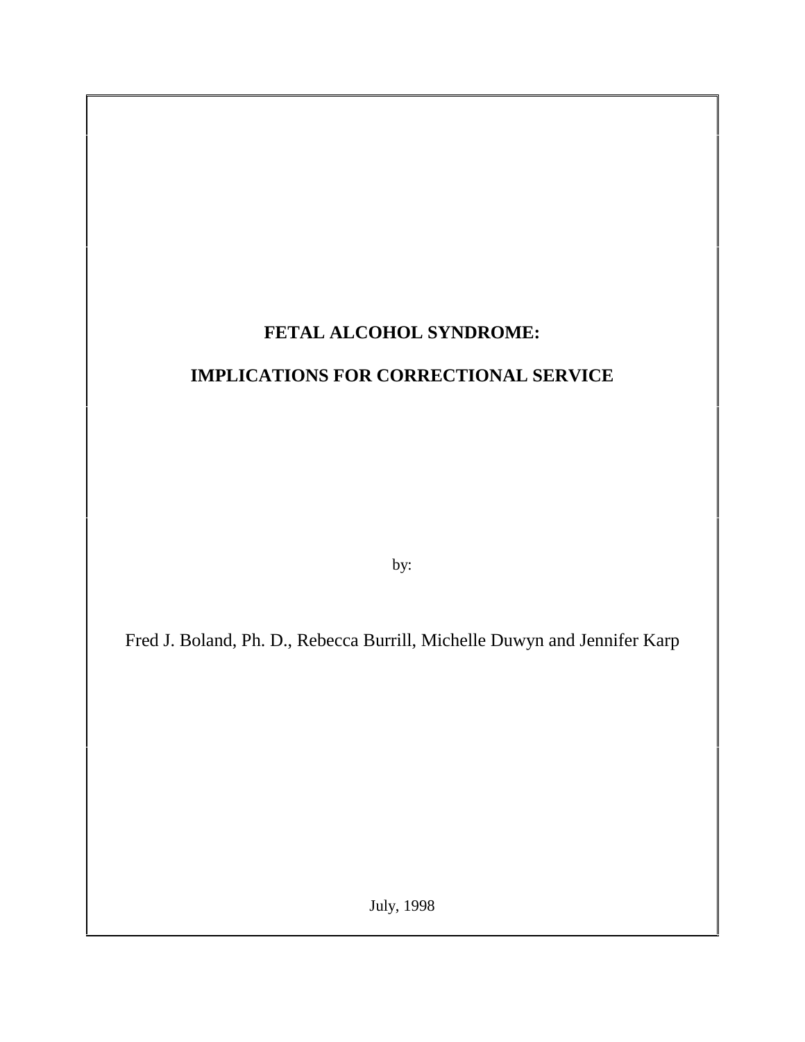# FETAL ALCOHOL SYNDROME:

# IMPLICATIONS FOR CORRECTIONAL SERVICE

by:

Fred J. Boland, Ph. D., Rebecca Burrill, Michelle Duwyn and Jennifer Karp

July, 1998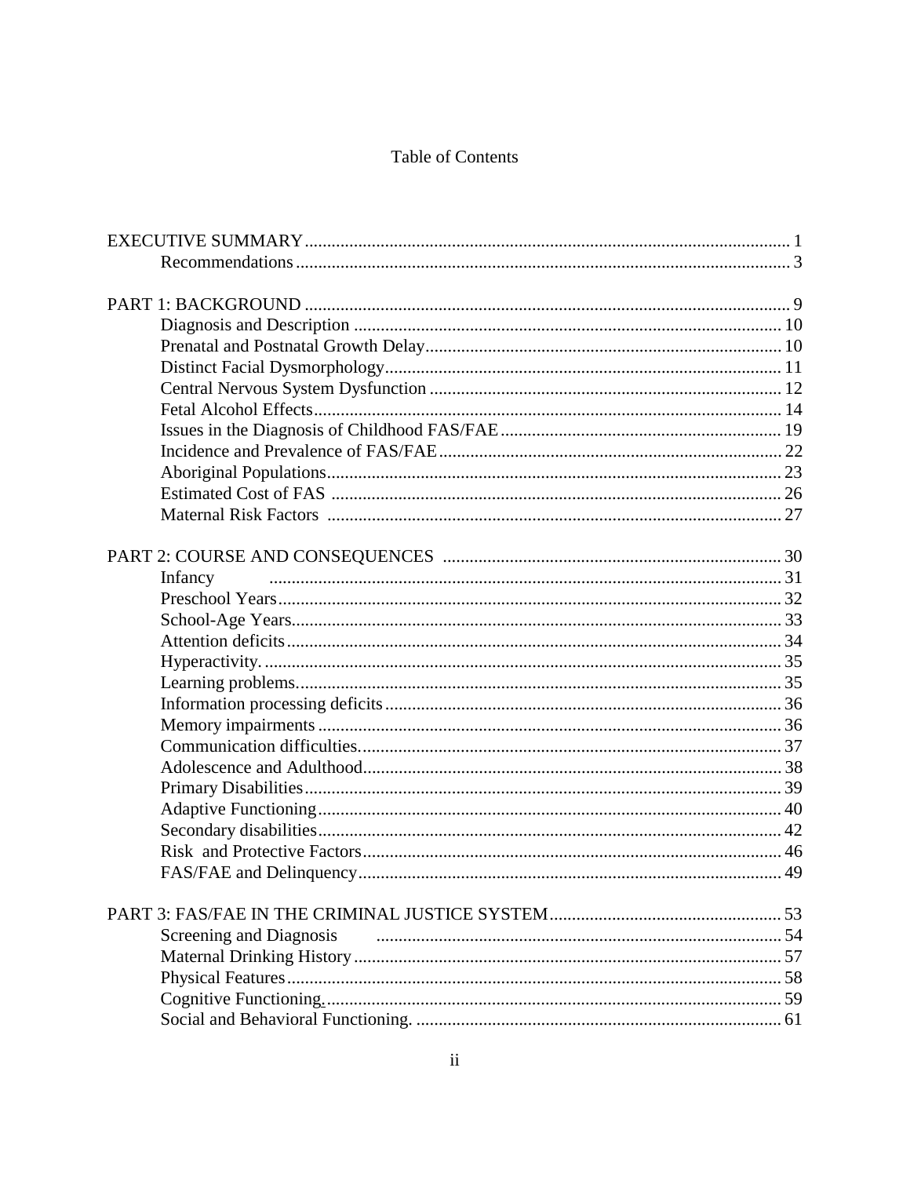# Table of Contents

| | |
|---|---|
| EXECUTIVE SUMMARY | 1 |
| Recommendations | 3 |
| PART 1: BACKGROUND | 9 |
| Diagnosis and Description | 10 |
| Prenatal and Postnatal Growth Delay | 10 |
| Distinct Facial Dysmorphology | 11 |
| Central Nervous System Dysfunction | 12 |
| Fetal Alcohol Effects | 14 |
| Issues in the Diagnosis of Childhood FAS/FAE | 19 |
| Incidence and Prevalence of FAS/FAE | 22 |
| Aboriginal Populations | 23 |
| Estimated Cost of FAS | 26 |
| Maternal Risk Factors | 27 |
| PART 2: COURSE AND CONSEQUENCES | 30 |
| Infancy | 31 |
| Preschool Years | 32 |
| School-Age Years | 33 |
| Attention deficits | 34 |
| Hyperactivity. | 35 |
| Learning problems. | 35 |
| Information processing deficits | 36 |
| Memory impairments | 36 |
| Communication difficulties. | 37 |
| Adolescence and Adulthood | 38 |
| Primary Disabilities | 39 |
| Adaptive Functioning | 40 |
| Secondary disabilities | 42 |
| Risk and Protective Factors | 46 |
| FAS/FAE and Delinquency | 49 |
| PART 3: FAS/FAE IN THE CRIMINAL JUSTICE SYSTEM | 53 |
| Screening and Diagnosis | 54 |
| Maternal Drinking History | 57 |
| Physical Features | 58 |
| Cognitive Functioning. | 59 |
| Social and Behavioral Functioning. | 61 |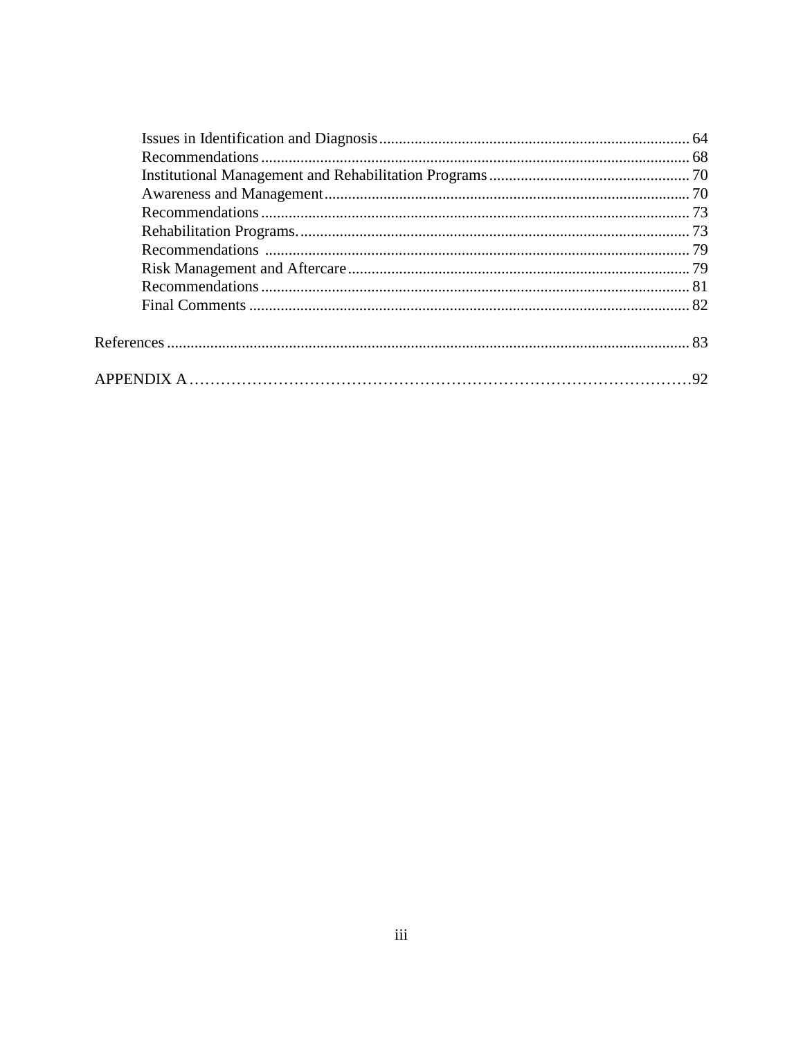Issues in Identification and Diagnosis .......... 64
Recommendations .......... 68
Institutional Management and Rehabilitation Programs .......... 70
Awareness and Management .......... 70
Recommendations .......... 73
Rehabilitation Programs. .......... 73
Recommendations .......... 79
Risk Management and Aftercare .......... 79
Recommendations .......... 81
Final Comments .......... 82

References .......... 83

APPENDIX A .......... 92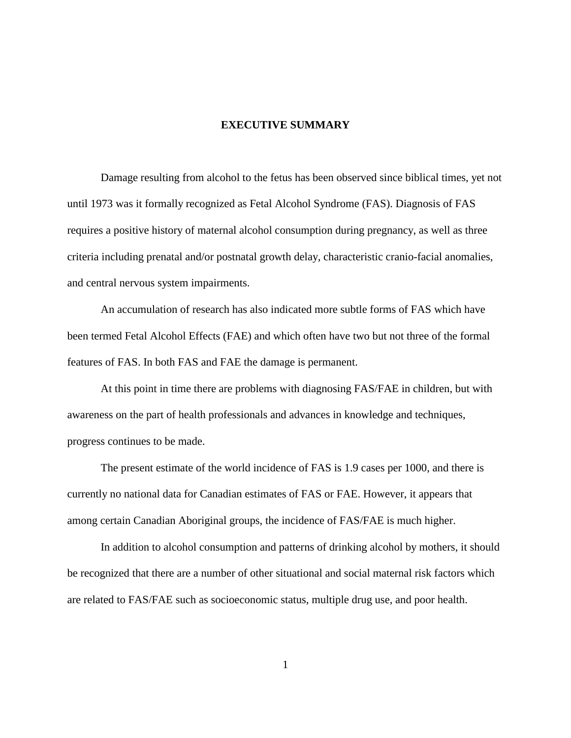# EXECUTIVE SUMMARY

Damage resulting from alcohol to the fetus has been observed since biblical times, yet not until 1973 was it formally recognized as Fetal Alcohol Syndrome (FAS). Diagnosis of FAS requires a positive history of maternal alcohol consumption during pregnancy, as well as three criteria including prenatal and/or postnatal growth delay, characteristic cranio-facial anomalies, and central nervous system impairments.

An accumulation of research has also indicated more subtle forms of FAS which have been termed Fetal Alcohol Effects (FAE) and which often have two but not three of the formal features of FAS. In both FAS and FAE the damage is permanent.

At this point in time there are problems with diagnosing FAS/FAE in children, but with awareness on the part of health professionals and advances in knowledge and techniques, progress continues to be made.

The present estimate of the world incidence of FAS is 1.9 cases per 1000, and there is currently no national data for Canadian estimates of FAS or FAE. However, it appears that among certain Canadian Aboriginal groups, the incidence of FAS/FAE is much higher.

In addition to alcohol consumption and patterns of drinking alcohol by mothers, it should be recognized that there are a number of other situational and social maternal risk factors which are related to FAS/FAE such as socioeconomic status, multiple drug use, and poor health.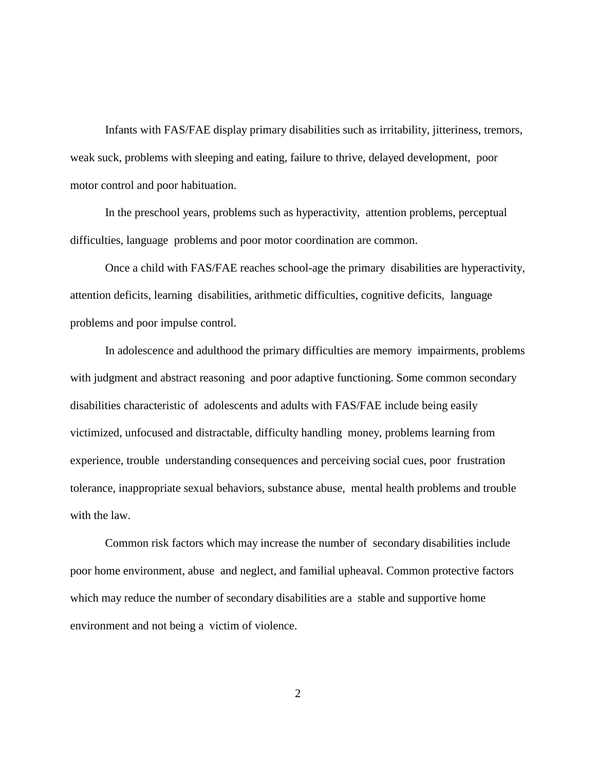Infants with FAS/FAE display primary disabilities such as irritability, jitteriness, tremors, weak suck, problems with sleeping and eating, failure to thrive, delayed development, poor motor control and poor habituation.

In the preschool years, problems such as hyperactivity, attention problems, perceptual difficulties, language problems and poor motor coordination are common.

Once a child with FAS/FAE reaches school-age the primary disabilities are hyperactivity, attention deficits, learning disabilities, arithmetic difficulties, cognitive deficits, language problems and poor impulse control.

In adolescence and adulthood the primary difficulties are memory impairments, problems with judgment and abstract reasoning and poor adaptive functioning. Some common secondary disabilities characteristic of adolescents and adults with FAS/FAE include being easily victimized, unfocused and distractable, difficulty handling money, problems learning from experience, trouble understanding consequences and perceiving social cues, poor frustration tolerance, inappropriate sexual behaviors, substance abuse, mental health problems and trouble with the law.

Common risk factors which may increase the number of secondary disabilities include poor home environment, abuse and neglect, and familial upheaval. Common protective factors which may reduce the number of secondary disabilities are a stable and supportive home environment and not being a victim of violence.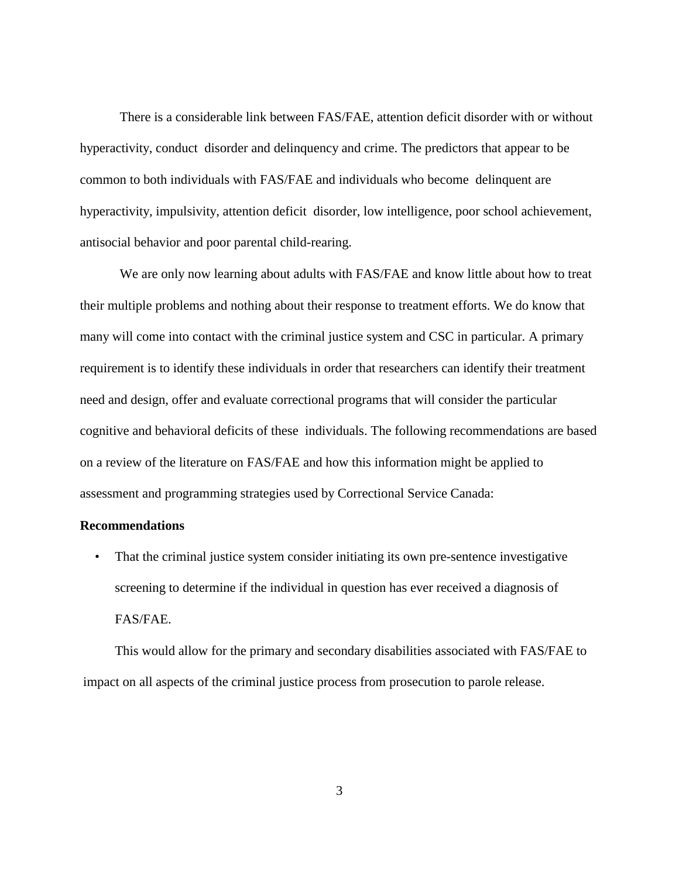There is a considerable link between FAS/FAE, attention deficit disorder with or without hyperactivity, conduct disorder and delinquency and crime. The predictors that appear to be common to both individuals with FAS/FAE and individuals who become delinquent are hyperactivity, impulsivity, attention deficit disorder, low intelligence, poor school achievement, antisocial behavior and poor parental child-rearing.

We are only now learning about adults with FAS/FAE and know little about how to treat their multiple problems and nothing about their response to treatment efforts. We do know that many will come into contact with the criminal justice system and CSC in particular. A primary requirement is to identify these individuals in order that researchers can identify their treatment need and design, offer and evaluate correctional programs that will consider the particular cognitive and behavioral deficits of these individuals. The following recommendations are based on a review of the literature on FAS/FAE and how this information might be applied to assessment and programming strategies used by Correctional Service Canada:

**Recommendations**

- That the criminal justice system consider initiating its own pre-sentence investigative screening to determine if the individual in question has ever received a diagnosis of FAS/FAE.

  This would allow for the primary and secondary disabilities associated with FAS/FAE to impact on all aspects of the criminal justice process from prosecution to parole release.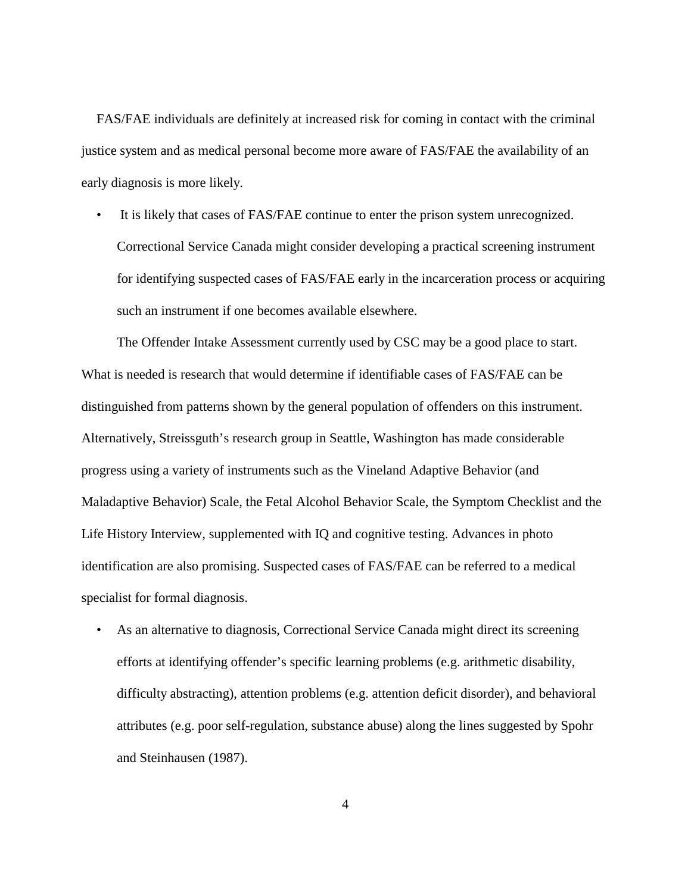FAS/FAE individuals are definitely at increased risk for coming in contact with the criminal justice system and as medical personal become more aware of FAS/FAE the availability of an early diagnosis is more likely.

- It is likely that cases of FAS/FAE continue to enter the prison system unrecognized. Correctional Service Canada might consider developing a practical screening instrument for identifying suspected cases of FAS/FAE early in the incarceration process or acquiring such an instrument if one becomes available elsewhere.

The Offender Intake Assessment currently used by CSC may be a good place to start. What is needed is research that would determine if identifiable cases of FAS/FAE can be distinguished from patterns shown by the general population of offenders on this instrument. Alternatively, Streissguth's research group in Seattle, Washington has made considerable progress using a variety of instruments such as the Vineland Adaptive Behavior (and Maladaptive Behavior) Scale, the Fetal Alcohol Behavior Scale, the Symptom Checklist and the Life History Interview, supplemented with IQ and cognitive testing. Advances in photo identification are also promising. Suspected cases of FAS/FAE can be referred to a medical specialist for formal diagnosis.

- As an alternative to diagnosis, Correctional Service Canada might direct its screening efforts at identifying offender's specific learning problems (e.g. arithmetic disability, difficulty abstracting), attention problems (e.g. attention deficit disorder), and behavioral attributes (e.g. poor self-regulation, substance abuse) along the lines suggested by Spohr and Steinhausen (1987).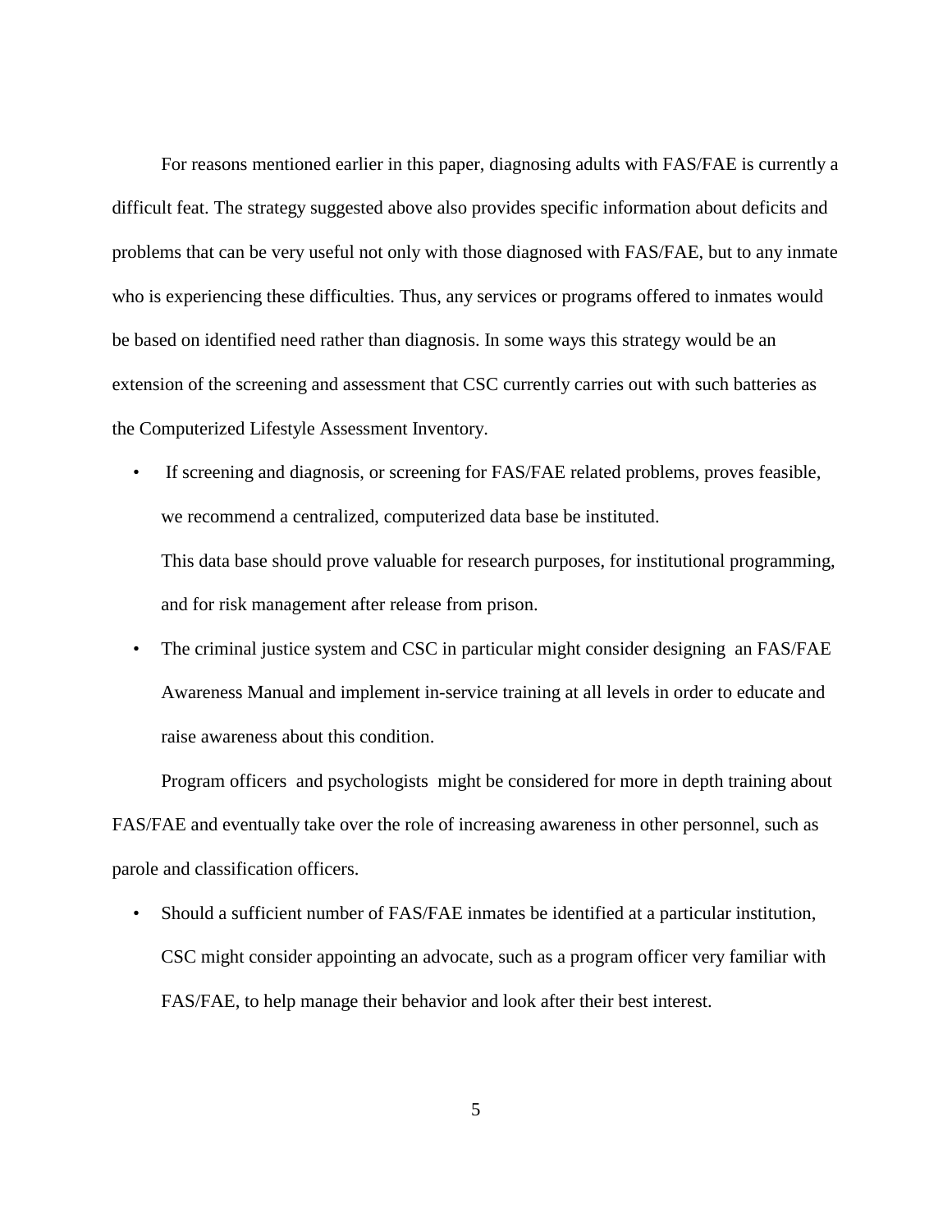For reasons mentioned earlier in this paper, diagnosing adults with FAS/FAE is currently a difficult feat. The strategy suggested above also provides specific information about deficits and problems that can be very useful not only with those diagnosed with FAS/FAE, but to any inmate who is experiencing these difficulties. Thus, any services or programs offered to inmates would be based on identified need rather than diagnosis. In some ways this strategy would be an extension of the screening and assessment that CSC currently carries out with such batteries as the Computerized Lifestyle Assessment Inventory.

- If screening and diagnosis, or screening for FAS/FAE related problems, proves feasible, we recommend a centralized, computerized data base be instituted.

  This data base should prove valuable for research purposes, for institutional programming, and for risk management after release from prison.

- The criminal justice system and CSC in particular might consider designing an FAS/FAE Awareness Manual and implement in-service training at all levels in order to educate and raise awareness about this condition.

Program officers and psychologists might be considered for more in depth training about FAS/FAE and eventually take over the role of increasing awareness in other personnel, such as parole and classification officers.

- Should a sufficient number of FAS/FAE inmates be identified at a particular institution, CSC might consider appointing an advocate, such as a program officer very familiar with FAS/FAE, to help manage their behavior and look after their best interest.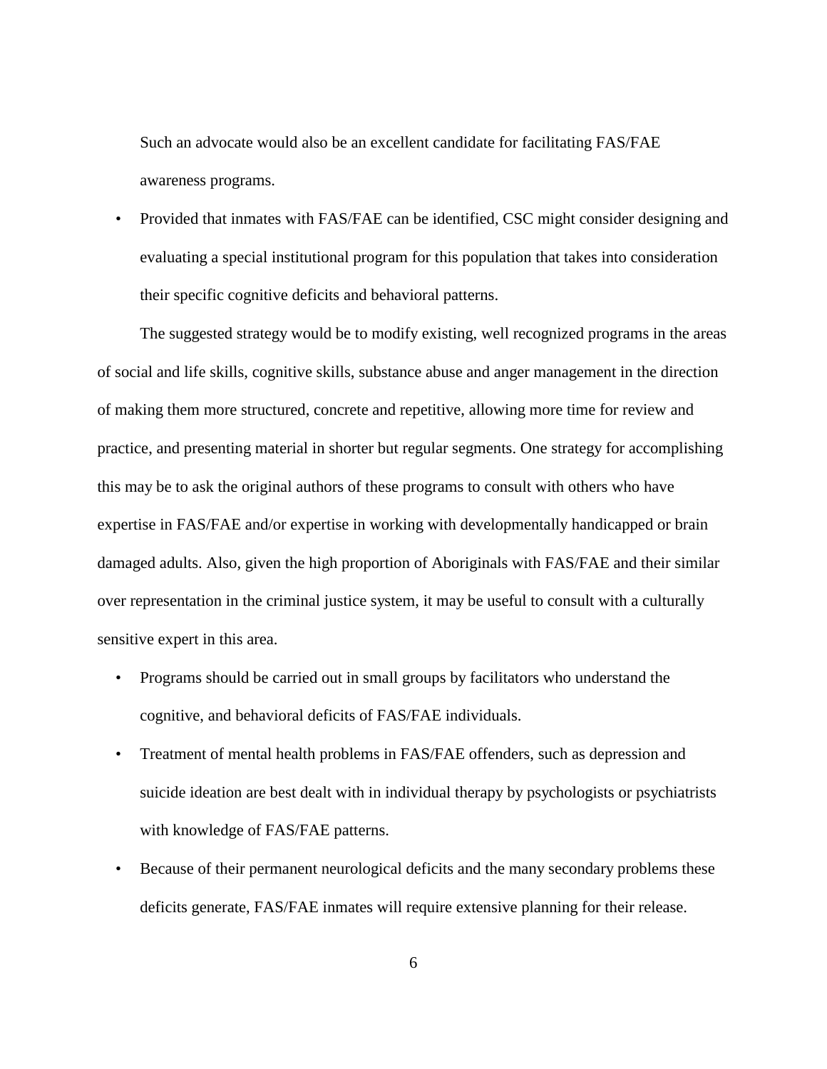Such an advocate would also be an excellent candidate for facilitating FAS/FAE awareness programs.

- Provided that inmates with FAS/FAE can be identified, CSC might consider designing and evaluating a special institutional program for this population that takes into consideration their specific cognitive deficits and behavioral patterns.

The suggested strategy would be to modify existing, well recognized programs in the areas of social and life skills, cognitive skills, substance abuse and anger management in the direction of making them more structured, concrete and repetitive, allowing more time for review and practice, and presenting material in shorter but regular segments. One strategy for accomplishing this may be to ask the original authors of these programs to consult with others who have expertise in FAS/FAE and/or expertise in working with developmentally handicapped or brain damaged adults. Also, given the high proportion of Aboriginals with FAS/FAE and their similar over representation in the criminal justice system, it may be useful to consult with a culturally sensitive expert in this area.

- Programs should be carried out in small groups by facilitators who understand the cognitive, and behavioral deficits of FAS/FAE individuals.
- Treatment of mental health problems in FAS/FAE offenders, such as depression and suicide ideation are best dealt with in individual therapy by psychologists or psychiatrists with knowledge of FAS/FAE patterns.
- Because of their permanent neurological deficits and the many secondary problems these deficits generate, FAS/FAE inmates will require extensive planning for their release.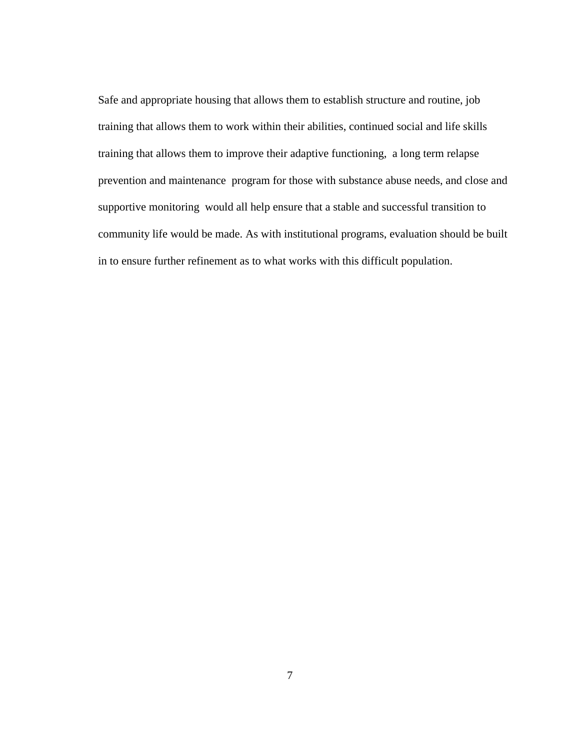Safe and appropriate housing that allows them to establish structure and routine, job training that allows them to work within their abilities, continued social and life skills training that allows them to improve their adaptive functioning, a long term relapse prevention and maintenance program for those with substance abuse needs, and close and supportive monitoring would all help ensure that a stable and successful transition to community life would be made. As with institutional programs, evaluation should be built in to ensure further refinement as to what works with this difficult population.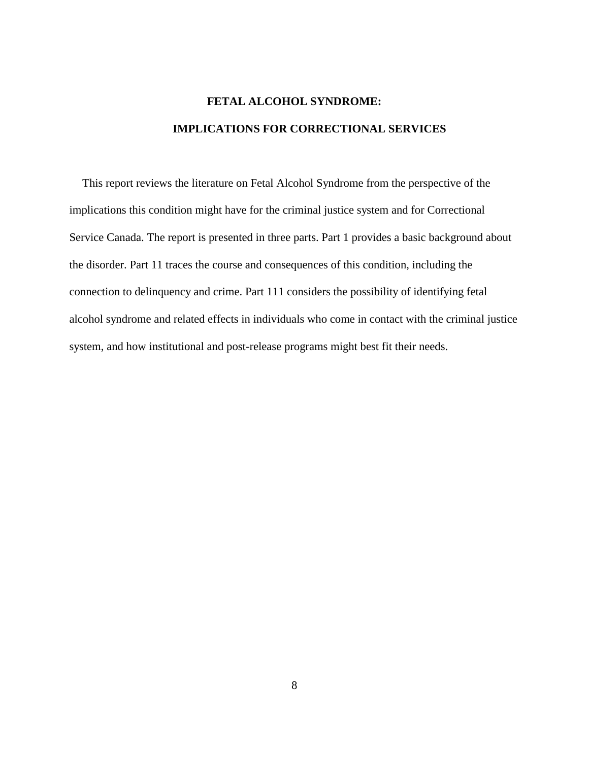# FETAL ALCOHOL SYNDROME:

# IMPLICATIONS FOR CORRECTIONAL SERVICES

This report reviews the literature on Fetal Alcohol Syndrome from the perspective of the implications this condition might have for the criminal justice system and for Correctional Service Canada. The report is presented in three parts. Part 1 provides a basic background about the disorder. Part 11 traces the course and consequences of this condition, including the connection to delinquency and crime. Part 111 considers the possibility of identifying fetal alcohol syndrome and related effects in individuals who come in contact with the criminal justice system, and how institutional and post-release programs might best fit their needs.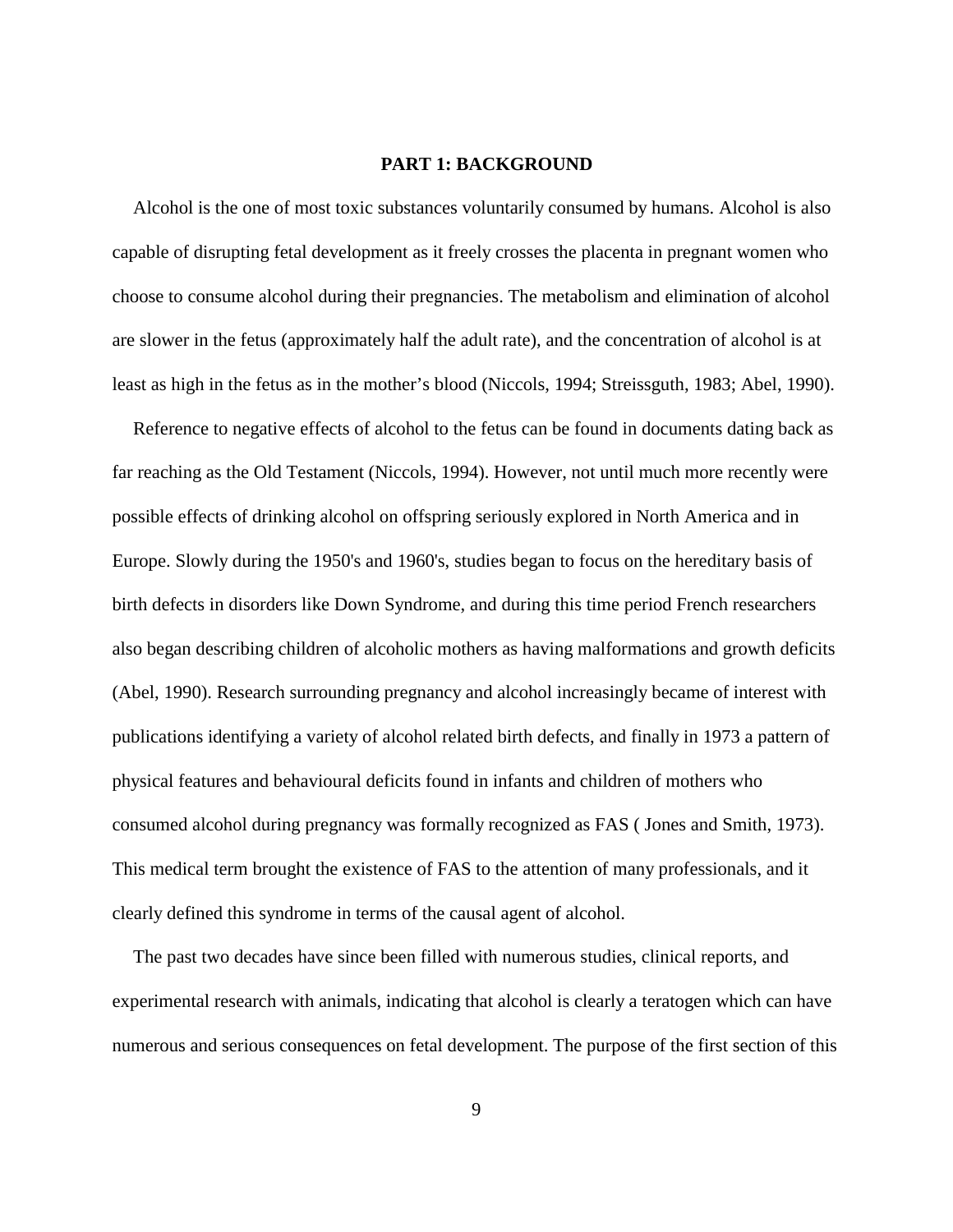# PART 1: BACKGROUND

Alcohol is the one of most toxic substances voluntarily consumed by humans. Alcohol is also capable of disrupting fetal development as it freely crosses the placenta in pregnant women who choose to consume alcohol during their pregnancies. The metabolism and elimination of alcohol are slower in the fetus (approximately half the adult rate), and the concentration of alcohol is at least as high in the fetus as in the mother's blood (Niccols, 1994; Streissguth, 1983; Abel, 1990).

Reference to negative effects of alcohol to the fetus can be found in documents dating back as far reaching as the Old Testament (Niccols, 1994). However, not until much more recently were possible effects of drinking alcohol on offspring seriously explored in North America and in Europe. Slowly during the 1950's and 1960's, studies began to focus on the hereditary basis of birth defects in disorders like Down Syndrome, and during this time period French researchers also began describing children of alcoholic mothers as having malformations and growth deficits (Abel, 1990). Research surrounding pregnancy and alcohol increasingly became of interest with publications identifying a variety of alcohol related birth defects, and finally in 1973 a pattern of physical features and behavioural deficits found in infants and children of mothers who consumed alcohol during pregnancy was formally recognized as FAS ( Jones and Smith, 1973). This medical term brought the existence of FAS to the attention of many professionals, and it clearly defined this syndrome in terms of the causal agent of alcohol.

The past two decades have since been filled with numerous studies, clinical reports, and experimental research with animals, indicating that alcohol is clearly a teratogen which can have numerous and serious consequences on fetal development. The purpose of the first section of this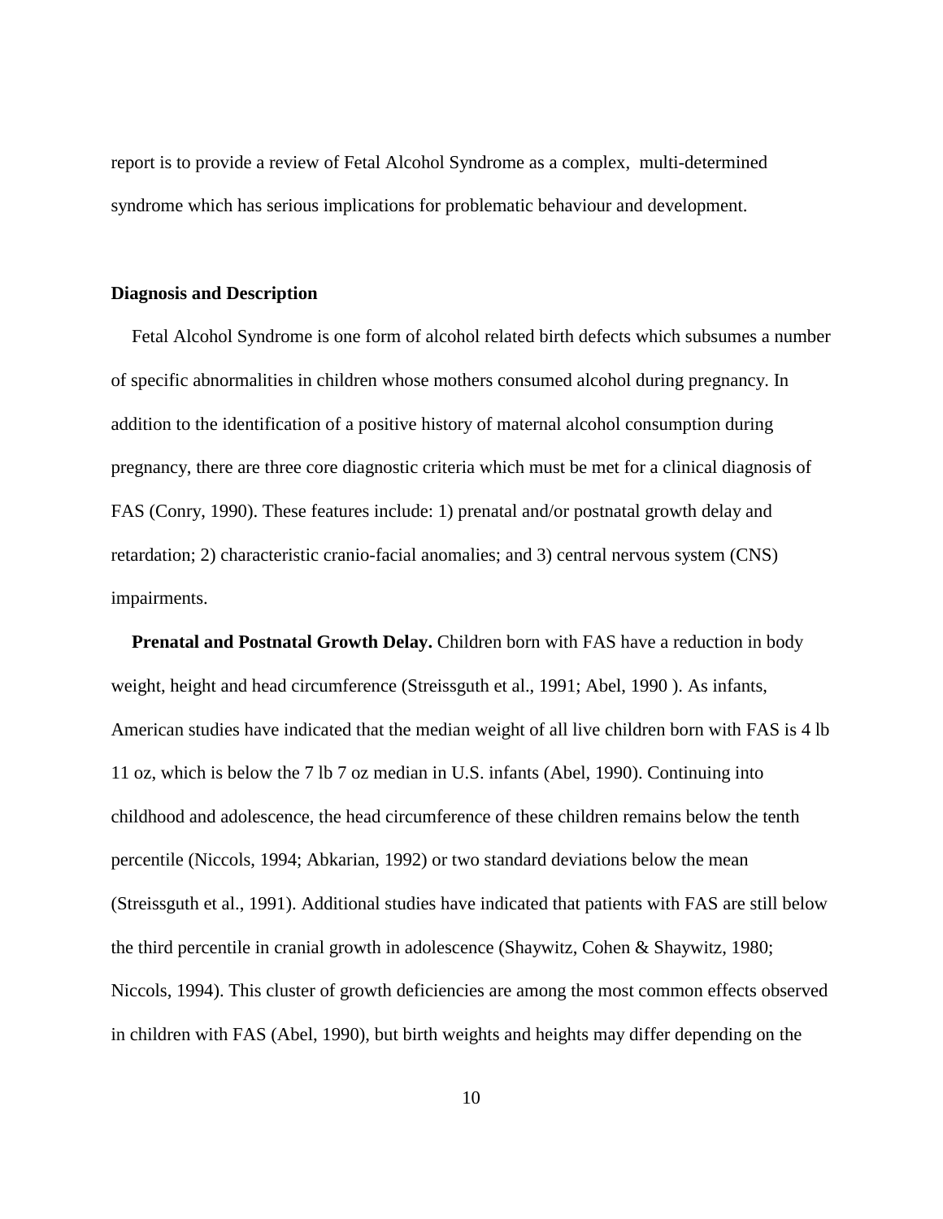report is to provide a review of Fetal Alcohol Syndrome as a complex, multi-determined syndrome which has serious implications for problematic behaviour and development.

## Diagnosis and Description

Fetal Alcohol Syndrome is one form of alcohol related birth defects which subsumes a number of specific abnormalities in children whose mothers consumed alcohol during pregnancy. In addition to the identification of a positive history of maternal alcohol consumption during pregnancy, there are three core diagnostic criteria which must be met for a clinical diagnosis of FAS (Conry, 1990). These features include: 1) prenatal and/or postnatal growth delay and retardation; 2) characteristic cranio-facial anomalies; and 3) central nervous system (CNS) impairments.

**Prenatal and Postnatal Growth Delay.** Children born with FAS have a reduction in body weight, height and head circumference (Streissguth et al., 1991; Abel, 1990 ). As infants, American studies have indicated that the median weight of all live children born with FAS is 4 lb 11 oz, which is below the 7 lb 7 oz median in U.S. infants (Abel, 1990). Continuing into childhood and adolescence, the head circumference of these children remains below the tenth percentile (Niccols, 1994; Abkarian, 1992) or two standard deviations below the mean (Streissguth et al., 1991). Additional studies have indicated that patients with FAS are still below the third percentile in cranial growth in adolescence (Shaywitz, Cohen & Shaywitz, 1980; Niccols, 1994). This cluster of growth deficiencies are among the most common effects observed in children with FAS (Abel, 1990), but birth weights and heights may differ depending on the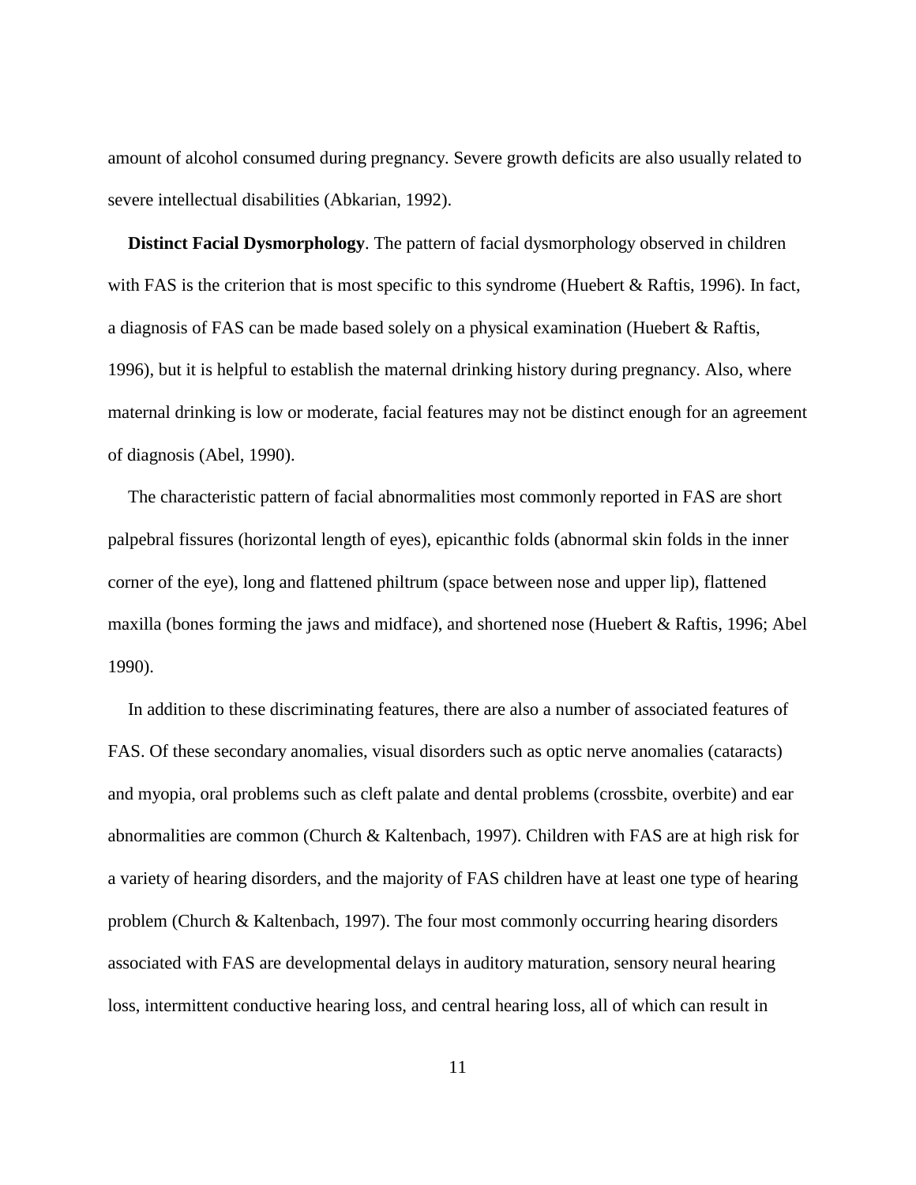amount of alcohol consumed during pregnancy. Severe growth deficits are also usually related to severe intellectual disabilities (Abkarian, 1992).

**Distinct Facial Dysmorphology**. The pattern of facial dysmorphology observed in children with FAS is the criterion that is most specific to this syndrome (Huebert & Raftis, 1996). In fact, a diagnosis of FAS can be made based solely on a physical examination (Huebert & Raftis, 1996), but it is helpful to establish the maternal drinking history during pregnancy. Also, where maternal drinking is low or moderate, facial features may not be distinct enough for an agreement of diagnosis (Abel, 1990).

The characteristic pattern of facial abnormalities most commonly reported in FAS are short palpebral fissures (horizontal length of eyes), epicanthic folds (abnormal skin folds in the inner corner of the eye), long and flattened philtrum (space between nose and upper lip), flattened maxilla (bones forming the jaws and midface), and shortened nose (Huebert & Raftis, 1996; Abel 1990).

In addition to these discriminating features, there are also a number of associated features of FAS. Of these secondary anomalies, visual disorders such as optic nerve anomalies (cataracts) and myopia, oral problems such as cleft palate and dental problems (crossbite, overbite) and ear abnormalities are common (Church & Kaltenbach, 1997). Children with FAS are at high risk for a variety of hearing disorders, and the majority of FAS children have at least one type of hearing problem (Church & Kaltenbach, 1997). The four most commonly occurring hearing disorders associated with FAS are developmental delays in auditory maturation, sensory neural hearing loss, intermittent conductive hearing loss, and central hearing loss, all of which can result in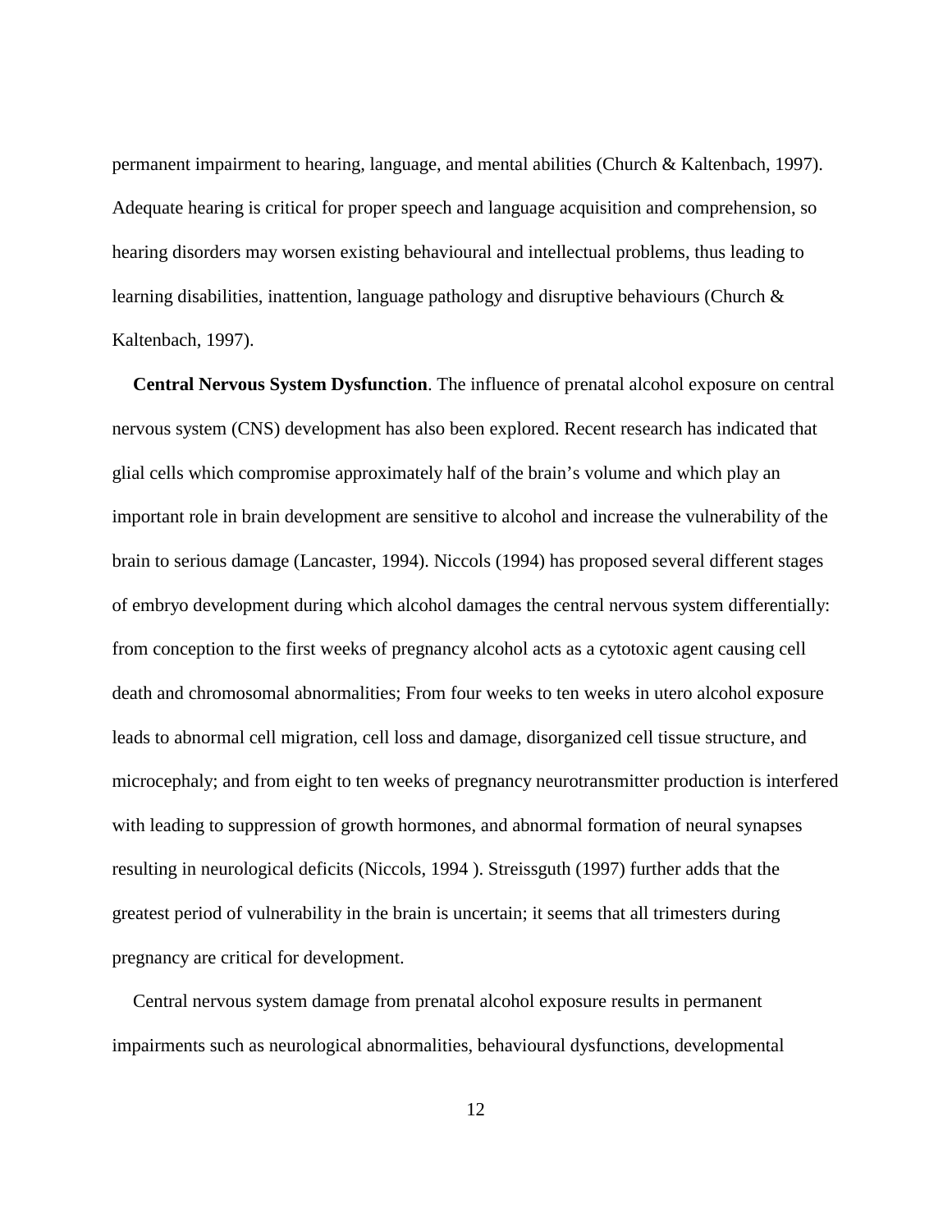permanent impairment to hearing, language, and mental abilities (Church & Kaltenbach, 1997). Adequate hearing is critical for proper speech and language acquisition and comprehension, so hearing disorders may worsen existing behavioural and intellectual problems, thus leading to learning disabilities, inattention, language pathology and disruptive behaviours (Church & Kaltenbach, 1997).

**Central Nervous System Dysfunction**. The influence of prenatal alcohol exposure on central nervous system (CNS) development has also been explored. Recent research has indicated that glial cells which compromise approximately half of the brain's volume and which play an important role in brain development are sensitive to alcohol and increase the vulnerability of the brain to serious damage (Lancaster, 1994). Niccols (1994) has proposed several different stages of embryo development during which alcohol damages the central nervous system differentially: from conception to the first weeks of pregnancy alcohol acts as a cytotoxic agent causing cell death and chromosomal abnormalities; From four weeks to ten weeks in utero alcohol exposure leads to abnormal cell migration, cell loss and damage, disorganized cell tissue structure, and microcephaly; and from eight to ten weeks of pregnancy neurotransmitter production is interfered with leading to suppression of growth hormones, and abnormal formation of neural synapses resulting in neurological deficits (Niccols, 1994 ). Streissguth (1997) further adds that the greatest period of vulnerability in the brain is uncertain; it seems that all trimesters during pregnancy are critical for development.

Central nervous system damage from prenatal alcohol exposure results in permanent impairments such as neurological abnormalities, behavioural dysfunctions, developmental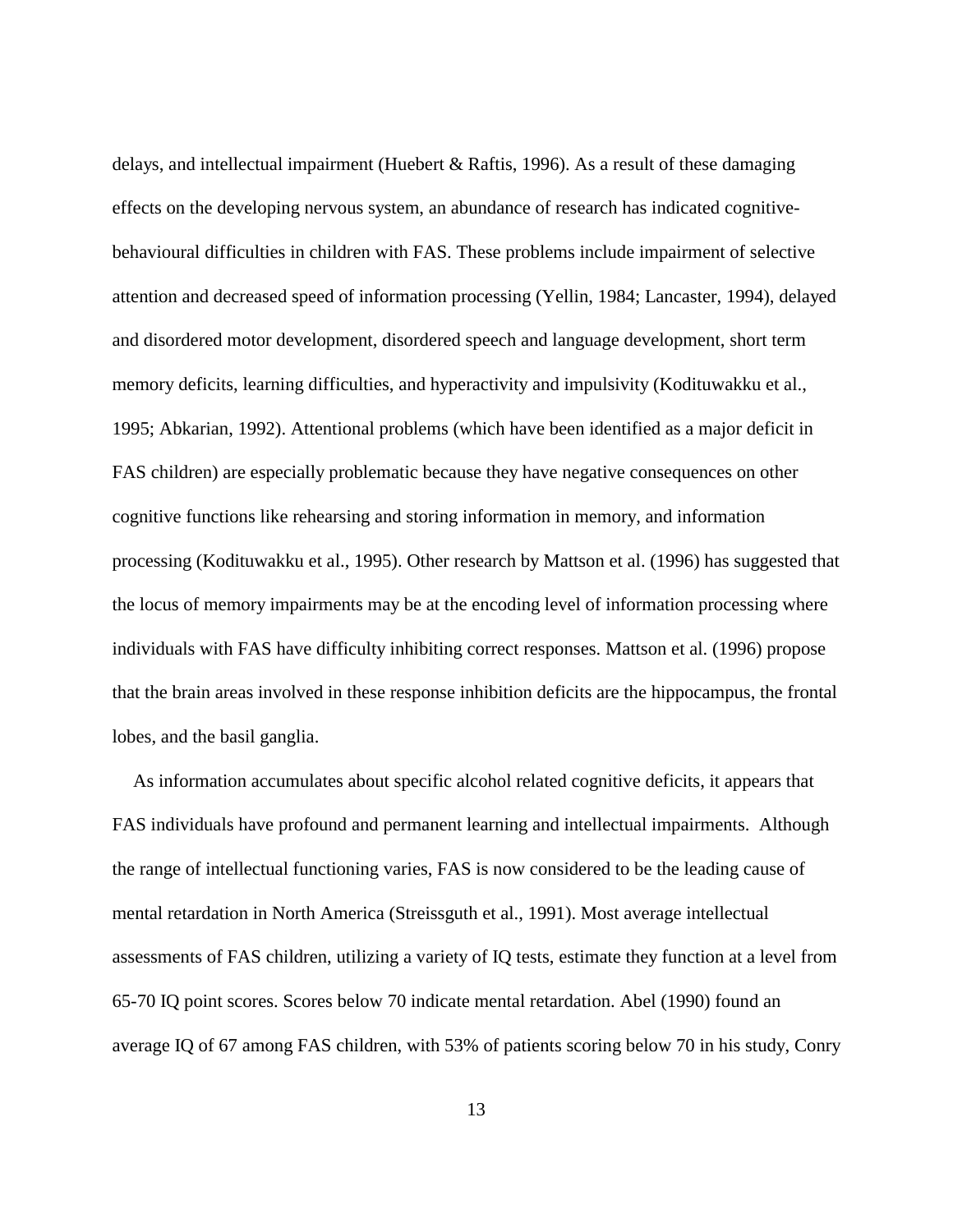delays, and intellectual impairment (Huebert & Raftis, 1996). As a result of these damaging effects on the developing nervous system, an abundance of research has indicated cognitive-behavioural difficulties in children with FAS. These problems include impairment of selective attention and decreased speed of information processing (Yellin, 1984; Lancaster, 1994), delayed and disordered motor development, disordered speech and language development, short term memory deficits, learning difficulties, and hyperactivity and impulsivity (Kodituwakku et al., 1995; Abkarian, 1992). Attentional problems (which have been identified as a major deficit in FAS children) are especially problematic because they have negative consequences on other cognitive functions like rehearsing and storing information in memory, and information processing (Kodituwakku et al., 1995). Other research by Mattson et al. (1996) has suggested that the locus of memory impairments may be at the encoding level of information processing where individuals with FAS have difficulty inhibiting correct responses. Mattson et al. (1996) propose that the brain areas involved in these response inhibition deficits are the hippocampus, the frontal lobes, and the basil ganglia.

As information accumulates about specific alcohol related cognitive deficits, it appears that FAS individuals have profound and permanent learning and intellectual impairments. Although the range of intellectual functioning varies, FAS is now considered to be the leading cause of mental retardation in North America (Streissguth et al., 1991). Most average intellectual assessments of FAS children, utilizing a variety of IQ tests, estimate they function at a level from 65-70 IQ point scores. Scores below 70 indicate mental retardation. Abel (1990) found an average IQ of 67 among FAS children, with 53% of patients scoring below 70 in his study, Conry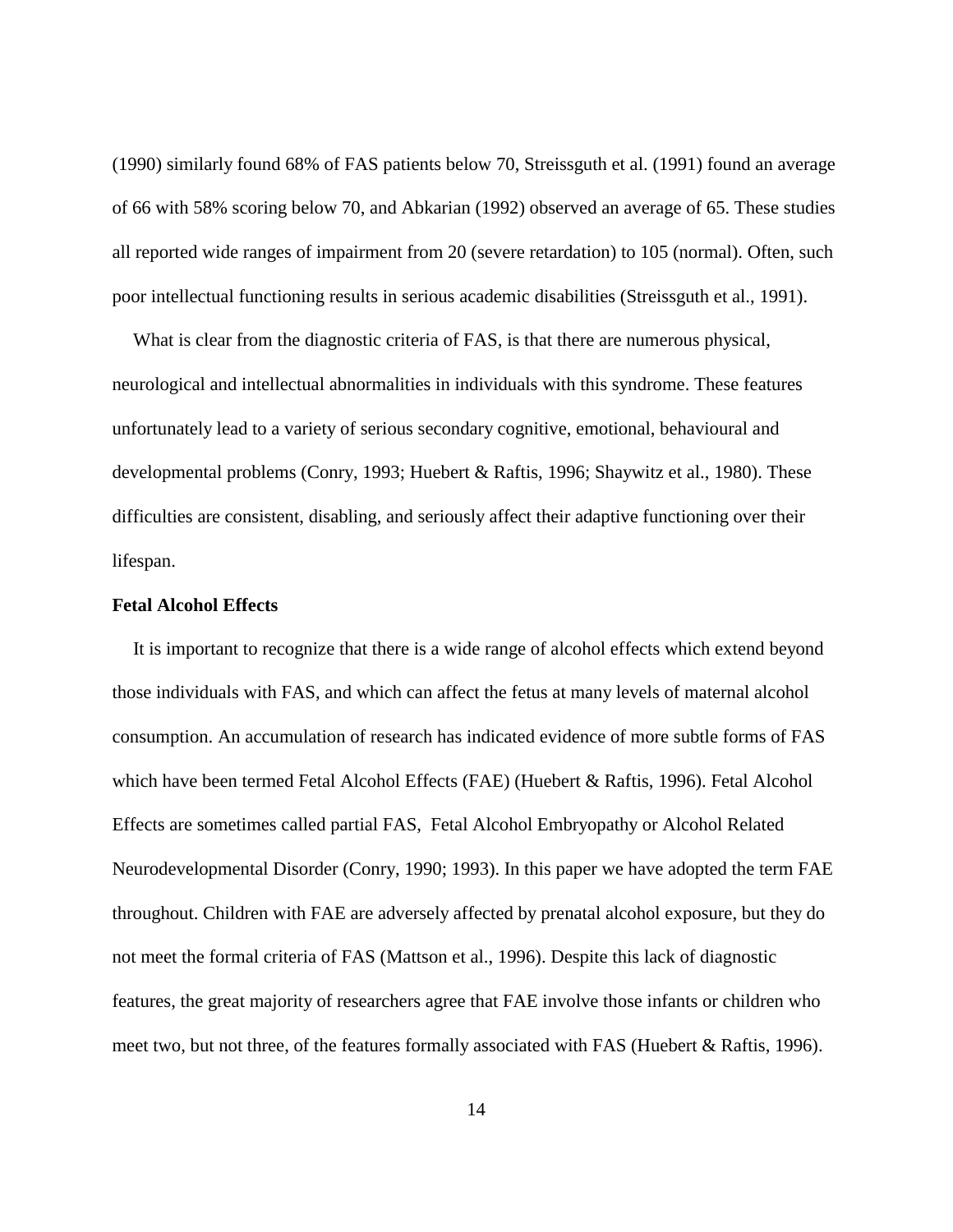(1990) similarly found 68% of FAS patients below 70, Streissguth et al. (1991) found an average of 66 with 58% scoring below 70, and Abkarian (1992) observed an average of 65. These studies all reported wide ranges of impairment from 20 (severe retardation) to 105 (normal). Often, such poor intellectual functioning results in serious academic disabilities (Streissguth et al., 1991).

What is clear from the diagnostic criteria of FAS, is that there are numerous physical, neurological and intellectual abnormalities in individuals with this syndrome. These features unfortunately lead to a variety of serious secondary cognitive, emotional, behavioural and developmental problems (Conry, 1993; Huebert & Raftis, 1996; Shaywitz et al., 1980). These difficulties are consistent, disabling, and seriously affect their adaptive functioning over their lifespan.

**Fetal Alcohol Effects**

It is important to recognize that there is a wide range of alcohol effects which extend beyond those individuals with FAS, and which can affect the fetus at many levels of maternal alcohol consumption. An accumulation of research has indicated evidence of more subtle forms of FAS which have been termed Fetal Alcohol Effects (FAE) (Huebert & Raftis, 1996). Fetal Alcohol Effects are sometimes called partial FAS, Fetal Alcohol Embryopathy or Alcohol Related Neurodevelopmental Disorder (Conry, 1990; 1993). In this paper we have adopted the term FAE throughout. Children with FAE are adversely affected by prenatal alcohol exposure, but they do not meet the formal criteria of FAS (Mattson et al., 1996). Despite this lack of diagnostic features, the great majority of researchers agree that FAE involve those infants or children who meet two, but not three, of the features formally associated with FAS (Huebert & Raftis, 1996).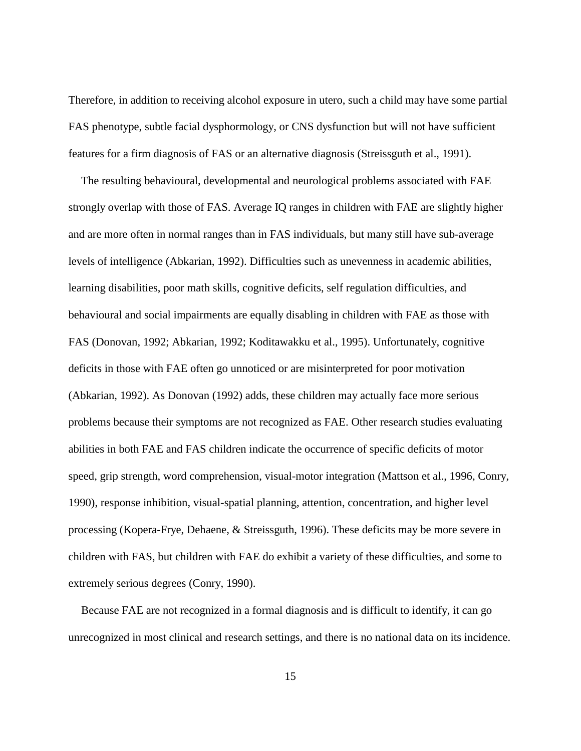Therefore, in addition to receiving alcohol exposure in utero, such a child may have some partial FAS phenotype, subtle facial dysphormology, or CNS dysfunction but will not have sufficient features for a firm diagnosis of FAS or an alternative diagnosis (Streissguth et al., 1991).

The resulting behavioural, developmental and neurological problems associated with FAE strongly overlap with those of FAS. Average IQ ranges in children with FAE are slightly higher and are more often in normal ranges than in FAS individuals, but many still have sub-average levels of intelligence (Abkarian, 1992). Difficulties such as unevenness in academic abilities, learning disabilities, poor math skills, cognitive deficits, self regulation difficulties, and behavioural and social impairments are equally disabling in children with FAE as those with FAS (Donovan, 1992; Abkarian, 1992; Koditawakku et al., 1995). Unfortunately, cognitive deficits in those with FAE often go unnoticed or are misinterpreted for poor motivation (Abkarian, 1992). As Donovan (1992) adds, these children may actually face more serious problems because their symptoms are not recognized as FAE. Other research studies evaluating abilities in both FAE and FAS children indicate the occurrence of specific deficits of motor speed, grip strength, word comprehension, visual-motor integration (Mattson et al., 1996, Conry, 1990), response inhibition, visual-spatial planning, attention, concentration, and higher level processing (Kopera-Frye, Dehaene, & Streissguth, 1996). These deficits may be more severe in children with FAS, but children with FAE do exhibit a variety of these difficulties, and some to extremely serious degrees (Conry, 1990).

Because FAE are not recognized in a formal diagnosis and is difficult to identify, it can go unrecognized in most clinical and research settings, and there is no national data on its incidence.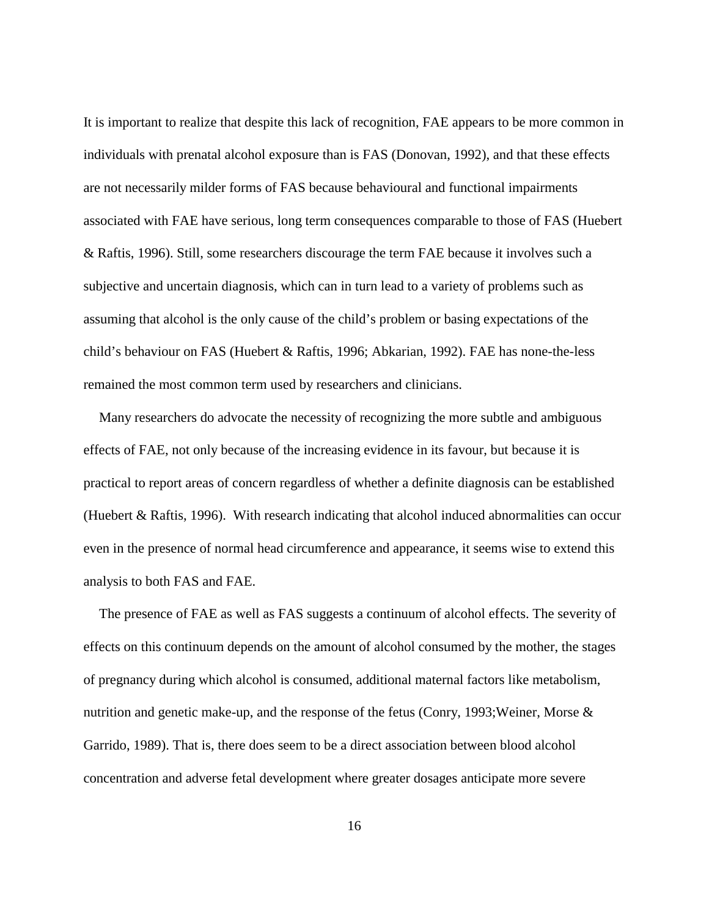It is important to realize that despite this lack of recognition, FAE appears to be more common in individuals with prenatal alcohol exposure than is FAS (Donovan, 1992), and that these effects are not necessarily milder forms of FAS because behavioural and functional impairments associated with FAE have serious, long term consequences comparable to those of FAS (Huebert & Raftis, 1996). Still, some researchers discourage the term FAE because it involves such a subjective and uncertain diagnosis, which can in turn lead to a variety of problems such as assuming that alcohol is the only cause of the child's problem or basing expectations of the child's behaviour on FAS (Huebert & Raftis, 1996; Abkarian, 1992). FAE has none-the-less remained the most common term used by researchers and clinicians.

Many researchers do advocate the necessity of recognizing the more subtle and ambiguous effects of FAE, not only because of the increasing evidence in its favour, but because it is practical to report areas of concern regardless of whether a definite diagnosis can be established (Huebert & Raftis, 1996). With research indicating that alcohol induced abnormalities can occur even in the presence of normal head circumference and appearance, it seems wise to extend this analysis to both FAS and FAE.

The presence of FAE as well as FAS suggests a continuum of alcohol effects. The severity of effects on this continuum depends on the amount of alcohol consumed by the mother, the stages of pregnancy during which alcohol is consumed, additional maternal factors like metabolism, nutrition and genetic make-up, and the response of the fetus (Conry, 1993;Weiner, Morse & Garrido, 1989). That is, there does seem to be a direct association between blood alcohol concentration and adverse fetal development where greater dosages anticipate more severe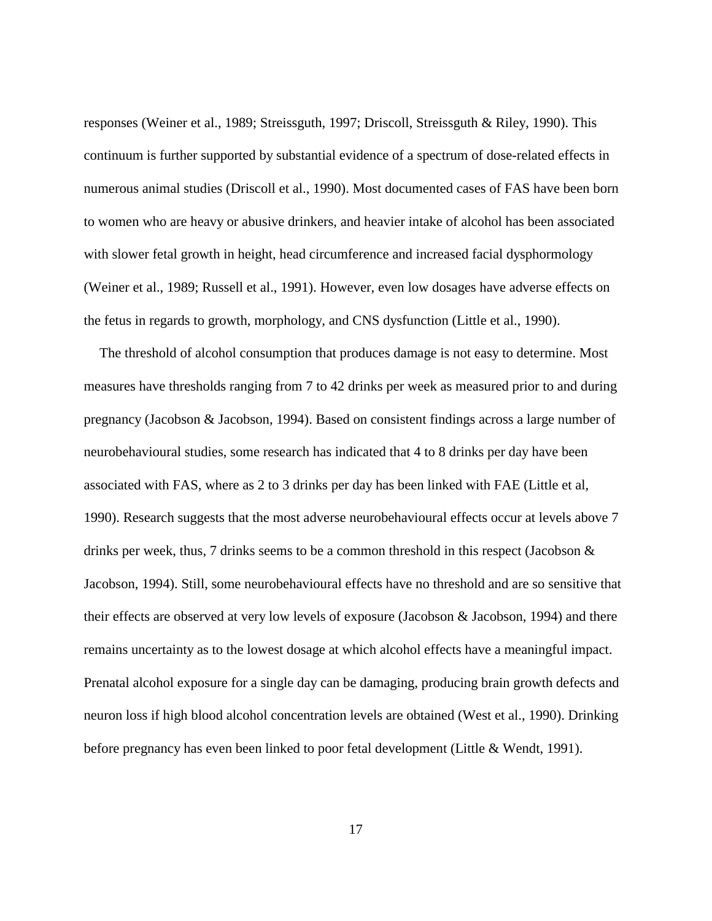responses (Weiner et al., 1989; Streissguth, 1997; Driscoll, Streissguth & Riley, 1990). This continuum is further supported by substantial evidence of a spectrum of dose-related effects in numerous animal studies (Driscoll et al., 1990). Most documented cases of FAS have been born to women who are heavy or abusive drinkers, and heavier intake of alcohol has been associated with slower fetal growth in height, head circumference and increased facial dysphormology (Weiner et al., 1989; Russell et al., 1991). However, even low dosages have adverse effects on the fetus in regards to growth, morphology, and CNS dysfunction (Little et al., 1990).

The threshold of alcohol consumption that produces damage is not easy to determine. Most measures have thresholds ranging from 7 to 42 drinks per week as measured prior to and during pregnancy (Jacobson & Jacobson, 1994). Based on consistent findings across a large number of neurobehavioural studies, some research has indicated that 4 to 8 drinks per day have been associated with FAS, where as 2 to 3 drinks per day has been linked with FAE (Little et al, 1990). Research suggests that the most adverse neurobehavioural effects occur at levels above 7 drinks per week, thus, 7 drinks seems to be a common threshold in this respect (Jacobson & Jacobson, 1994). Still, some neurobehavioural effects have no threshold and are so sensitive that their effects are observed at very low levels of exposure (Jacobson & Jacobson, 1994) and there remains uncertainty as to the lowest dosage at which alcohol effects have a meaningful impact. Prenatal alcohol exposure for a single day can be damaging, producing brain growth defects and neuron loss if high blood alcohol concentration levels are obtained (West et al., 1990). Drinking before pregnancy has even been linked to poor fetal development (Little & Wendt, 1991).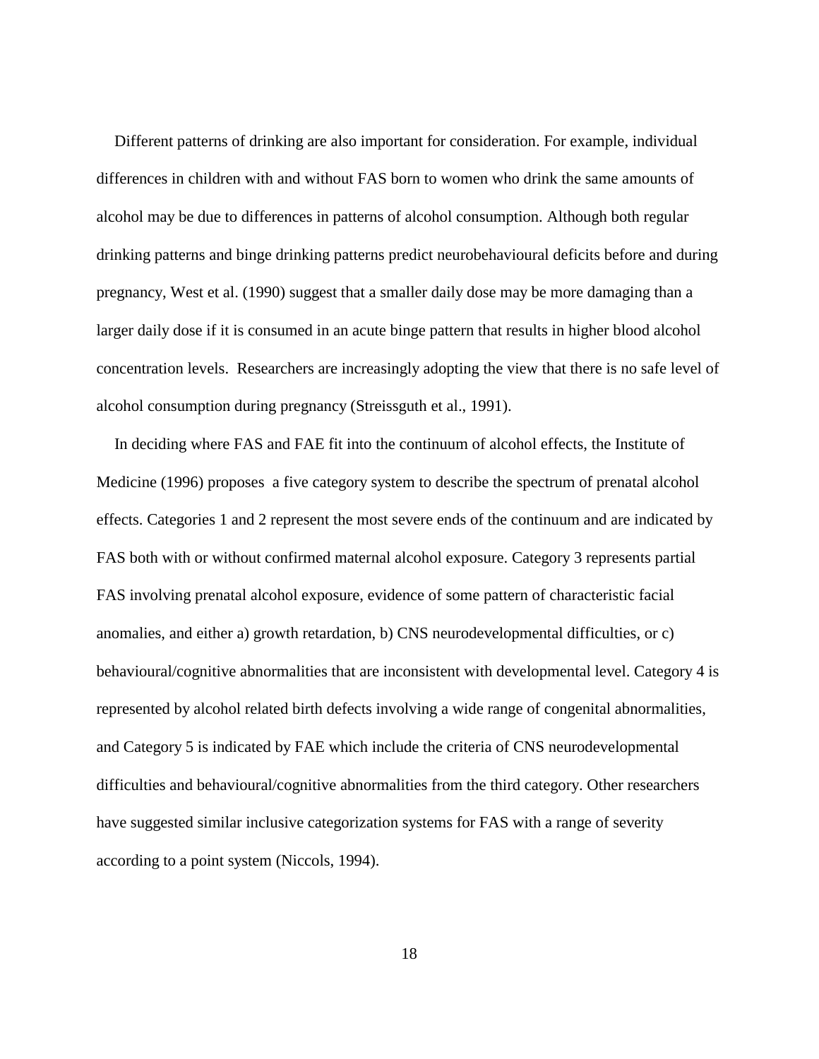Different patterns of drinking are also important for consideration. For example, individual differences in children with and without FAS born to women who drink the same amounts of alcohol may be due to differences in patterns of alcohol consumption. Although both regular drinking patterns and binge drinking patterns predict neurobehavioural deficits before and during pregnancy, West et al. (1990) suggest that a smaller daily dose may be more damaging than a larger daily dose if it is consumed in an acute binge pattern that results in higher blood alcohol concentration levels. Researchers are increasingly adopting the view that there is no safe level of alcohol consumption during pregnancy (Streissguth et al., 1991).

In deciding where FAS and FAE fit into the continuum of alcohol effects, the Institute of Medicine (1996) proposes a five category system to describe the spectrum of prenatal alcohol effects. Categories 1 and 2 represent the most severe ends of the continuum and are indicated by FAS both with or without confirmed maternal alcohol exposure. Category 3 represents partial FAS involving prenatal alcohol exposure, evidence of some pattern of characteristic facial anomalies, and either a) growth retardation, b) CNS neurodevelopmental difficulties, or c) behavioural/cognitive abnormalities that are inconsistent with developmental level. Category 4 is represented by alcohol related birth defects involving a wide range of congenital abnormalities, and Category 5 is indicated by FAE which include the criteria of CNS neurodevelopmental difficulties and behavioural/cognitive abnormalities from the third category. Other researchers have suggested similar inclusive categorization systems for FAS with a range of severity according to a point system (Niccols, 1994).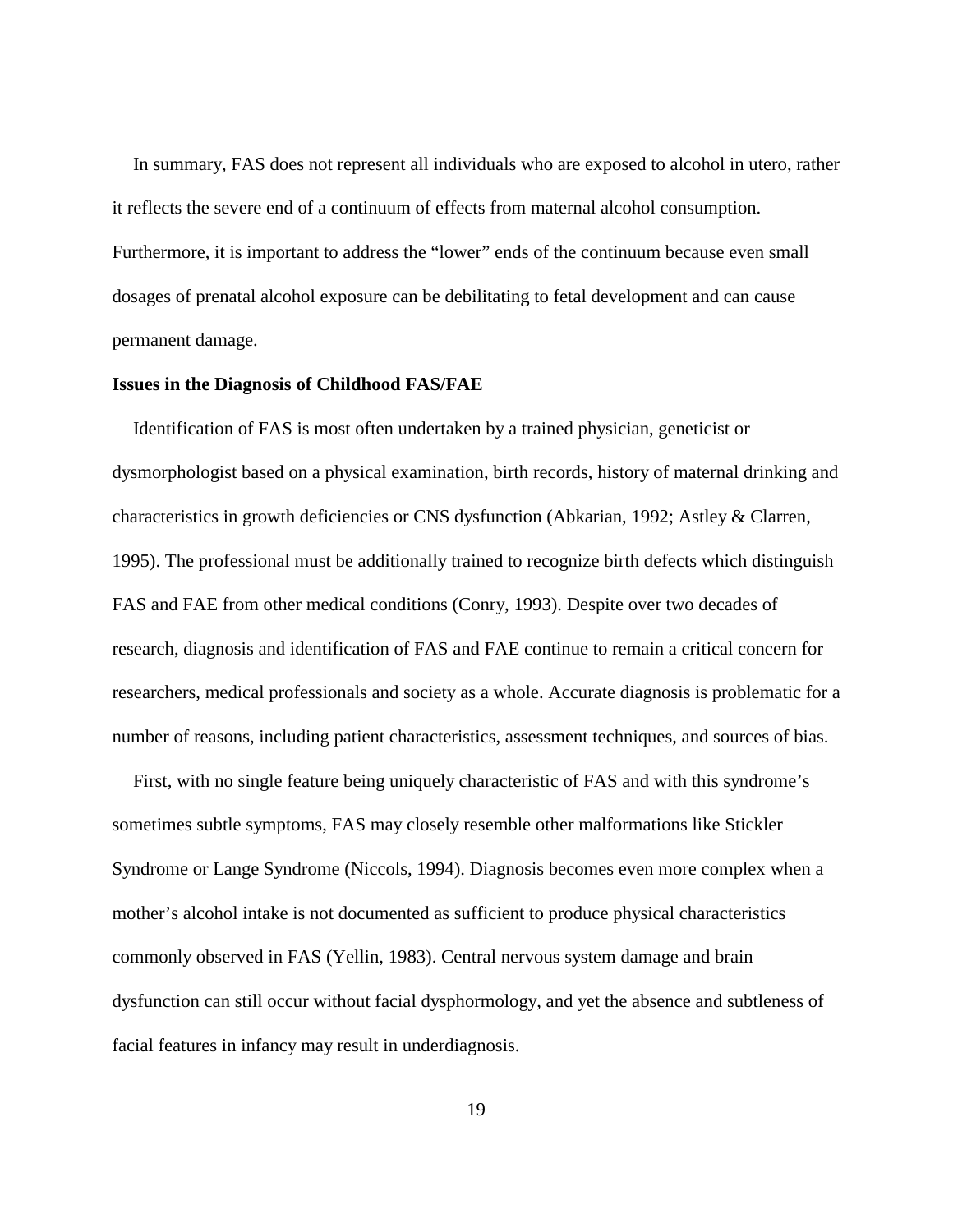In summary, FAS does not represent all individuals who are exposed to alcohol in utero, rather it reflects the severe end of a continuum of effects from maternal alcohol consumption. Furthermore, it is important to address the “lower” ends of the continuum because even small dosages of prenatal alcohol exposure can be debilitating to fetal development and can cause permanent damage.

**Issues in the Diagnosis of Childhood FAS/FAE**

Identification of FAS is most often undertaken by a trained physician, geneticist or dysmorphologist based on a physical examination, birth records, history of maternal drinking and characteristics in growth deficiencies or CNS dysfunction (Abkarian, 1992; Astley & Clarren, 1995). The professional must be additionally trained to recognize birth defects which distinguish FAS and FAE from other medical conditions (Conry, 1993). Despite over two decades of research, diagnosis and identification of FAS and FAE continue to remain a critical concern for researchers, medical professionals and society as a whole. Accurate diagnosis is problematic for a number of reasons, including patient characteristics, assessment techniques, and sources of bias.

First, with no single feature being uniquely characteristic of FAS and with this syndrome’s sometimes subtle symptoms, FAS may closely resemble other malformations like Stickler Syndrome or Lange Syndrome (Niccols, 1994). Diagnosis becomes even more complex when a mother’s alcohol intake is not documented as sufficient to produce physical characteristics commonly observed in FAS (Yellin, 1983). Central nervous system damage and brain dysfunction can still occur without facial dysphormology, and yet the absence and subtleness of facial features in infancy may result in underdiagnosis.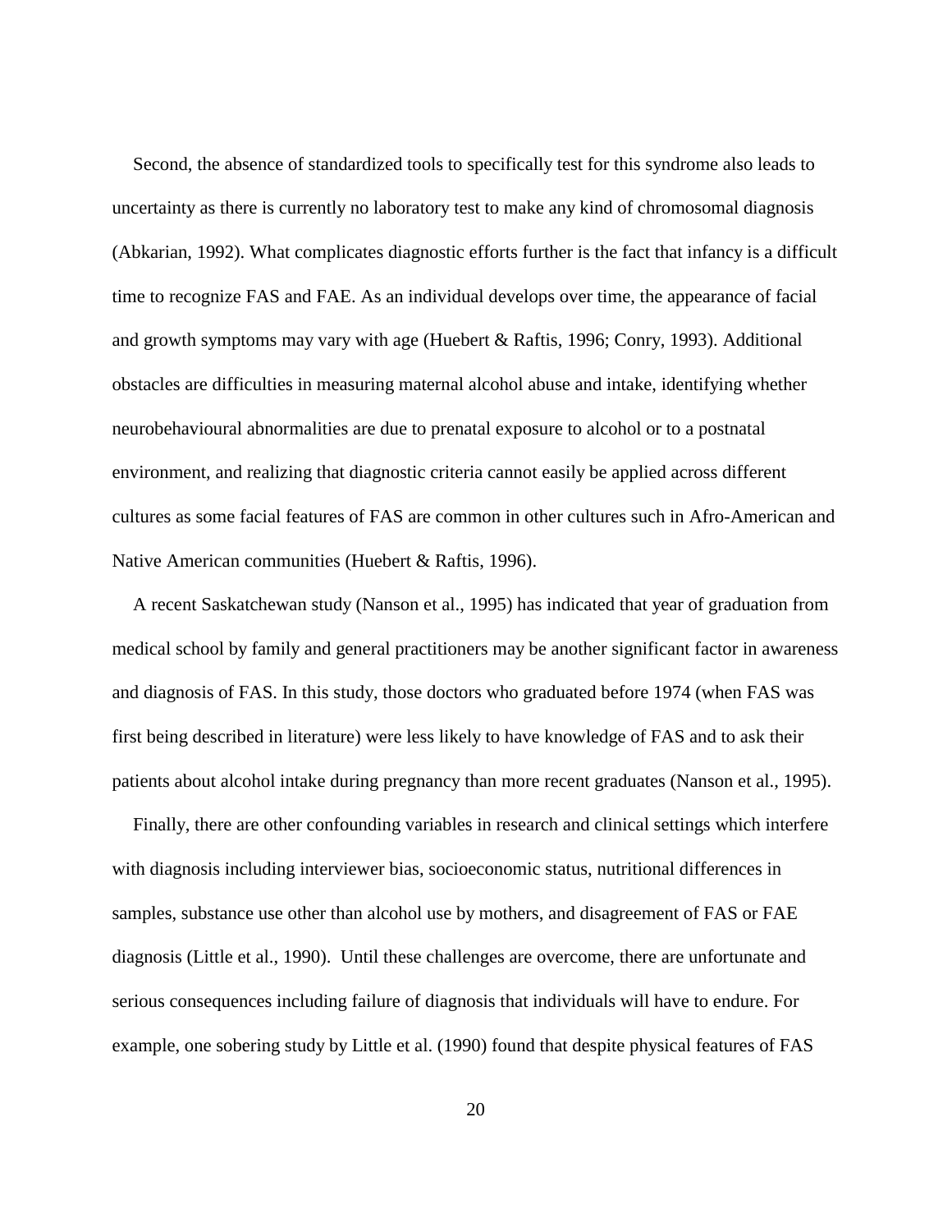Second, the absence of standardized tools to specifically test for this syndrome also leads to uncertainty as there is currently no laboratory test to make any kind of chromosomal diagnosis (Abkarian, 1992). What complicates diagnostic efforts further is the fact that infancy is a difficult time to recognize FAS and FAE. As an individual develops over time, the appearance of facial and growth symptoms may vary with age (Huebert & Raftis, 1996; Conry, 1993). Additional obstacles are difficulties in measuring maternal alcohol abuse and intake, identifying whether neurobehavioural abnormalities are due to prenatal exposure to alcohol or to a postnatal environment, and realizing that diagnostic criteria cannot easily be applied across different cultures as some facial features of FAS are common in other cultures such in Afro-American and Native American communities (Huebert & Raftis, 1996).

A recent Saskatchewan study (Nanson et al., 1995) has indicated that year of graduation from medical school by family and general practitioners may be another significant factor in awareness and diagnosis of FAS. In this study, those doctors who graduated before 1974 (when FAS was first being described in literature) were less likely to have knowledge of FAS and to ask their patients about alcohol intake during pregnancy than more recent graduates (Nanson et al., 1995).

Finally, there are other confounding variables in research and clinical settings which interfere with diagnosis including interviewer bias, socioeconomic status, nutritional differences in samples, substance use other than alcohol use by mothers, and disagreement of FAS or FAE diagnosis (Little et al., 1990). Until these challenges are overcome, there are unfortunate and serious consequences including failure of diagnosis that individuals will have to endure. For example, one sobering study by Little et al. (1990) found that despite physical features of FAS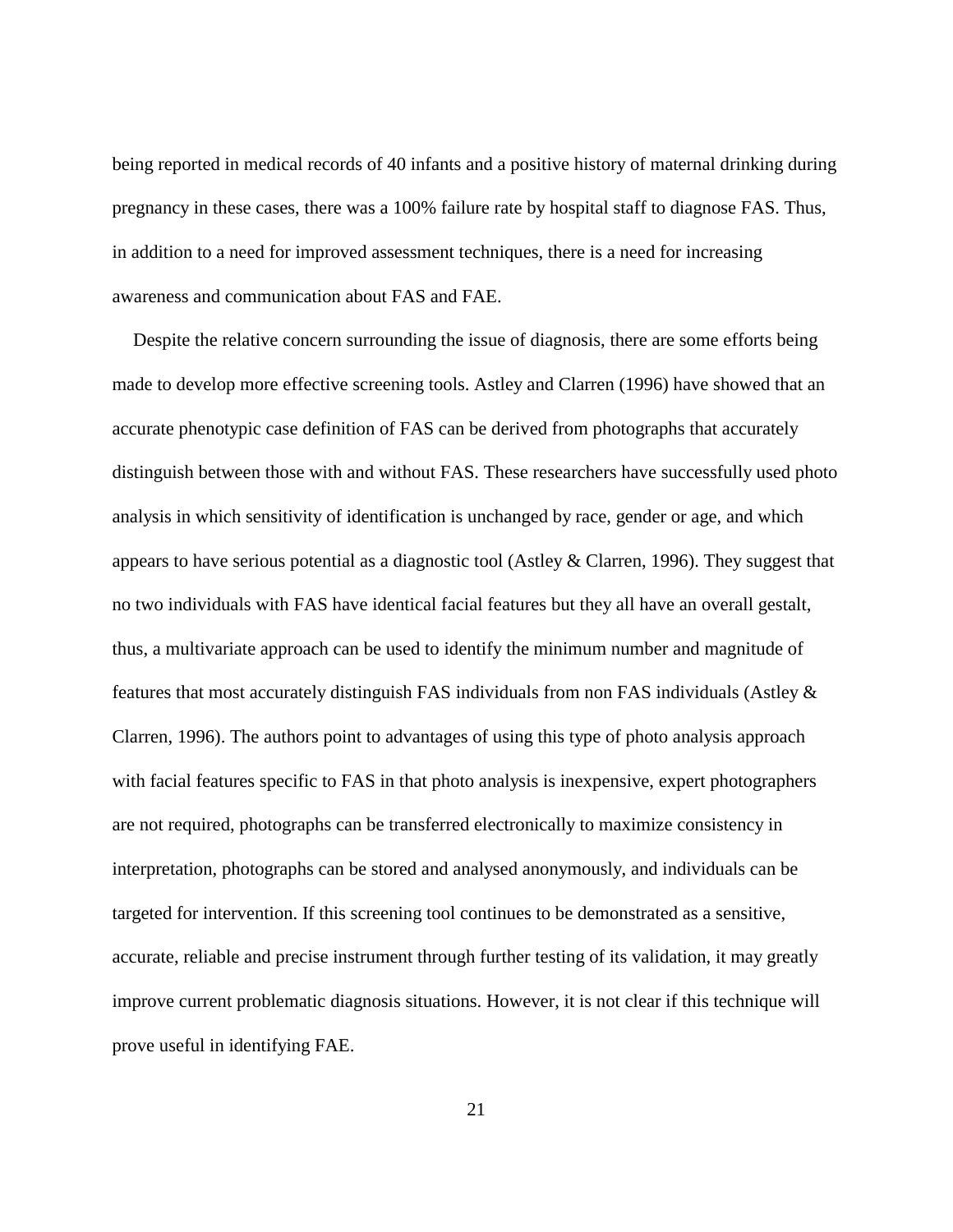being reported in medical records of 40 infants and a positive history of maternal drinking during pregnancy in these cases, there was a 100% failure rate by hospital staff to diagnose FAS. Thus, in addition to a need for improved assessment techniques, there is a need for increasing awareness and communication about FAS and FAE.

Despite the relative concern surrounding the issue of diagnosis, there are some efforts being made to develop more effective screening tools. Astley and Clarren (1996) have showed that an accurate phenotypic case definition of FAS can be derived from photographs that accurately distinguish between those with and without FAS. These researchers have successfully used photo analysis in which sensitivity of identification is unchanged by race, gender or age, and which appears to have serious potential as a diagnostic tool (Astley & Clarren, 1996). They suggest that no two individuals with FAS have identical facial features but they all have an overall gestalt, thus, a multivariate approach can be used to identify the minimum number and magnitude of features that most accurately distinguish FAS individuals from non FAS individuals (Astley & Clarren, 1996). The authors point to advantages of using this type of photo analysis approach with facial features specific to FAS in that photo analysis is inexpensive, expert photographers are not required, photographs can be transferred electronically to maximize consistency in interpretation, photographs can be stored and analysed anonymously, and individuals can be targeted for intervention. If this screening tool continues to be demonstrated as a sensitive, accurate, reliable and precise instrument through further testing of its validation, it may greatly improve current problematic diagnosis situations. However, it is not clear if this technique will prove useful in identifying FAE.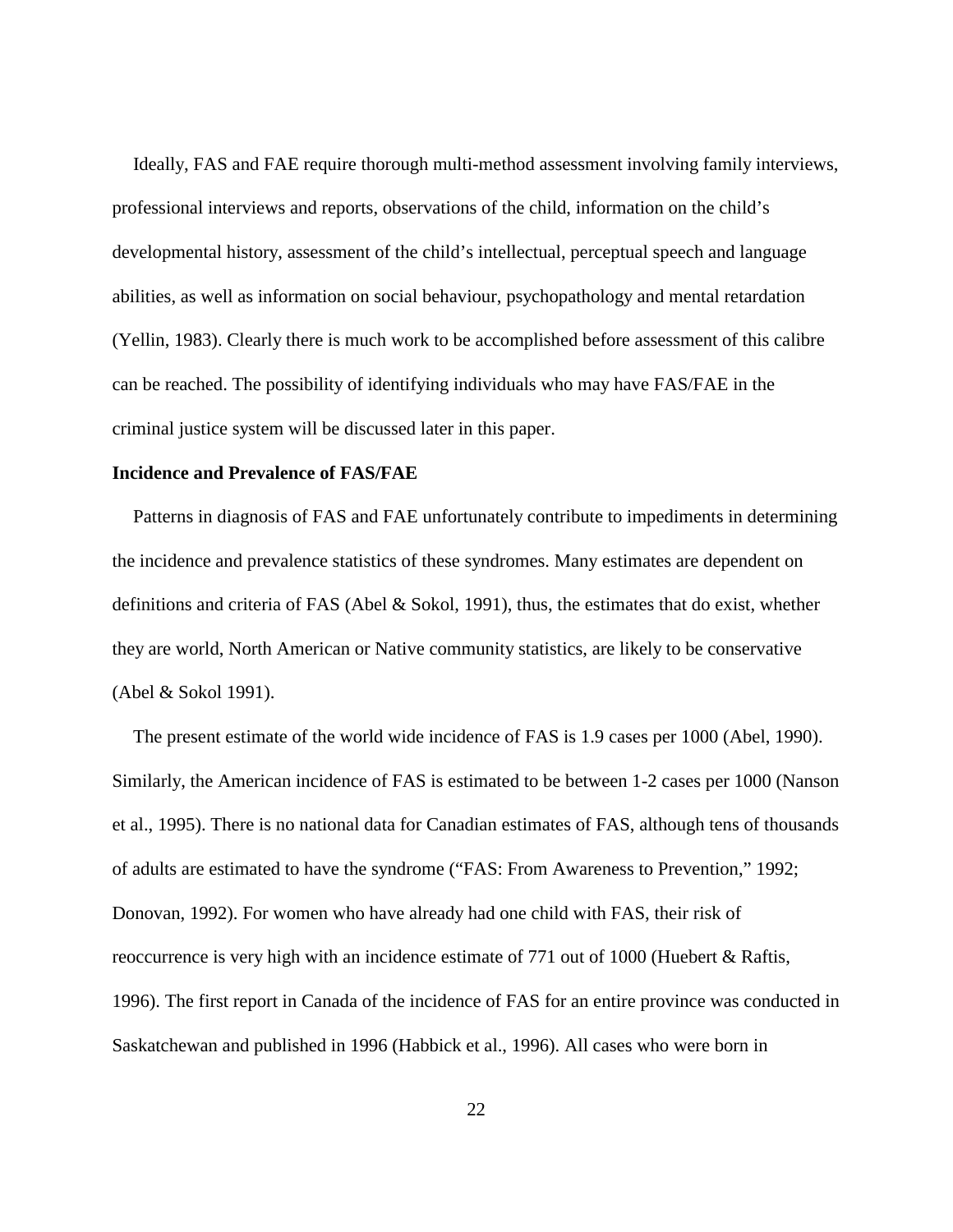Ideally, FAS and FAE require thorough multi-method assessment involving family interviews, professional interviews and reports, observations of the child, information on the child's developmental history, assessment of the child's intellectual, perceptual speech and language abilities, as well as information on social behaviour, psychopathology and mental retardation (Yellin, 1983). Clearly there is much work to be accomplished before assessment of this calibre can be reached. The possibility of identifying individuals who may have FAS/FAE in the criminal justice system will be discussed later in this paper.

**Incidence and Prevalence of FAS/FAE**

Patterns in diagnosis of FAS and FAE unfortunately contribute to impediments in determining the incidence and prevalence statistics of these syndromes. Many estimates are dependent on definitions and criteria of FAS (Abel & Sokol, 1991), thus, the estimates that do exist, whether they are world, North American or Native community statistics, are likely to be conservative (Abel & Sokol 1991).

The present estimate of the world wide incidence of FAS is 1.9 cases per 1000 (Abel, 1990). Similarly, the American incidence of FAS is estimated to be between 1-2 cases per 1000 (Nanson et al., 1995). There is no national data for Canadian estimates of FAS, although tens of thousands of adults are estimated to have the syndrome ("FAS: From Awareness to Prevention," 1992; Donovan, 1992). For women who have already had one child with FAS, their risk of reoccurrence is very high with an incidence estimate of 771 out of 1000 (Huebert & Raftis, 1996). The first report in Canada of the incidence of FAS for an entire province was conducted in Saskatchewan and published in 1996 (Habbick et al., 1996). All cases who were born in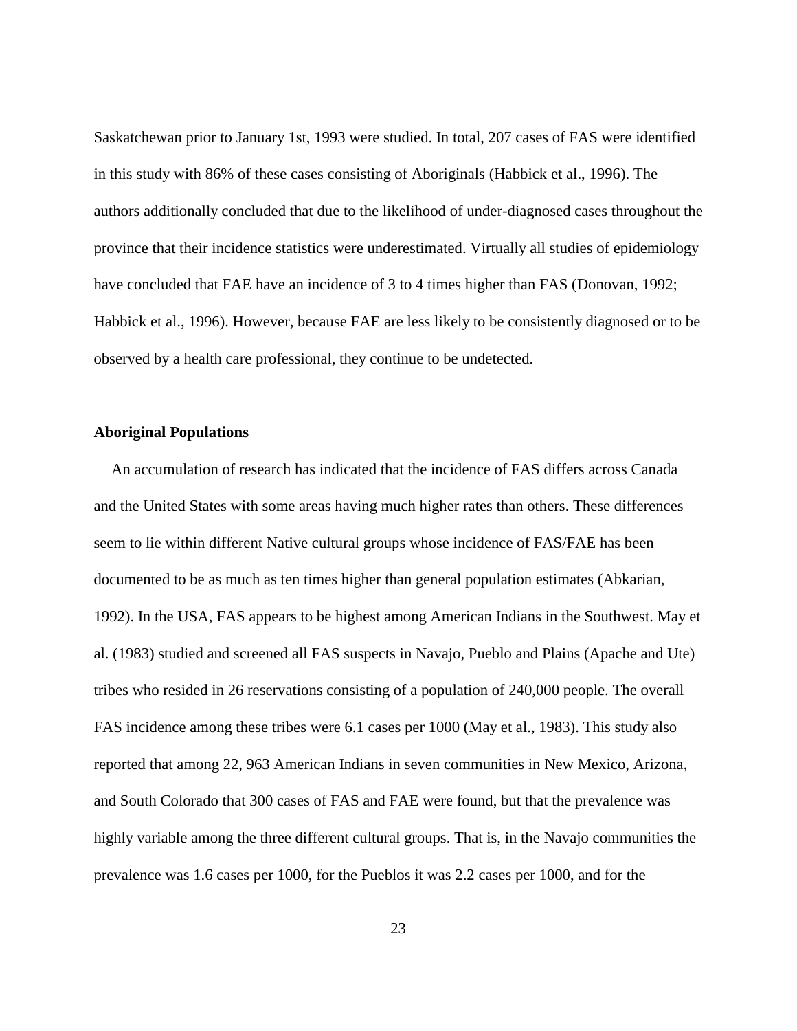Saskatchewan prior to January 1st, 1993 were studied. In total, 207 cases of FAS were identified in this study with 86% of these cases consisting of Aboriginals (Habbick et al., 1996). The authors additionally concluded that due to the likelihood of under-diagnosed cases throughout the province that their incidence statistics were underestimated. Virtually all studies of epidemiology have concluded that FAE have an incidence of 3 to 4 times higher than FAS (Donovan, 1992; Habbick et al., 1996). However, because FAE are less likely to be consistently diagnosed or to be observed by a health care professional, they continue to be undetected.

**Aboriginal Populations**

An accumulation of research has indicated that the incidence of FAS differs across Canada and the United States with some areas having much higher rates than others. These differences seem to lie within different Native cultural groups whose incidence of FAS/FAE has been documented to be as much as ten times higher than general population estimates (Abkarian, 1992). In the USA, FAS appears to be highest among American Indians in the Southwest. May et al. (1983) studied and screened all FAS suspects in Navajo, Pueblo and Plains (Apache and Ute) tribes who resided in 26 reservations consisting of a population of 240,000 people. The overall FAS incidence among these tribes were 6.1 cases per 1000 (May et al., 1983). This study also reported that among 22, 963 American Indians in seven communities in New Mexico, Arizona, and South Colorado that 300 cases of FAS and FAE were found, but that the prevalence was highly variable among the three different cultural groups. That is, in the Navajo communities the prevalence was 1.6 cases per 1000, for the Pueblos it was 2.2 cases per 1000, and for the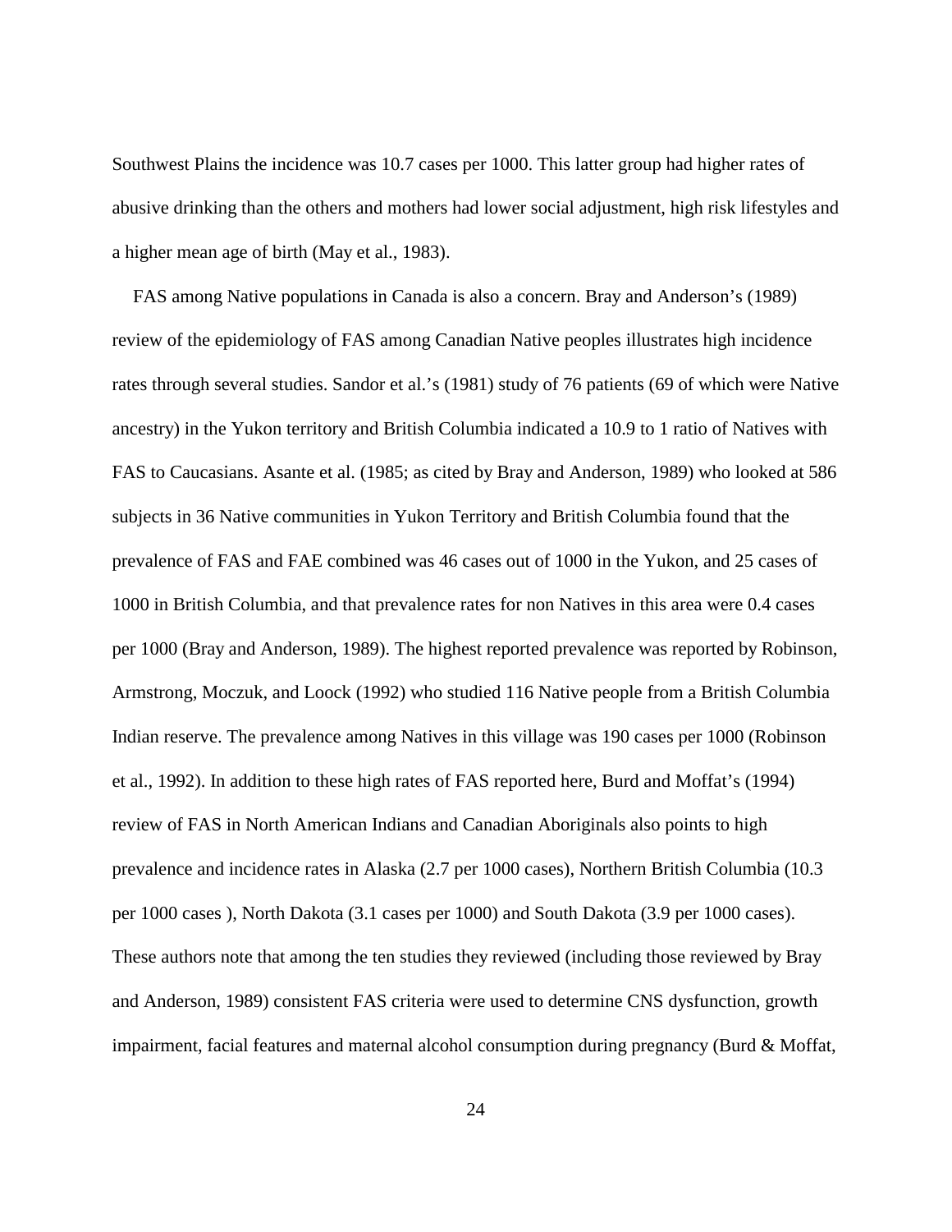Southwest Plains the incidence was 10.7 cases per 1000. This latter group had higher rates of abusive drinking than the others and mothers had lower social adjustment, high risk lifestyles and a higher mean age of birth (May et al., 1983).

FAS among Native populations in Canada is also a concern. Bray and Anderson's (1989) review of the epidemiology of FAS among Canadian Native peoples illustrates high incidence rates through several studies. Sandor et al.'s (1981) study of 76 patients (69 of which were Native ancestry) in the Yukon territory and British Columbia indicated a 10.9 to 1 ratio of Natives with FAS to Caucasians. Asante et al. (1985; as cited by Bray and Anderson, 1989) who looked at 586 subjects in 36 Native communities in Yukon Territory and British Columbia found that the prevalence of FAS and FAE combined was 46 cases out of 1000 in the Yukon, and 25 cases of 1000 in British Columbia, and that prevalence rates for non Natives in this area were 0.4 cases per 1000 (Bray and Anderson, 1989). The highest reported prevalence was reported by Robinson, Armstrong, Moczuk, and Loock (1992) who studied 116 Native people from a British Columbia Indian reserve. The prevalence among Natives in this village was 190 cases per 1000 (Robinson et al., 1992). In addition to these high rates of FAS reported here, Burd and Moffat's (1994) review of FAS in North American Indians and Canadian Aboriginals also points to high prevalence and incidence rates in Alaska (2.7 per 1000 cases), Northern British Columbia (10.3 per 1000 cases ), North Dakota (3.1 cases per 1000) and South Dakota (3.9 per 1000 cases). These authors note that among the ten studies they reviewed (including those reviewed by Bray and Anderson, 1989) consistent FAS criteria were used to determine CNS dysfunction, growth impairment, facial features and maternal alcohol consumption during pregnancy (Burd & Moffat,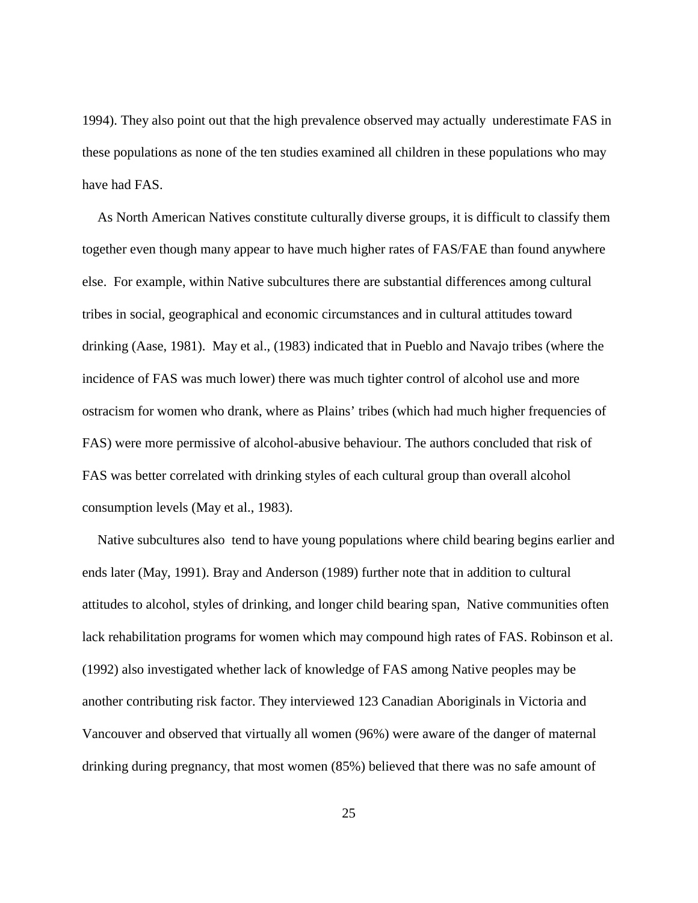1994). They also point out that the high prevalence observed may actually underestimate FAS in these populations as none of the ten studies examined all children in these populations who may have had FAS.

As North American Natives constitute culturally diverse groups, it is difficult to classify them together even though many appear to have much higher rates of FAS/FAE than found anywhere else. For example, within Native subcultures there are substantial differences among cultural tribes in social, geographical and economic circumstances and in cultural attitudes toward drinking (Aase, 1981). May et al., (1983) indicated that in Pueblo and Navajo tribes (where the incidence of FAS was much lower) there was much tighter control of alcohol use and more ostracism for women who drank, where as Plains' tribes (which had much higher frequencies of FAS) were more permissive of alcohol-abusive behaviour. The authors concluded that risk of FAS was better correlated with drinking styles of each cultural group than overall alcohol consumption levels (May et al., 1983).

Native subcultures also tend to have young populations where child bearing begins earlier and ends later (May, 1991). Bray and Anderson (1989) further note that in addition to cultural attitudes to alcohol, styles of drinking, and longer child bearing span, Native communities often lack rehabilitation programs for women which may compound high rates of FAS. Robinson et al. (1992) also investigated whether lack of knowledge of FAS among Native peoples may be another contributing risk factor. They interviewed 123 Canadian Aboriginals in Victoria and Vancouver and observed that virtually all women (96%) were aware of the danger of maternal drinking during pregnancy, that most women (85%) believed that there was no safe amount of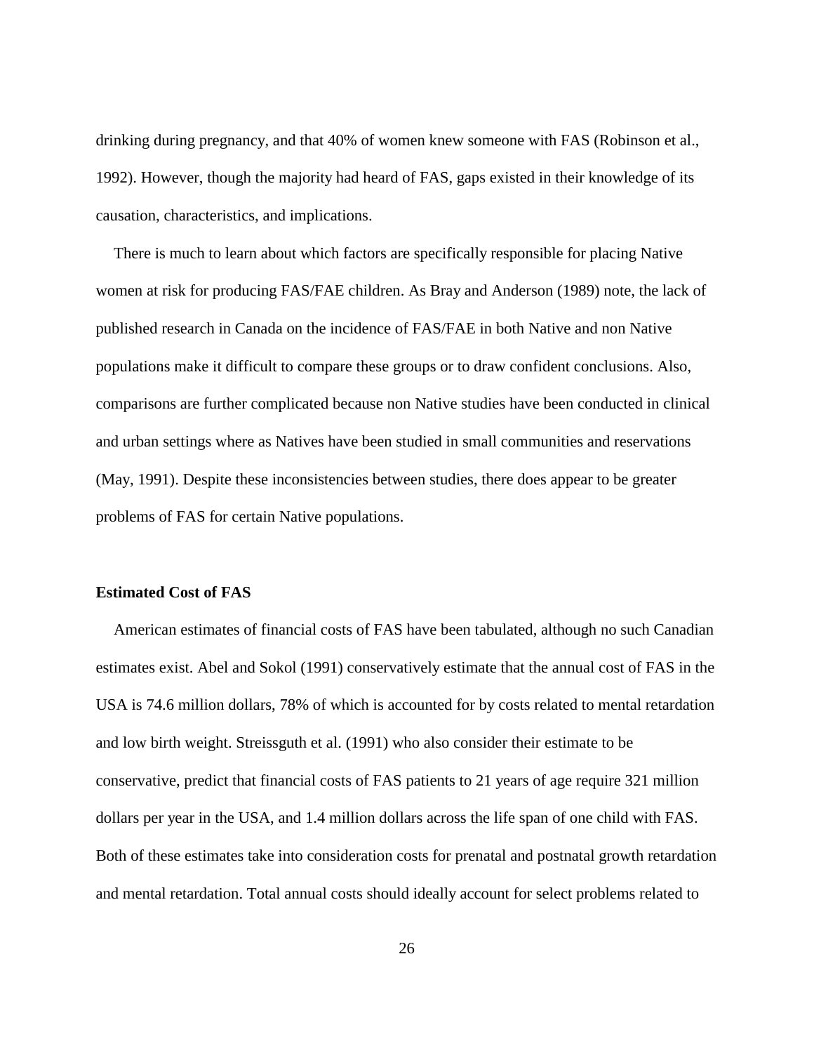drinking during pregnancy, and that 40% of women knew someone with FAS (Robinson et al., 1992). However, though the majority had heard of FAS, gaps existed in their knowledge of its causation, characteristics, and implications.

There is much to learn about which factors are specifically responsible for placing Native women at risk for producing FAS/FAE children. As Bray and Anderson (1989) note, the lack of published research in Canada on the incidence of FAS/FAE in both Native and non Native populations make it difficult to compare these groups or to draw confident conclusions. Also, comparisons are further complicated because non Native studies have been conducted in clinical and urban settings where as Natives have been studied in small communities and reservations (May, 1991). Despite these inconsistencies between studies, there does appear to be greater problems of FAS for certain Native populations.

**Estimated Cost of FAS**

American estimates of financial costs of FAS have been tabulated, although no such Canadian estimates exist. Abel and Sokol (1991) conservatively estimate that the annual cost of FAS in the USA is 74.6 million dollars, 78% of which is accounted for by costs related to mental retardation and low birth weight. Streissguth et al. (1991) who also consider their estimate to be conservative, predict that financial costs of FAS patients to 21 years of age require 321 million dollars per year in the USA, and 1.4 million dollars across the life span of one child with FAS. Both of these estimates take into consideration costs for prenatal and postnatal growth retardation and mental retardation. Total annual costs should ideally account for select problems related to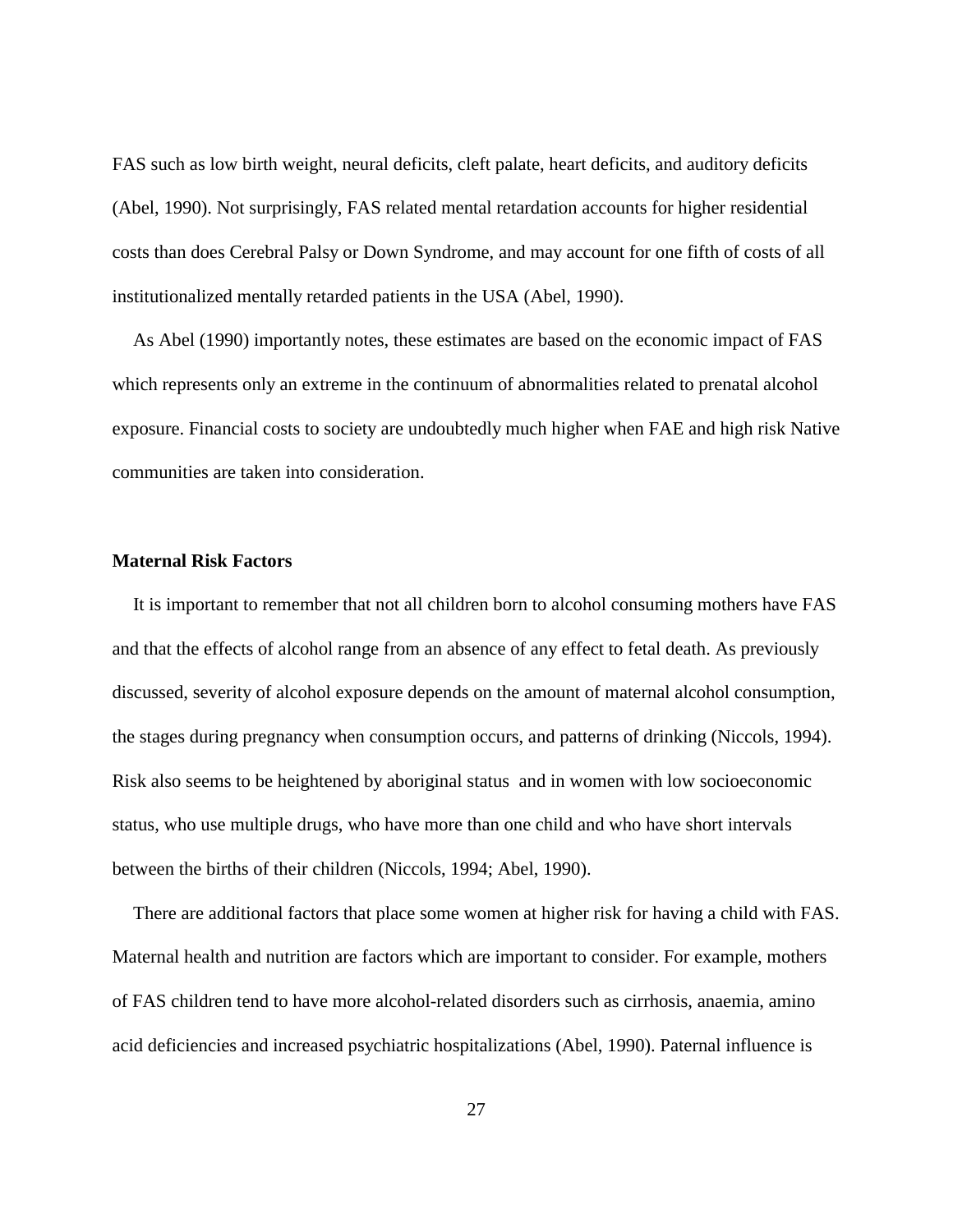FAS such as low birth weight, neural deficits, cleft palate, heart deficits, and auditory deficits (Abel, 1990). Not surprisingly, FAS related mental retardation accounts for higher residential costs than does Cerebral Palsy or Down Syndrome, and may account for one fifth of costs of all institutionalized mentally retarded patients in the USA (Abel, 1990).

As Abel (1990) importantly notes, these estimates are based on the economic impact of FAS which represents only an extreme in the continuum of abnormalities related to prenatal alcohol exposure. Financial costs to society are undoubtedly much higher when FAE and high risk Native communities are taken into consideration.

### Maternal Risk Factors

It is important to remember that not all children born to alcohol consuming mothers have FAS and that the effects of alcohol range from an absence of any effect to fetal death. As previously discussed, severity of alcohol exposure depends on the amount of maternal alcohol consumption, the stages during pregnancy when consumption occurs, and patterns of drinking (Niccols, 1994). Risk also seems to be heightened by aboriginal status and in women with low socioeconomic status, who use multiple drugs, who have more than one child and who have short intervals between the births of their children (Niccols, 1994; Abel, 1990).

There are additional factors that place some women at higher risk for having a child with FAS. Maternal health and nutrition are factors which are important to consider. For example, mothers of FAS children tend to have more alcohol-related disorders such as cirrhosis, anaemia, amino acid deficiencies and increased psychiatric hospitalizations (Abel, 1990). Paternal influence is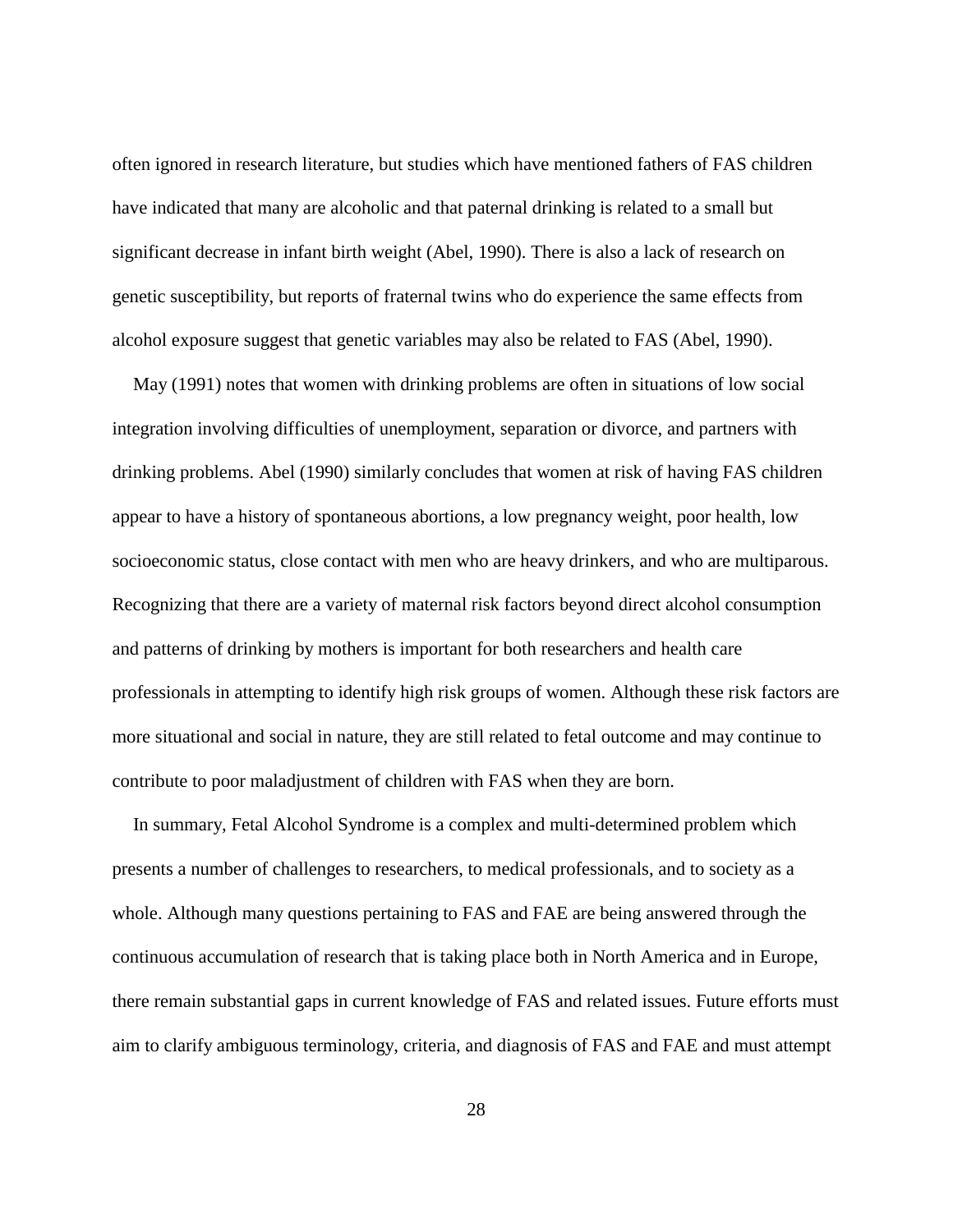often ignored in research literature, but studies which have mentioned fathers of FAS children have indicated that many are alcoholic and that paternal drinking is related to a small but significant decrease in infant birth weight (Abel, 1990). There is also a lack of research on genetic susceptibility, but reports of fraternal twins who do experience the same effects from alcohol exposure suggest that genetic variables may also be related to FAS (Abel, 1990).

May (1991) notes that women with drinking problems are often in situations of low social integration involving difficulties of unemployment, separation or divorce, and partners with drinking problems. Abel (1990) similarly concludes that women at risk of having FAS children appear to have a history of spontaneous abortions, a low pregnancy weight, poor health, low socioeconomic status, close contact with men who are heavy drinkers, and who are multiparous. Recognizing that there are a variety of maternal risk factors beyond direct alcohol consumption and patterns of drinking by mothers is important for both researchers and health care professionals in attempting to identify high risk groups of women. Although these risk factors are more situational and social in nature, they are still related to fetal outcome and may continue to contribute to poor maladjustment of children with FAS when they are born.

In summary, Fetal Alcohol Syndrome is a complex and multi-determined problem which presents a number of challenges to researchers, to medical professionals, and to society as a whole. Although many questions pertaining to FAS and FAE are being answered through the continuous accumulation of research that is taking place both in North America and in Europe, there remain substantial gaps in current knowledge of FAS and related issues. Future efforts must aim to clarify ambiguous terminology, criteria, and diagnosis of FAS and FAE and must attempt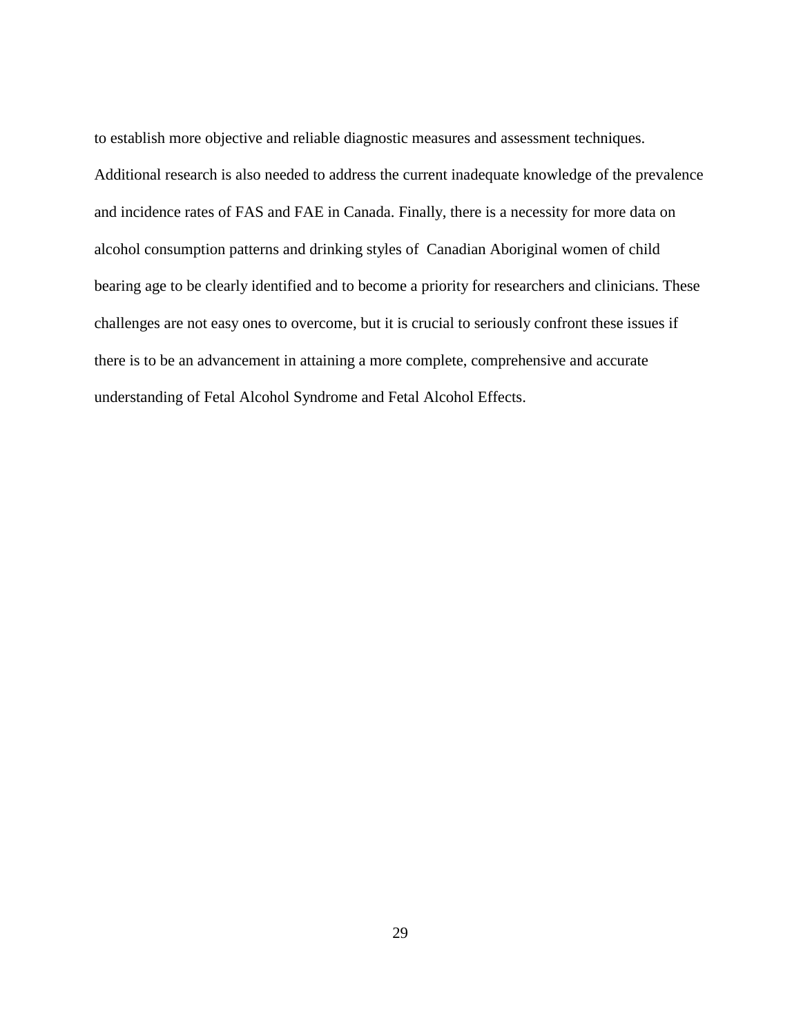to establish more objective and reliable diagnostic measures and assessment techniques. Additional research is also needed to address the current inadequate knowledge of the prevalence and incidence rates of FAS and FAE in Canada. Finally, there is a necessity for more data on alcohol consumption patterns and drinking styles of Canadian Aboriginal women of child bearing age to be clearly identified and to become a priority for researchers and clinicians. These challenges are not easy ones to overcome, but it is crucial to seriously confront these issues if there is to be an advancement in attaining a more complete, comprehensive and accurate understanding of Fetal Alcohol Syndrome and Fetal Alcohol Effects.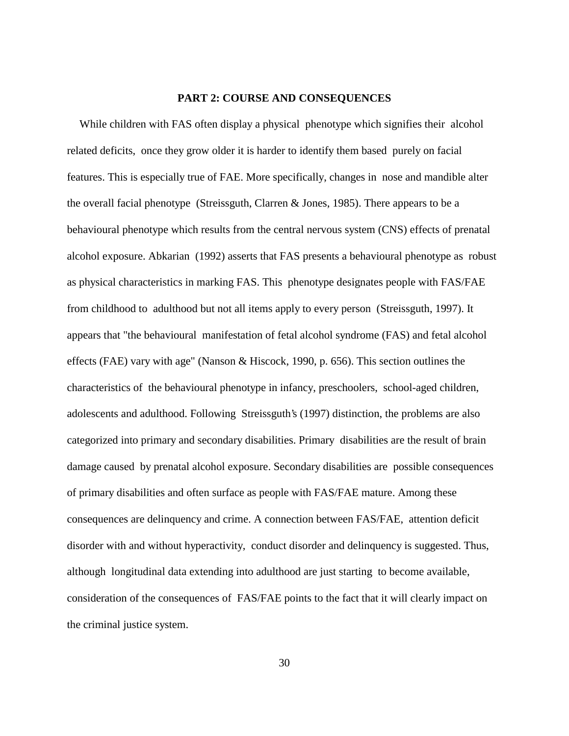## PART 2: COURSE AND CONSEQUENCES

While children with FAS often display a physical phenotype which signifies their alcohol related deficits, once they grow older it is harder to identify them based purely on facial features. This is especially true of FAE. More specifically, changes in nose and mandible alter the overall facial phenotype (Streissguth, Clarren & Jones, 1985). There appears to be a behavioural phenotype which results from the central nervous system (CNS) effects of prenatal alcohol exposure. Abkarian (1992) asserts that FAS presents a behavioural phenotype as robust as physical characteristics in marking FAS. This phenotype designates people with FAS/FAE from childhood to adulthood but not all items apply to every person (Streissguth, 1997). It appears that "the behavioural manifestation of fetal alcohol syndrome (FAS) and fetal alcohol effects (FAE) vary with age" (Nanson & Hiscock, 1990, p. 656). This section outlines the characteristics of the behavioural phenotype in infancy, preschoolers, school-aged children, adolescents and adulthood. Following Streissguth's (1997) distinction, the problems are also categorized into primary and secondary disabilities. Primary disabilities are the result of brain damage caused by prenatal alcohol exposure. Secondary disabilities are possible consequences of primary disabilities and often surface as people with FAS/FAE mature. Among these consequences are delinquency and crime. A connection between FAS/FAE, attention deficit disorder with and without hyperactivity, conduct disorder and delinquency is suggested. Thus, although longitudinal data extending into adulthood are just starting to become available, consideration of the consequences of FAS/FAE points to the fact that it will clearly impact on the criminal justice system.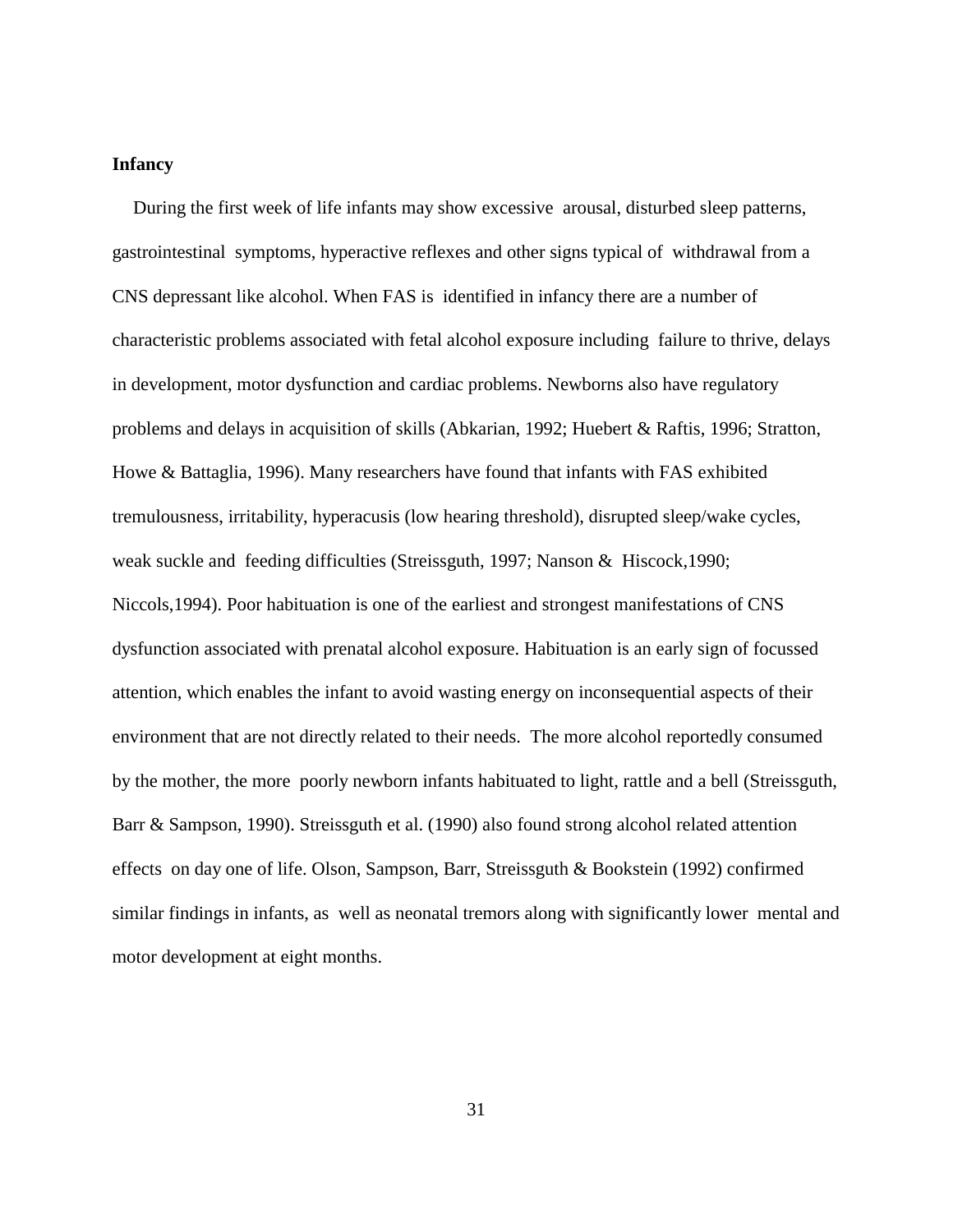**Infancy**

During the first week of life infants may show excessive arousal, disturbed sleep patterns, gastrointestinal symptoms, hyperactive reflexes and other signs typical of withdrawal from a CNS depressant like alcohol. When FAS is identified in infancy there are a number of characteristic problems associated with fetal alcohol exposure including failure to thrive, delays in development, motor dysfunction and cardiac problems. Newborns also have regulatory problems and delays in acquisition of skills (Abkarian, 1992; Huebert & Raftis, 1996; Stratton, Howe & Battaglia, 1996). Many researchers have found that infants with FAS exhibited tremulousness, irritability, hyperacusis (low hearing threshold), disrupted sleep/wake cycles, weak suckle and feeding difficulties (Streissguth, 1997; Nanson & Hiscock,1990; Niccols,1994). Poor habituation is one of the earliest and strongest manifestations of CNS dysfunction associated with prenatal alcohol exposure. Habituation is an early sign of focussed attention, which enables the infant to avoid wasting energy on inconsequential aspects of their environment that are not directly related to their needs. The more alcohol reportedly consumed by the mother, the more poorly newborn infants habituated to light, rattle and a bell (Streissguth, Barr & Sampson, 1990). Streissguth et al. (1990) also found strong alcohol related attention effects on day one of life. Olson, Sampson, Barr, Streissguth & Bookstein (1992) confirmed similar findings in infants, as well as neonatal tremors along with significantly lower mental and motor development at eight months.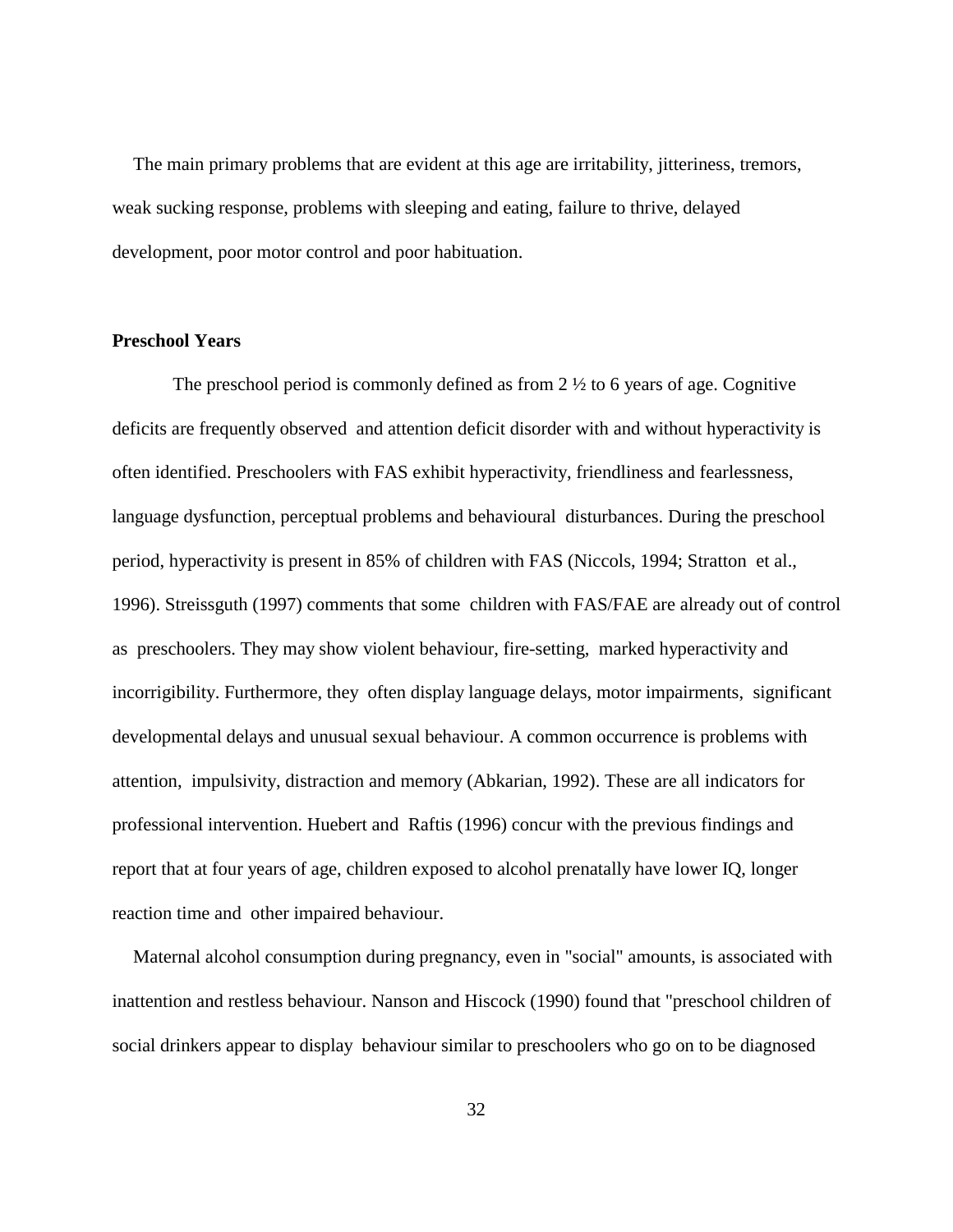The main primary problems that are evident at this age are irritability, jitteriness, tremors, weak sucking response, problems with sleeping and eating, failure to thrive, delayed development, poor motor control and poor habituation.

**Preschool Years**

The preschool period is commonly defined as from 2 ½ to 6 years of age. Cognitive deficits are frequently observed and attention deficit disorder with and without hyperactivity is often identified. Preschoolers with FAS exhibit hyperactivity, friendliness and fearlessness, language dysfunction, perceptual problems and behavioural disturbances. During the preschool period, hyperactivity is present in 85% of children with FAS (Niccols, 1994; Stratton et al., 1996). Streissguth (1997) comments that some children with FAS/FAE are already out of control as preschoolers. They may show violent behaviour, fire-setting, marked hyperactivity and incorrigibility. Furthermore, they often display language delays, motor impairments, significant developmental delays and unusual sexual behaviour. A common occurrence is problems with attention, impulsivity, distraction and memory (Abkarian, 1992). These are all indicators for professional intervention. Huebert and Raftis (1996) concur with the previous findings and report that at four years of age, children exposed to alcohol prenatally have lower IQ, longer reaction time and other impaired behaviour.

Maternal alcohol consumption during pregnancy, even in "social" amounts, is associated with inattention and restless behaviour. Nanson and Hiscock (1990) found that "preschool children of social drinkers appear to display behaviour similar to preschoolers who go on to be diagnosed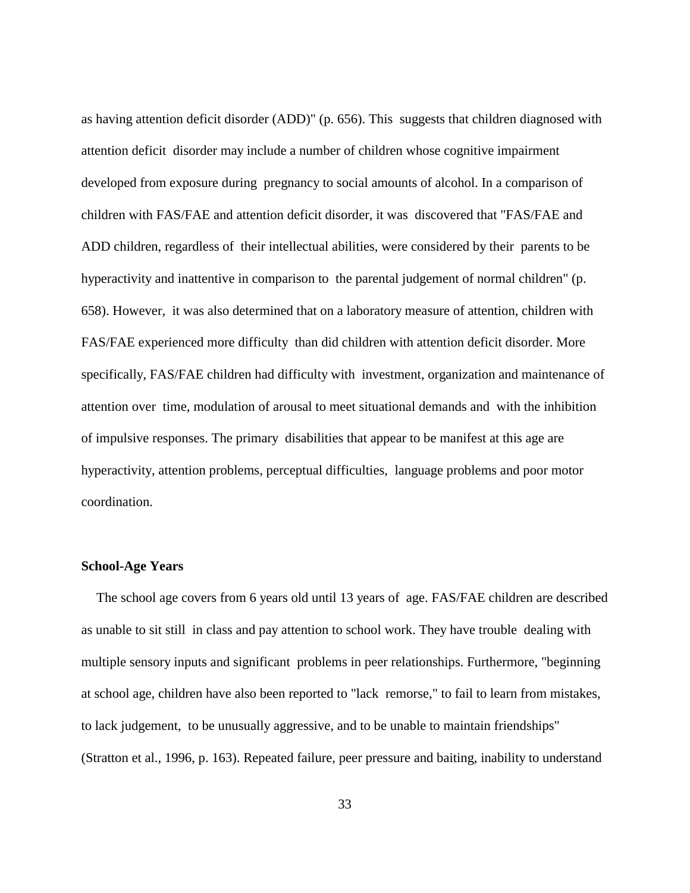as having attention deficit disorder (ADD)" (p. 656). This suggests that children diagnosed with attention deficit disorder may include a number of children whose cognitive impairment developed from exposure during pregnancy to social amounts of alcohol. In a comparison of children with FAS/FAE and attention deficit disorder, it was discovered that "FAS/FAE and ADD children, regardless of their intellectual abilities, were considered by their parents to be hyperactivity and inattentive in comparison to the parental judgement of normal children" (p. 658). However, it was also determined that on a laboratory measure of attention, children with FAS/FAE experienced more difficulty than did children with attention deficit disorder. More specifically, FAS/FAE children had difficulty with investment, organization and maintenance of attention over time, modulation of arousal to meet situational demands and with the inhibition of impulsive responses. The primary disabilities that appear to be manifest at this age are hyperactivity, attention problems, perceptual difficulties, language problems and poor motor coordination.

**School-Age Years**

The school age covers from 6 years old until 13 years of age. FAS/FAE children are described as unable to sit still in class and pay attention to school work. They have trouble dealing with multiple sensory inputs and significant problems in peer relationships. Furthermore, "beginning at school age, children have also been reported to "lack remorse," to fail to learn from mistakes, to lack judgement, to be unusually aggressive, and to be unable to maintain friendships" (Stratton et al., 1996, p. 163). Repeated failure, peer pressure and baiting, inability to understand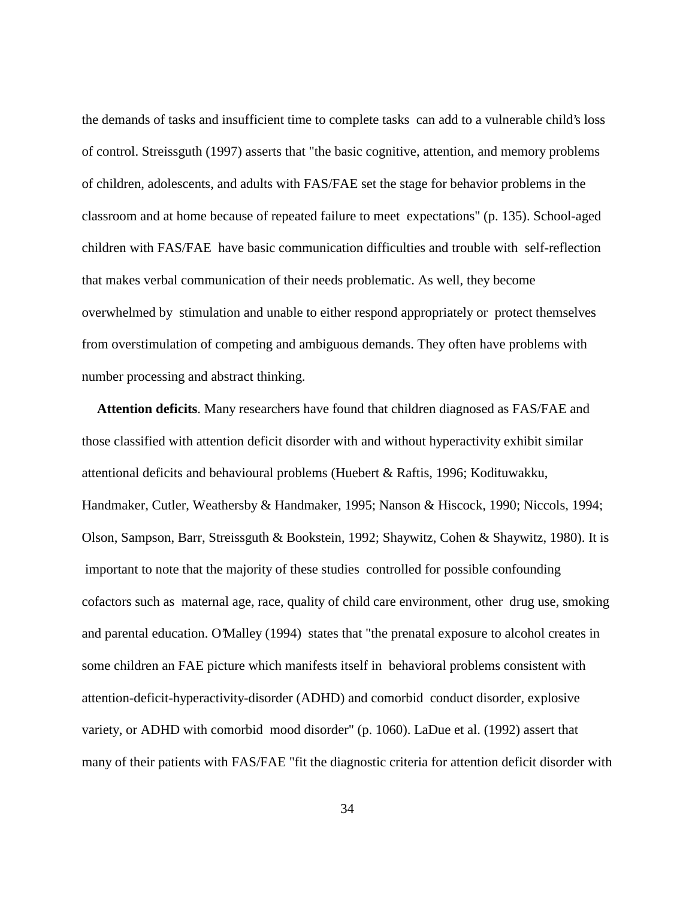the demands of tasks and insufficient time to complete tasks can add to a vulnerable child's loss of control. Streissguth (1997) asserts that "the basic cognitive, attention, and memory problems of children, adolescents, and adults with FAS/FAE set the stage for behavior problems in the classroom and at home because of repeated failure to meet expectations" (p. 135). School-aged children with FAS/FAE have basic communication difficulties and trouble with self-reflection that makes verbal communication of their needs problematic. As well, they become overwhelmed by stimulation and unable to either respond appropriately or protect themselves from overstimulation of competing and ambiguous demands. They often have problems with number processing and abstract thinking.

**Attention deficits**. Many researchers have found that children diagnosed as FAS/FAE and those classified with attention deficit disorder with and without hyperactivity exhibit similar attentional deficits and behavioural problems (Huebert & Raftis, 1996; Kodituwakku, Handmaker, Cutler, Weathersby & Handmaker, 1995; Nanson & Hiscock, 1990; Niccols, 1994; Olson, Sampson, Barr, Streissguth & Bookstein, 1992; Shaywitz, Cohen & Shaywitz, 1980). It is important to note that the majority of these studies controlled for possible confounding cofactors such as maternal age, race, quality of child care environment, other drug use, smoking and parental education. O'Malley (1994) states that "the prenatal exposure to alcohol creates in some children an FAE picture which manifests itself in behavioral problems consistent with attention-deficit-hyperactivity-disorder (ADHD) and comorbid conduct disorder, explosive variety, or ADHD with comorbid mood disorder" (p. 1060). LaDue et al. (1992) assert that many of their patients with FAS/FAE "fit the diagnostic criteria for attention deficit disorder with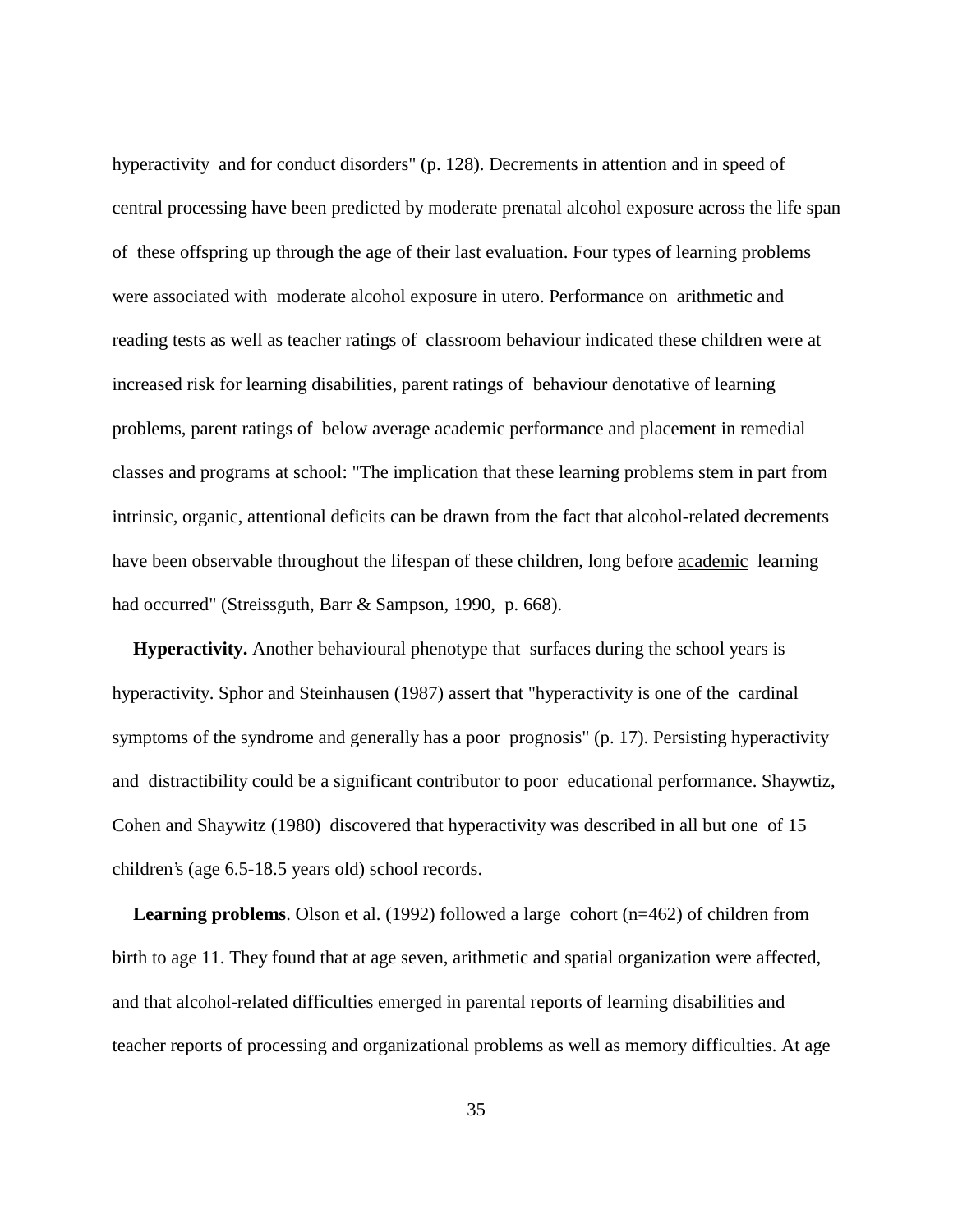hyperactivity and for conduct disorders" (p. 128). Decrements in attention and in speed of central processing have been predicted by moderate prenatal alcohol exposure across the life span of these offspring up through the age of their last evaluation. Four types of learning problems were associated with moderate alcohol exposure in utero. Performance on arithmetic and reading tests as well as teacher ratings of classroom behaviour indicated these children were at increased risk for learning disabilities, parent ratings of behaviour denotative of learning problems, parent ratings of below average academic performance and placement in remedial classes and programs at school: "The implication that these learning problems stem in part from intrinsic, organic, attentional deficits can be drawn from the fact that alcohol-related decrements have been observable throughout the lifespan of these children, long before <u>academic</u> learning had occurred" (Streissguth, Barr & Sampson, 1990, p. 668).

**Hyperactivity.** Another behavioural phenotype that surfaces during the school years is hyperactivity. Sphor and Steinhausen (1987) assert that "hyperactivity is one of the cardinal symptoms of the syndrome and generally has a poor prognosis" (p. 17). Persisting hyperactivity and distractibility could be a significant contributor to poor educational performance. Shaywtiz, Cohen and Shaywitz (1980) discovered that hyperactivity was described in all but one of 15 children's (age 6.5-18.5 years old) school records.

**Learning problems**. Olson et al. (1992) followed a large cohort (n=462) of children from birth to age 11. They found that at age seven, arithmetic and spatial organization were affected, and that alcohol-related difficulties emerged in parental reports of learning disabilities and teacher reports of processing and organizational problems as well as memory difficulties. At age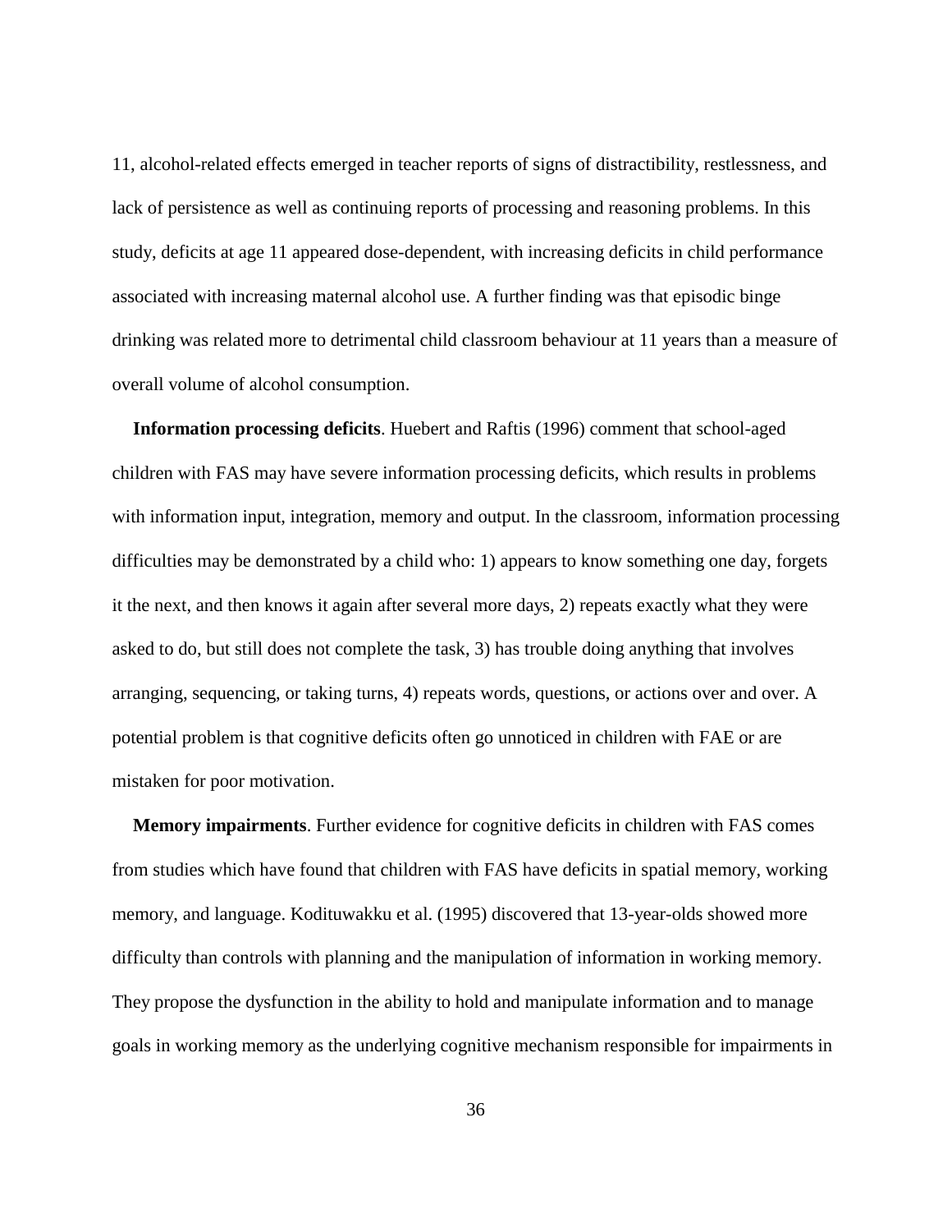11, alcohol-related effects emerged in teacher reports of signs of distractibility, restlessness, and lack of persistence as well as continuing reports of processing and reasoning problems. In this study, deficits at age 11 appeared dose-dependent, with increasing deficits in child performance associated with increasing maternal alcohol use. A further finding was that episodic binge drinking was related more to detrimental child classroom behaviour at 11 years than a measure of overall volume of alcohol consumption.

**Information processing deficits**. Huebert and Raftis (1996) comment that school-aged children with FAS may have severe information processing deficits, which results in problems with information input, integration, memory and output. In the classroom, information processing difficulties may be demonstrated by a child who: 1) appears to know something one day, forgets it the next, and then knows it again after several more days, 2) repeats exactly what they were asked to do, but still does not complete the task, 3) has trouble doing anything that involves arranging, sequencing, or taking turns, 4) repeats words, questions, or actions over and over. A potential problem is that cognitive deficits often go unnoticed in children with FAE or are mistaken for poor motivation.

**Memory impairments**. Further evidence for cognitive deficits in children with FAS comes from studies which have found that children with FAS have deficits in spatial memory, working memory, and language. Kodituwakku et al. (1995) discovered that 13-year-olds showed more difficulty than controls with planning and the manipulation of information in working memory. They propose the dysfunction in the ability to hold and manipulate information and to manage goals in working memory as the underlying cognitive mechanism responsible for impairments in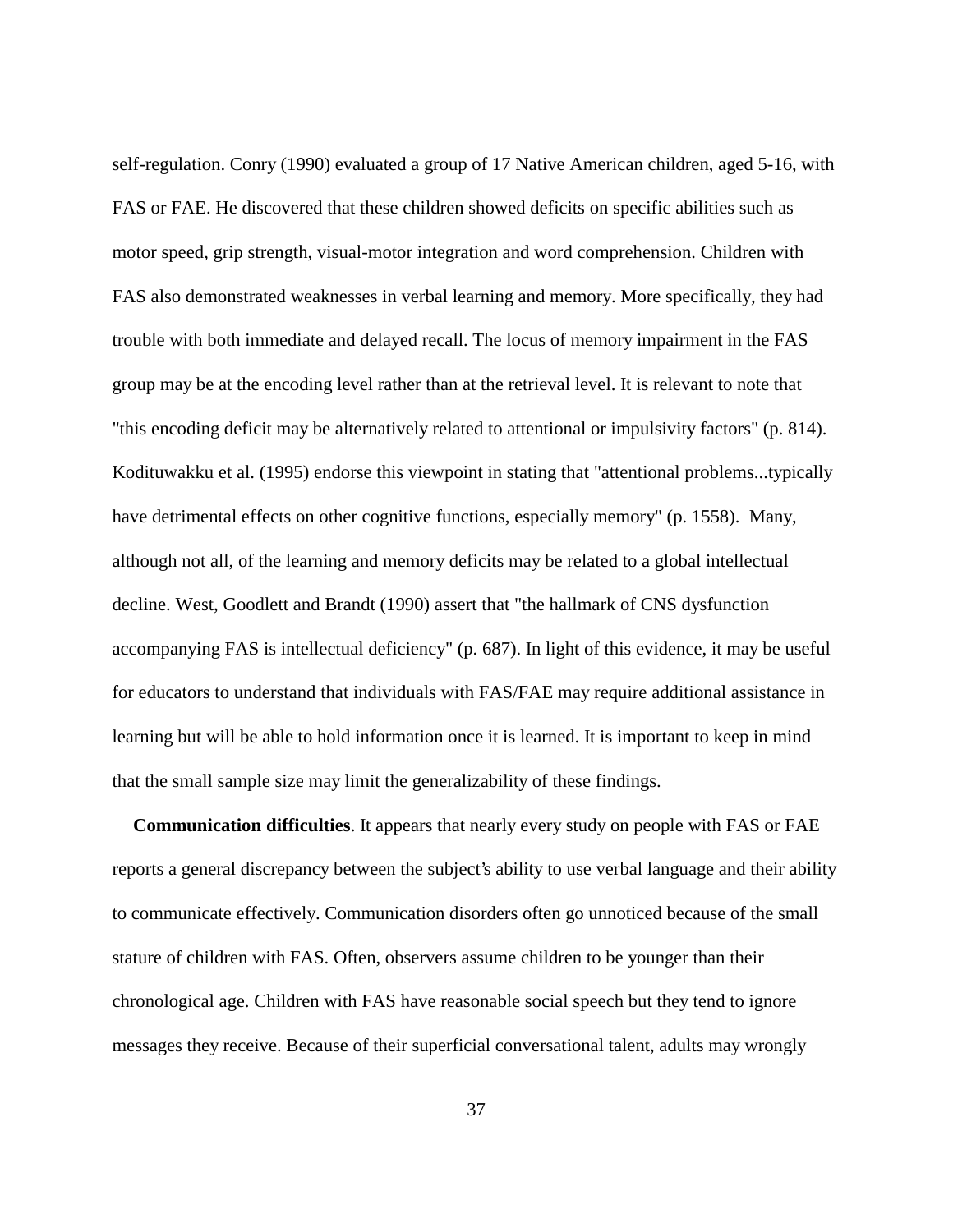self-regulation. Conry (1990) evaluated a group of 17 Native American children, aged 5-16, with FAS or FAE. He discovered that these children showed deficits on specific abilities such as motor speed, grip strength, visual-motor integration and word comprehension. Children with FAS also demonstrated weaknesses in verbal learning and memory. More specifically, they had trouble with both immediate and delayed recall. The locus of memory impairment in the FAS group may be at the encoding level rather than at the retrieval level. It is relevant to note that "this encoding deficit may be alternatively related to attentional or impulsivity factors" (p. 814). Kodituwakku et al. (1995) endorse this viewpoint in stating that "attentional problems...typically have detrimental effects on other cognitive functions, especially memory" (p. 1558). Many, although not all, of the learning and memory deficits may be related to a global intellectual decline. West, Goodlett and Brandt (1990) assert that "the hallmark of CNS dysfunction accompanying FAS is intellectual deficiency" (p. 687). In light of this evidence, it may be useful for educators to understand that individuals with FAS/FAE may require additional assistance in learning but will be able to hold information once it is learned. It is important to keep in mind that the small sample size may limit the generalizability of these findings.

**Communication difficulties**. It appears that nearly every study on people with FAS or FAE reports a general discrepancy between the subject's ability to use verbal language and their ability to communicate effectively. Communication disorders often go unnoticed because of the small stature of children with FAS. Often, observers assume children to be younger than their chronological age. Children with FAS have reasonable social speech but they tend to ignore messages they receive. Because of their superficial conversational talent, adults may wrongly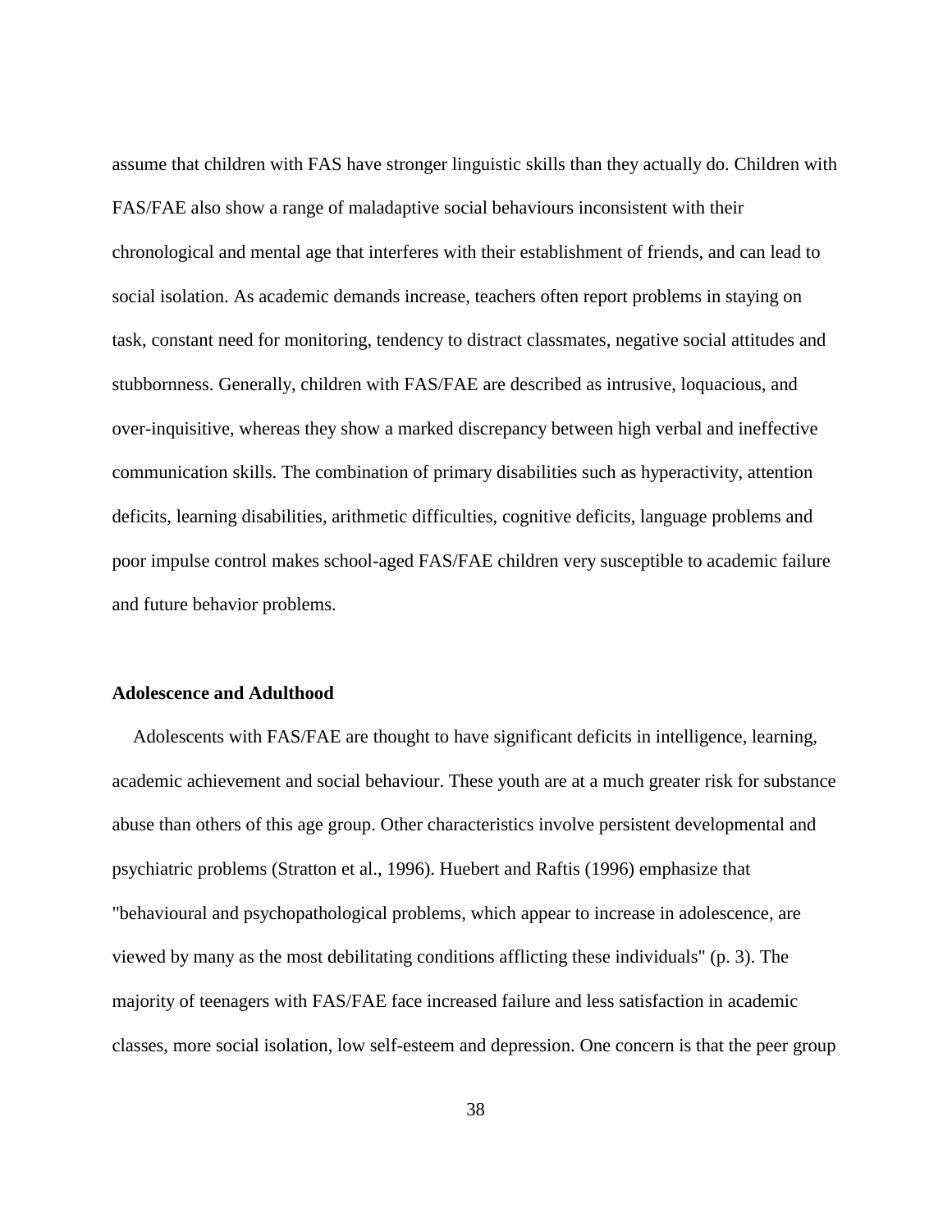assume that children with FAS have stronger linguistic skills than they actually do. Children with FAS/FAE also show a range of maladaptive social behaviours inconsistent with their chronological and mental age that interferes with their establishment of friends, and can lead to social isolation. As academic demands increase, teachers often report problems in staying on task, constant need for monitoring, tendency to distract classmates, negative social attitudes and stubbornness. Generally, children with FAS/FAE are described as intrusive, loquacious, and over-inquisitive, whereas they show a marked discrepancy between high verbal and ineffective communication skills. The combination of primary disabilities such as hyperactivity, attention deficits, learning disabilities, arithmetic difficulties, cognitive deficits, language problems and poor impulse control makes school-aged FAS/FAE children very susceptible to academic failure and future behavior problems.

**Adolescence and Adulthood**

Adolescents with FAS/FAE are thought to have significant deficits in intelligence, learning, academic achievement and social behaviour. These youth are at a much greater risk for substance abuse than others of this age group. Other characteristics involve persistent developmental and psychiatric problems (Stratton et al., 1996). Huebert and Raftis (1996) emphasize that "behavioural and psychopathological problems, which appear to increase in adolescence, are viewed by many as the most debilitating conditions afflicting these individuals" (p. 3). The majority of teenagers with FAS/FAE face increased failure and less satisfaction in academic classes, more social isolation, low self-esteem and depression. One concern is that the peer group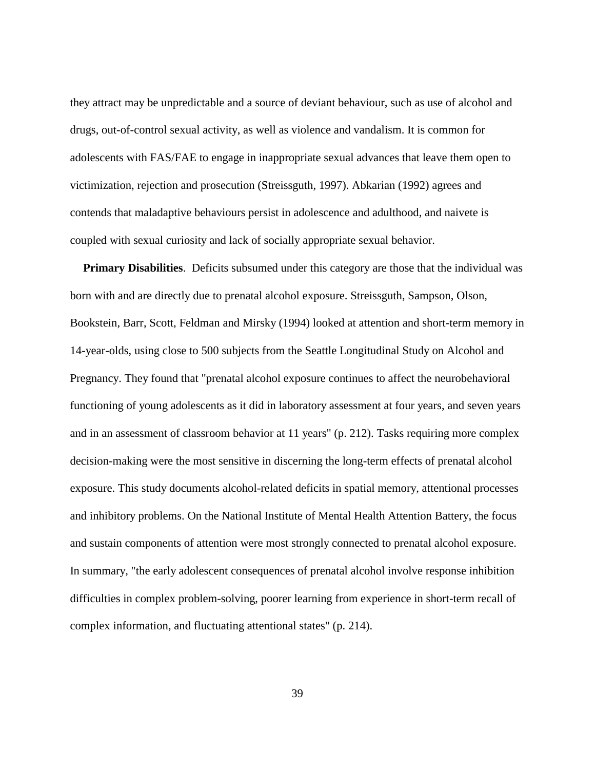they attract may be unpredictable and a source of deviant behaviour, such as use of alcohol and drugs, out-of-control sexual activity, as well as violence and vandalism. It is common for adolescents with FAS/FAE to engage in inappropriate sexual advances that leave them open to victimization, rejection and prosecution (Streissguth, 1997). Abkarian (1992) agrees and contends that maladaptive behaviours persist in adolescence and adulthood, and naivete is coupled with sexual curiosity and lack of socially appropriate sexual behavior.

**Primary Disabilities**. Deficits subsumed under this category are those that the individual was born with and are directly due to prenatal alcohol exposure. Streissguth, Sampson, Olson, Bookstein, Barr, Scott, Feldman and Mirsky (1994) looked at attention and short-term memory in 14-year-olds, using close to 500 subjects from the Seattle Longitudinal Study on Alcohol and Pregnancy. They found that "prenatal alcohol exposure continues to affect the neurobehavioral functioning of young adolescents as it did in laboratory assessment at four years, and seven years and in an assessment of classroom behavior at 11 years" (p. 212). Tasks requiring more complex decision-making were the most sensitive in discerning the long-term effects of prenatal alcohol exposure. This study documents alcohol-related deficits in spatial memory, attentional processes and inhibitory problems. On the National Institute of Mental Health Attention Battery, the focus and sustain components of attention were most strongly connected to prenatal alcohol exposure. In summary, "the early adolescent consequences of prenatal alcohol involve response inhibition difficulties in complex problem-solving, poorer learning from experience in short-term recall of complex information, and fluctuating attentional states" (p. 214).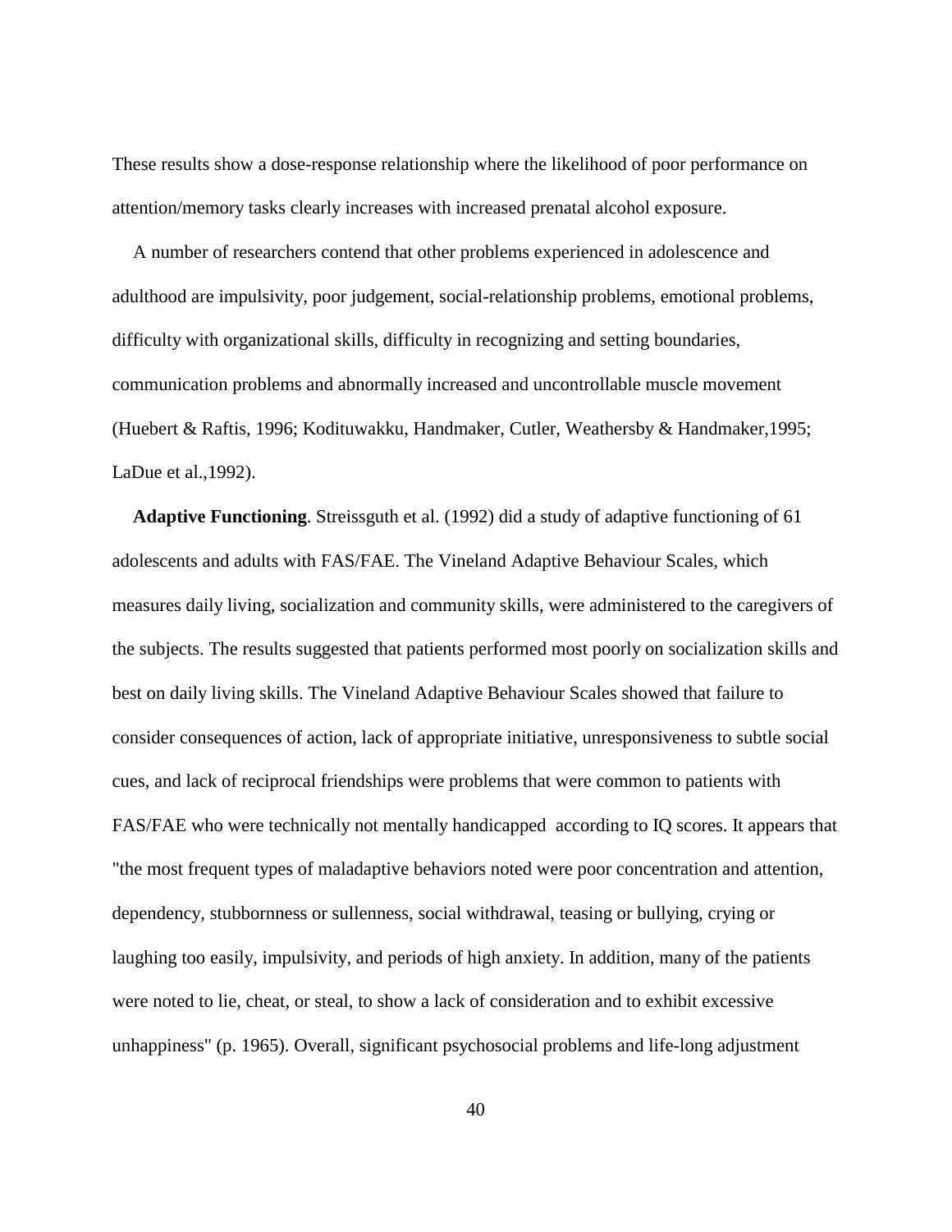These results show a dose-response relationship where the likelihood of poor performance on attention/memory tasks clearly increases with increased prenatal alcohol exposure.

A number of researchers contend that other problems experienced in adolescence and adulthood are impulsivity, poor judgement, social-relationship problems, emotional problems, difficulty with organizational skills, difficulty in recognizing and setting boundaries, communication problems and abnormally increased and uncontrollable muscle movement (Huebert & Raftis, 1996; Kodituwakku, Handmaker, Cutler, Weathersby & Handmaker,1995; LaDue et al.,1992).

**Adaptive Functioning**. Streissguth et al. (1992) did a study of adaptive functioning of 61 adolescents and adults with FAS/FAE. The Vineland Adaptive Behaviour Scales, which measures daily living, socialization and community skills, were administered to the caregivers of the subjects. The results suggested that patients performed most poorly on socialization skills and best on daily living skills. The Vineland Adaptive Behaviour Scales showed that failure to consider consequences of action, lack of appropriate initiative, unresponsiveness to subtle social cues, and lack of reciprocal friendships were problems that were common to patients with FAS/FAE who were technically not mentally handicapped according to IQ scores. It appears that "the most frequent types of maladaptive behaviors noted were poor concentration and attention, dependency, stubbornness or sullenness, social withdrawal, teasing or bullying, crying or laughing too easily, impulsivity, and periods of high anxiety. In addition, many of the patients were noted to lie, cheat, or steal, to show a lack of consideration and to exhibit excessive unhappiness" (p. 1965). Overall, significant psychosocial problems and life-long adjustment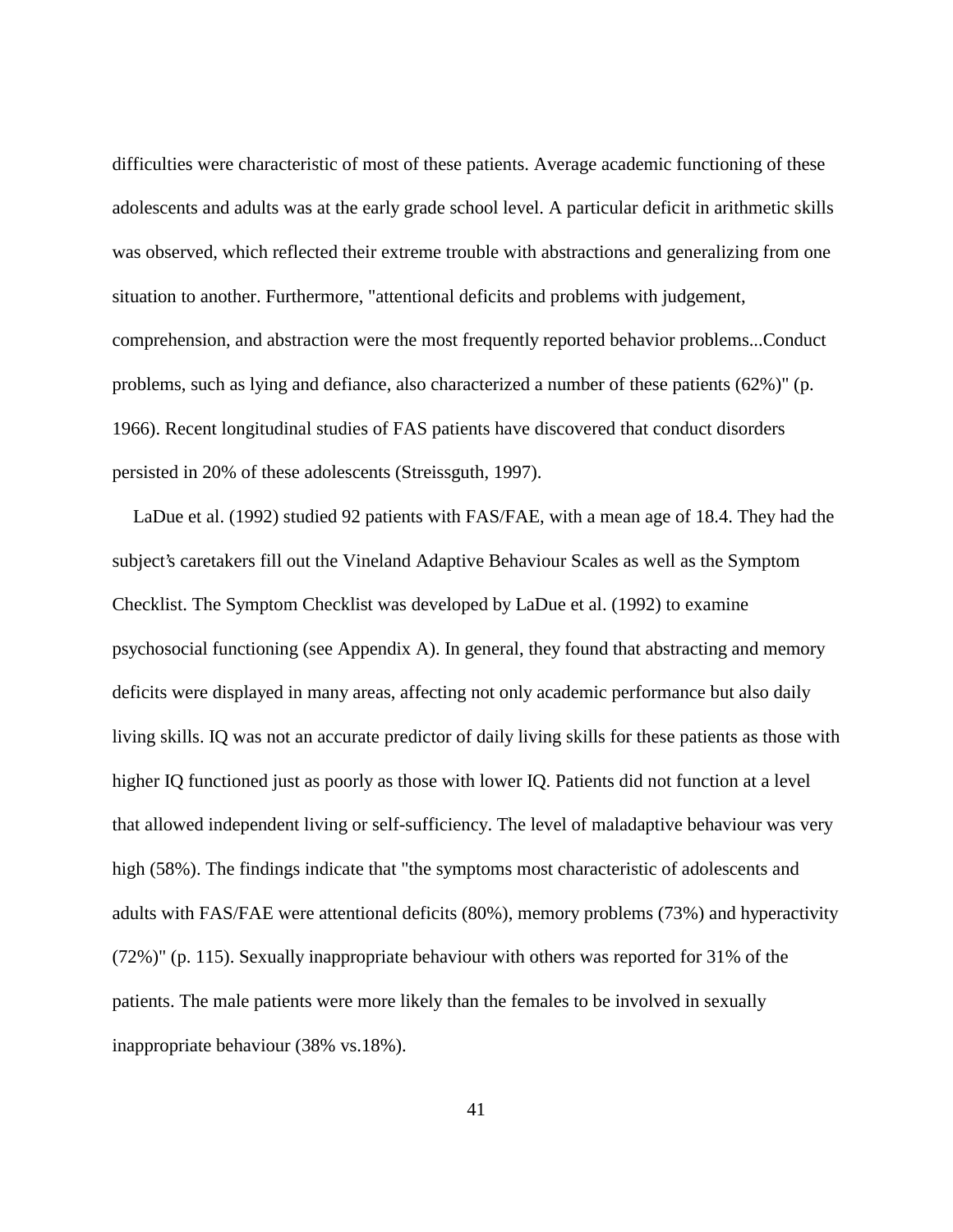difficulties were characteristic of most of these patients. Average academic functioning of these adolescents and adults was at the early grade school level. A particular deficit in arithmetic skills was observed, which reflected their extreme trouble with abstractions and generalizing from one situation to another. Furthermore, "attentional deficits and problems with judgement, comprehension, and abstraction were the most frequently reported behavior problems...Conduct problems, such as lying and defiance, also characterized a number of these patients (62%)" (p. 1966). Recent longitudinal studies of FAS patients have discovered that conduct disorders persisted in 20% of these adolescents (Streissguth, 1997).

LaDue et al. (1992) studied 92 patients with FAS/FAE, with a mean age of 18.4. They had the subject's caretakers fill out the Vineland Adaptive Behaviour Scales as well as the Symptom Checklist. The Symptom Checklist was developed by LaDue et al. (1992) to examine psychosocial functioning (see Appendix A). In general, they found that abstracting and memory deficits were displayed in many areas, affecting not only academic performance but also daily living skills. IQ was not an accurate predictor of daily living skills for these patients as those with higher IQ functioned just as poorly as those with lower IQ. Patients did not function at a level that allowed independent living or self-sufficiency. The level of maladaptive behaviour was very high (58%). The findings indicate that "the symptoms most characteristic of adolescents and adults with FAS/FAE were attentional deficits (80%), memory problems (73%) and hyperactivity (72%)" (p. 115). Sexually inappropriate behaviour with others was reported for 31% of the patients. The male patients were more likely than the females to be involved in sexually inappropriate behaviour (38% vs.18%).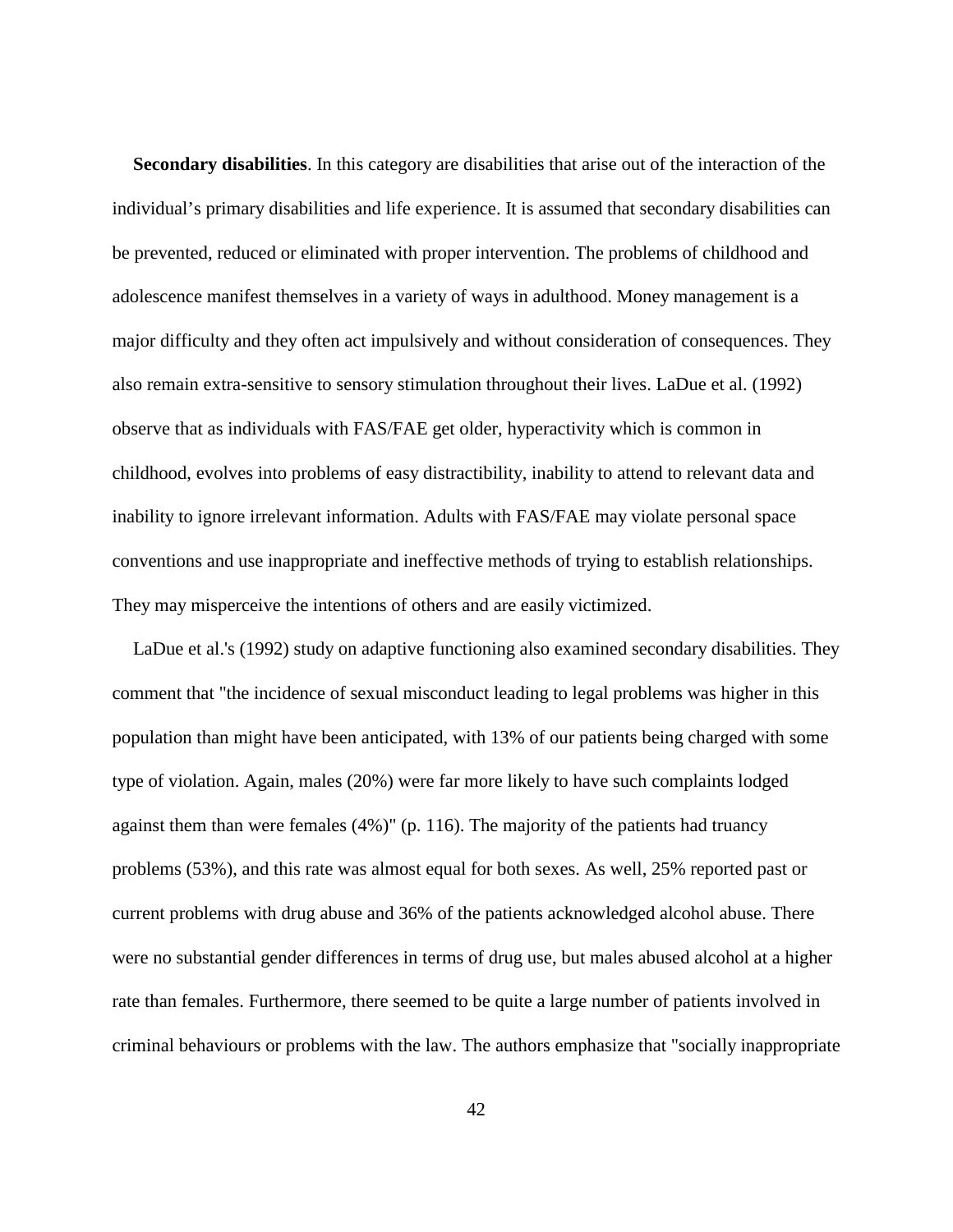**Secondary disabilities**. In this category are disabilities that arise out of the interaction of the individual's primary disabilities and life experience. It is assumed that secondary disabilities can be prevented, reduced or eliminated with proper intervention. The problems of childhood and adolescence manifest themselves in a variety of ways in adulthood. Money management is a major difficulty and they often act impulsively and without consideration of consequences. They also remain extra-sensitive to sensory stimulation throughout their lives. LaDue et al. (1992) observe that as individuals with FAS/FAE get older, hyperactivity which is common in childhood, evolves into problems of easy distractibility, inability to attend to relevant data and inability to ignore irrelevant information. Adults with FAS/FAE may violate personal space conventions and use inappropriate and ineffective methods of trying to establish relationships. They may misperceive the intentions of others and are easily victimized.

LaDue et al.'s (1992) study on adaptive functioning also examined secondary disabilities. They comment that "the incidence of sexual misconduct leading to legal problems was higher in this population than might have been anticipated, with 13% of our patients being charged with some type of violation. Again, males (20%) were far more likely to have such complaints lodged against them than were females (4%)" (p. 116). The majority of the patients had truancy problems (53%), and this rate was almost equal for both sexes. As well, 25% reported past or current problems with drug abuse and 36% of the patients acknowledged alcohol abuse. There were no substantial gender differences in terms of drug use, but males abused alcohol at a higher rate than females. Furthermore, there seemed to be quite a large number of patients involved in criminal behaviours or problems with the law. The authors emphasize that "socially inappropriate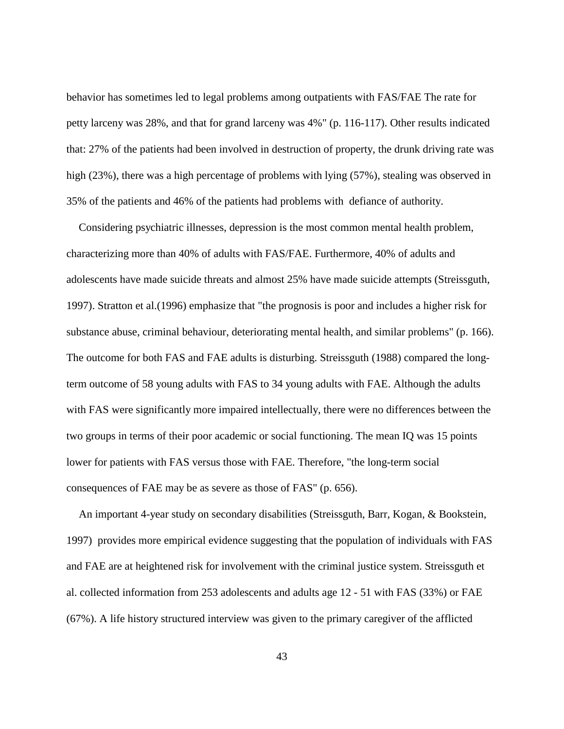behavior has sometimes led to legal problems among outpatients with FAS/FAE The rate for petty larceny was 28%, and that for grand larceny was 4%" (p. 116-117). Other results indicated that: 27% of the patients had been involved in destruction of property, the drunk driving rate was high (23%), there was a high percentage of problems with lying (57%), stealing was observed in 35% of the patients and 46% of the patients had problems with defiance of authority.

Considering psychiatric illnesses, depression is the most common mental health problem, characterizing more than 40% of adults with FAS/FAE. Furthermore, 40% of adults and adolescents have made suicide threats and almost 25% have made suicide attempts (Streissguth, 1997). Stratton et al.(1996) emphasize that "the prognosis is poor and includes a higher risk for substance abuse, criminal behaviour, deteriorating mental health, and similar problems" (p. 166). The outcome for both FAS and FAE adults is disturbing. Streissguth (1988) compared the long-term outcome of 58 young adults with FAS to 34 young adults with FAE. Although the adults with FAS were significantly more impaired intellectually, there were no differences between the two groups in terms of their poor academic or social functioning. The mean IQ was 15 points lower for patients with FAS versus those with FAE. Therefore, "the long-term social consequences of FAE may be as severe as those of FAS" (p. 656).

An important 4-year study on secondary disabilities (Streissguth, Barr, Kogan, & Bookstein, 1997) provides more empirical evidence suggesting that the population of individuals with FAS and FAE are at heightened risk for involvement with the criminal justice system. Streissguth et al. collected information from 253 adolescents and adults age 12 - 51 with FAS (33%) or FAE (67%). A life history structured interview was given to the primary caregiver of the afflicted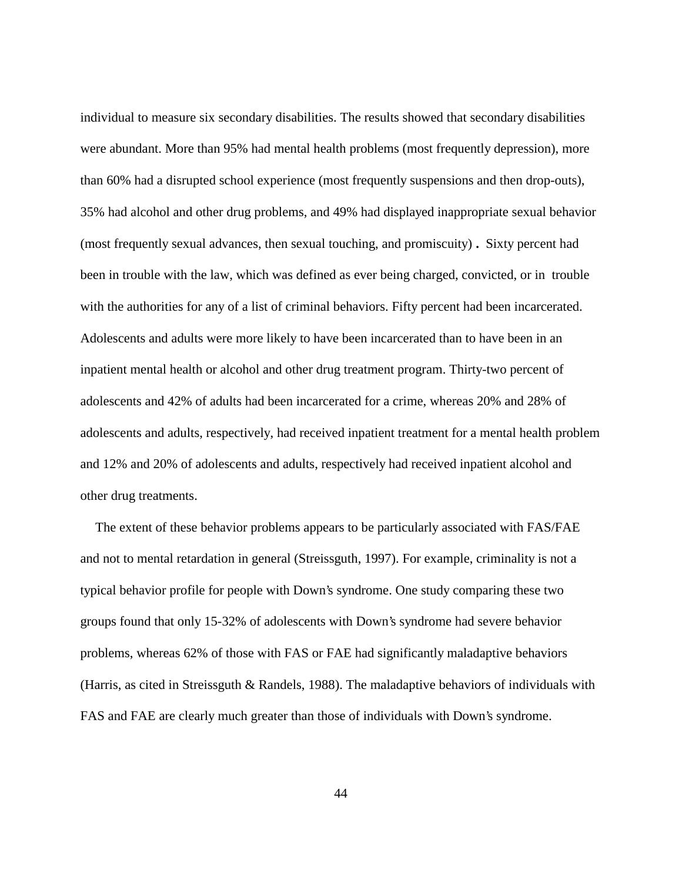individual to measure six secondary disabilities. The results showed that secondary disabilities were abundant. More than 95% had mental health problems (most frequently depression), more than 60% had a disrupted school experience (most frequently suspensions and then drop-outs), 35% had alcohol and other drug problems, and 49% had displayed inappropriate sexual behavior (most frequently sexual advances, then sexual touching, and promiscuity) . Sixty percent had been in trouble with the law, which was defined as ever being charged, convicted, or in trouble with the authorities for any of a list of criminal behaviors. Fifty percent had been incarcerated. Adolescents and adults were more likely to have been incarcerated than to have been in an inpatient mental health or alcohol and other drug treatment program. Thirty-two percent of adolescents and 42% of adults had been incarcerated for a crime, whereas 20% and 28% of adolescents and adults, respectively, had received inpatient treatment for a mental health problem and 12% and 20% of adolescents and adults, respectively had received inpatient alcohol and other drug treatments.

The extent of these behavior problems appears to be particularly associated with FAS/FAE and not to mental retardation in general (Streissguth, 1997). For example, criminality is not a typical behavior profile for people with Down's syndrome. One study comparing these two groups found that only 15-32% of adolescents with Down's syndrome had severe behavior problems, whereas 62% of those with FAS or FAE had significantly maladaptive behaviors (Harris, as cited in Streissguth & Randels, 1988). The maladaptive behaviors of individuals with FAS and FAE are clearly much greater than those of individuals with Down's syndrome.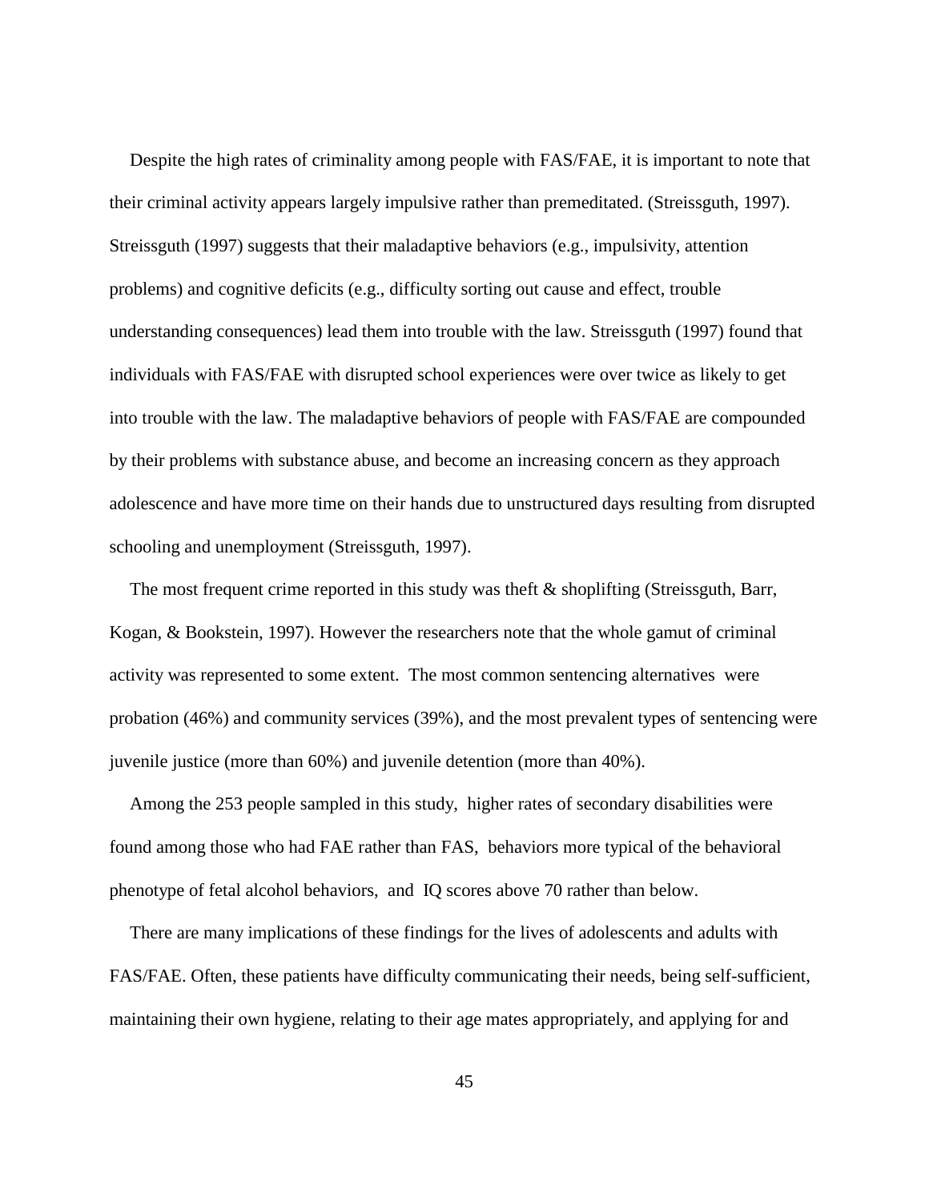Despite the high rates of criminality among people with FAS/FAE, it is important to note that their criminal activity appears largely impulsive rather than premeditated. (Streissguth, 1997). Streissguth (1997) suggests that their maladaptive behaviors (e.g., impulsivity, attention problems) and cognitive deficits (e.g., difficulty sorting out cause and effect, trouble understanding consequences) lead them into trouble with the law. Streissguth (1997) found that individuals with FAS/FAE with disrupted school experiences were over twice as likely to get into trouble with the law. The maladaptive behaviors of people with FAS/FAE are compounded by their problems with substance abuse, and become an increasing concern as they approach adolescence and have more time on their hands due to unstructured days resulting from disrupted schooling and unemployment (Streissguth, 1997).

The most frequent crime reported in this study was theft & shoplifting (Streissguth, Barr, Kogan, & Bookstein, 1997). However the researchers note that the whole gamut of criminal activity was represented to some extent. The most common sentencing alternatives were probation (46%) and community services (39%), and the most prevalent types of sentencing were juvenile justice (more than 60%) and juvenile detention (more than 40%).

Among the 253 people sampled in this study, higher rates of secondary disabilities were found among those who had FAE rather than FAS, behaviors more typical of the behavioral phenotype of fetal alcohol behaviors, and IQ scores above 70 rather than below.

There are many implications of these findings for the lives of adolescents and adults with FAS/FAE. Often, these patients have difficulty communicating their needs, being self-sufficient, maintaining their own hygiene, relating to their age mates appropriately, and applying for and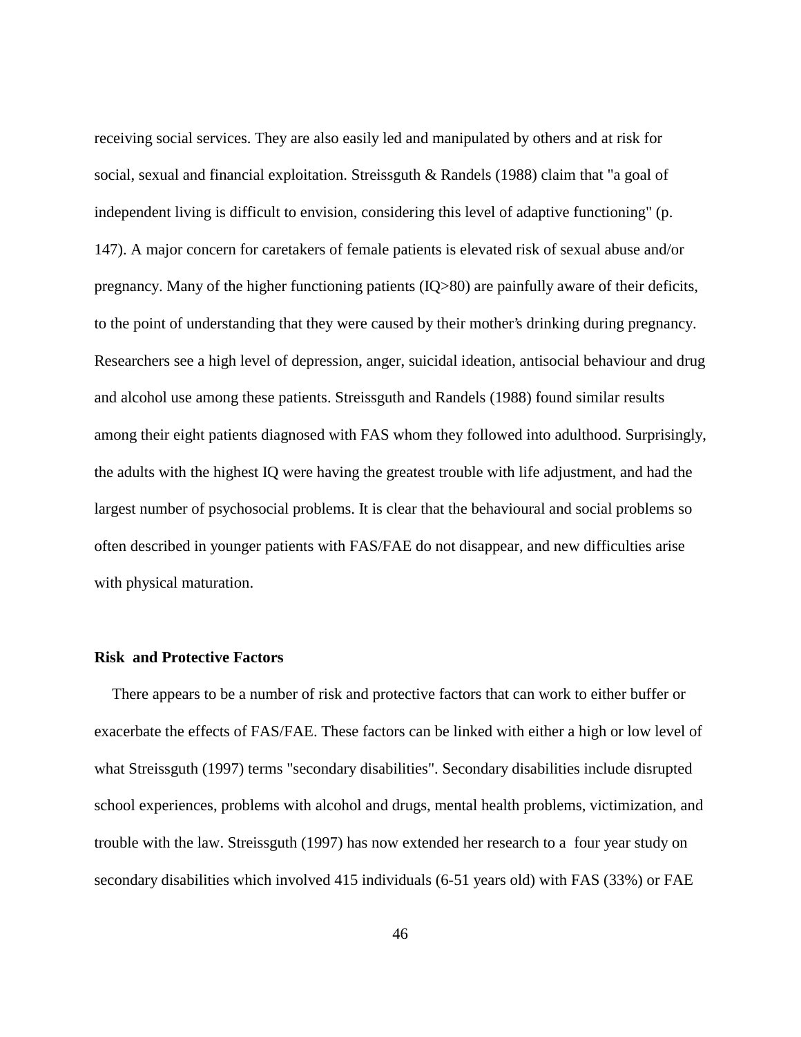receiving social services. They are also easily led and manipulated by others and at risk for social, sexual and financial exploitation. Streissguth & Randels (1988) claim that "a goal of independent living is difficult to envision, considering this level of adaptive functioning" (p. 147). A major concern for caretakers of female patients is elevated risk of sexual abuse and/or pregnancy. Many of the higher functioning patients (IQ>80) are painfully aware of their deficits, to the point of understanding that they were caused by their mother's drinking during pregnancy. Researchers see a high level of depression, anger, suicidal ideation, antisocial behaviour and drug and alcohol use among these patients. Streissguth and Randels (1988) found similar results among their eight patients diagnosed with FAS whom they followed into adulthood. Surprisingly, the adults with the highest IQ were having the greatest trouble with life adjustment, and had the largest number of psychosocial problems. It is clear that the behavioural and social problems so often described in younger patients with FAS/FAE do not disappear, and new difficulties arise with physical maturation.

**Risk and Protective Factors**

There appears to be a number of risk and protective factors that can work to either buffer or exacerbate the effects of FAS/FAE. These factors can be linked with either a high or low level of what Streissguth (1997) terms "secondary disabilities". Secondary disabilities include disrupted school experiences, problems with alcohol and drugs, mental health problems, victimization, and trouble with the law. Streissguth (1997) has now extended her research to a four year study on secondary disabilities which involved 415 individuals (6-51 years old) with FAS (33%) or FAE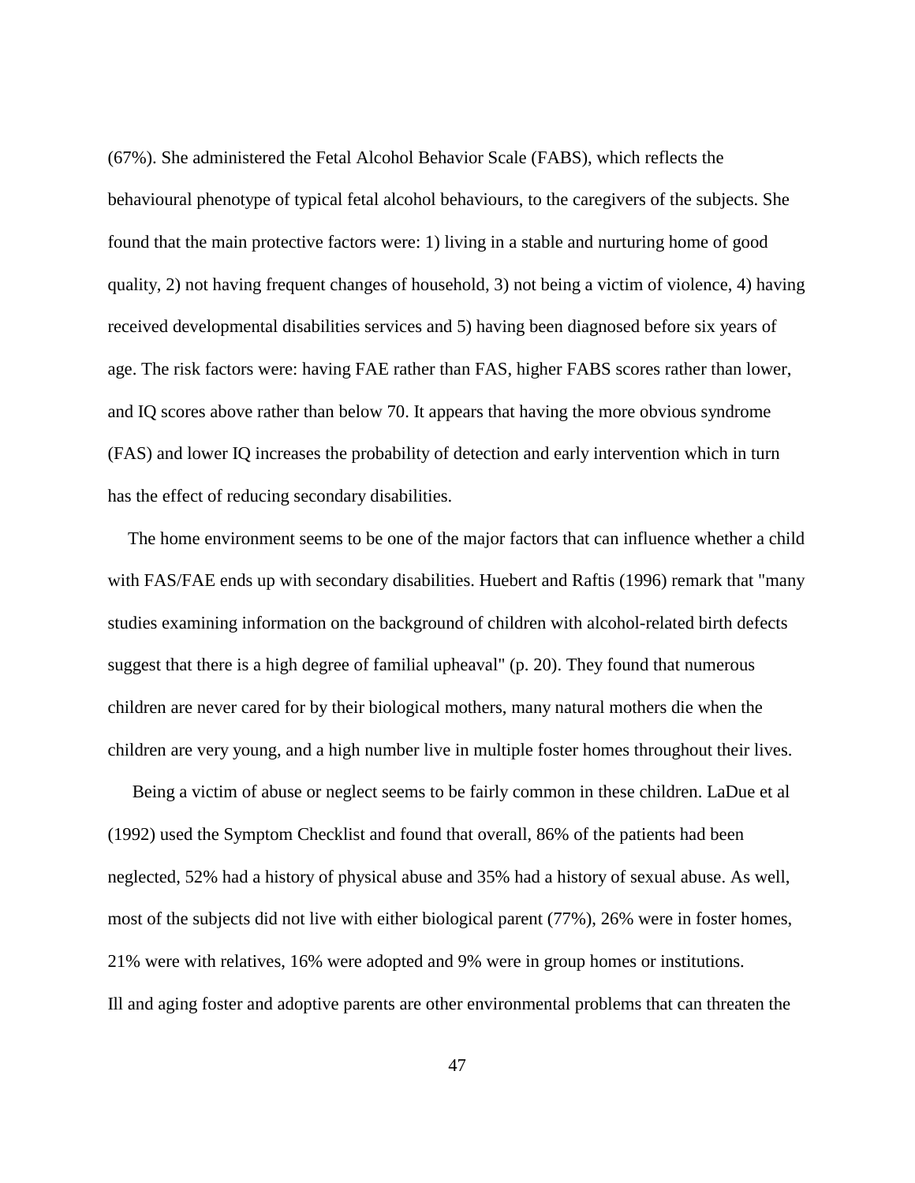(67%). She administered the Fetal Alcohol Behavior Scale (FABS), which reflects the behavioural phenotype of typical fetal alcohol behaviours, to the caregivers of the subjects. She found that the main protective factors were: 1) living in a stable and nurturing home of good quality, 2) not having frequent changes of household, 3) not being a victim of violence, 4) having received developmental disabilities services and 5) having been diagnosed before six years of age. The risk factors were: having FAE rather than FAS, higher FABS scores rather than lower, and IQ scores above rather than below 70. It appears that having the more obvious syndrome (FAS) and lower IQ increases the probability of detection and early intervention which in turn has the effect of reducing secondary disabilities.

The home environment seems to be one of the major factors that can influence whether a child with FAS/FAE ends up with secondary disabilities. Huebert and Raftis (1996) remark that "many studies examining information on the background of children with alcohol-related birth defects suggest that there is a high degree of familial upheaval" (p. 20). They found that numerous children are never cared for by their biological mothers, many natural mothers die when the children are very young, and a high number live in multiple foster homes throughout their lives.

Being a victim of abuse or neglect seems to be fairly common in these children. LaDue et al (1992) used the Symptom Checklist and found that overall, 86% of the patients had been neglected, 52% had a history of physical abuse and 35% had a history of sexual abuse. As well, most of the subjects did not live with either biological parent (77%), 26% were in foster homes, 21% were with relatives, 16% were adopted and 9% were in group homes or institutions.

Ill and aging foster and adoptive parents are other environmental problems that can threaten the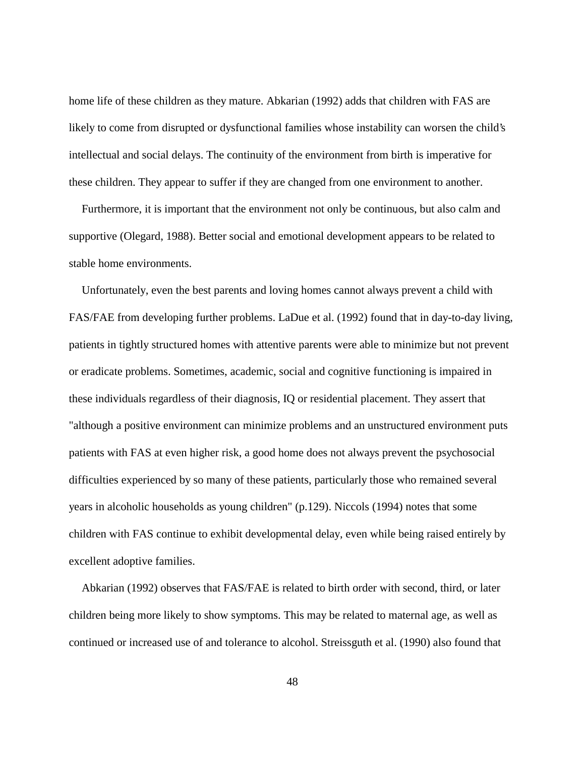home life of these children as they mature. Abkarian (1992) adds that children with FAS are likely to come from disrupted or dysfunctional families whose instability can worsen the child's intellectual and social delays. The continuity of the environment from birth is imperative for these children. They appear to suffer if they are changed from one environment to another.

Furthermore, it is important that the environment not only be continuous, but also calm and supportive (Olegard, 1988). Better social and emotional development appears to be related to stable home environments.

Unfortunately, even the best parents and loving homes cannot always prevent a child with FAS/FAE from developing further problems. LaDue et al. (1992) found that in day-to-day living, patients in tightly structured homes with attentive parents were able to minimize but not prevent or eradicate problems. Sometimes, academic, social and cognitive functioning is impaired in these individuals regardless of their diagnosis, IQ or residential placement. They assert that "although a positive environment can minimize problems and an unstructured environment puts patients with FAS at even higher risk, a good home does not always prevent the psychosocial difficulties experienced by so many of these patients, particularly those who remained several years in alcoholic households as young children" (p.129). Niccols (1994) notes that some children with FAS continue to exhibit developmental delay, even while being raised entirely by excellent adoptive families.

Abkarian (1992) observes that FAS/FAE is related to birth order with second, third, or later children being more likely to show symptoms. This may be related to maternal age, as well as continued or increased use of and tolerance to alcohol. Streissguth et al. (1990) also found that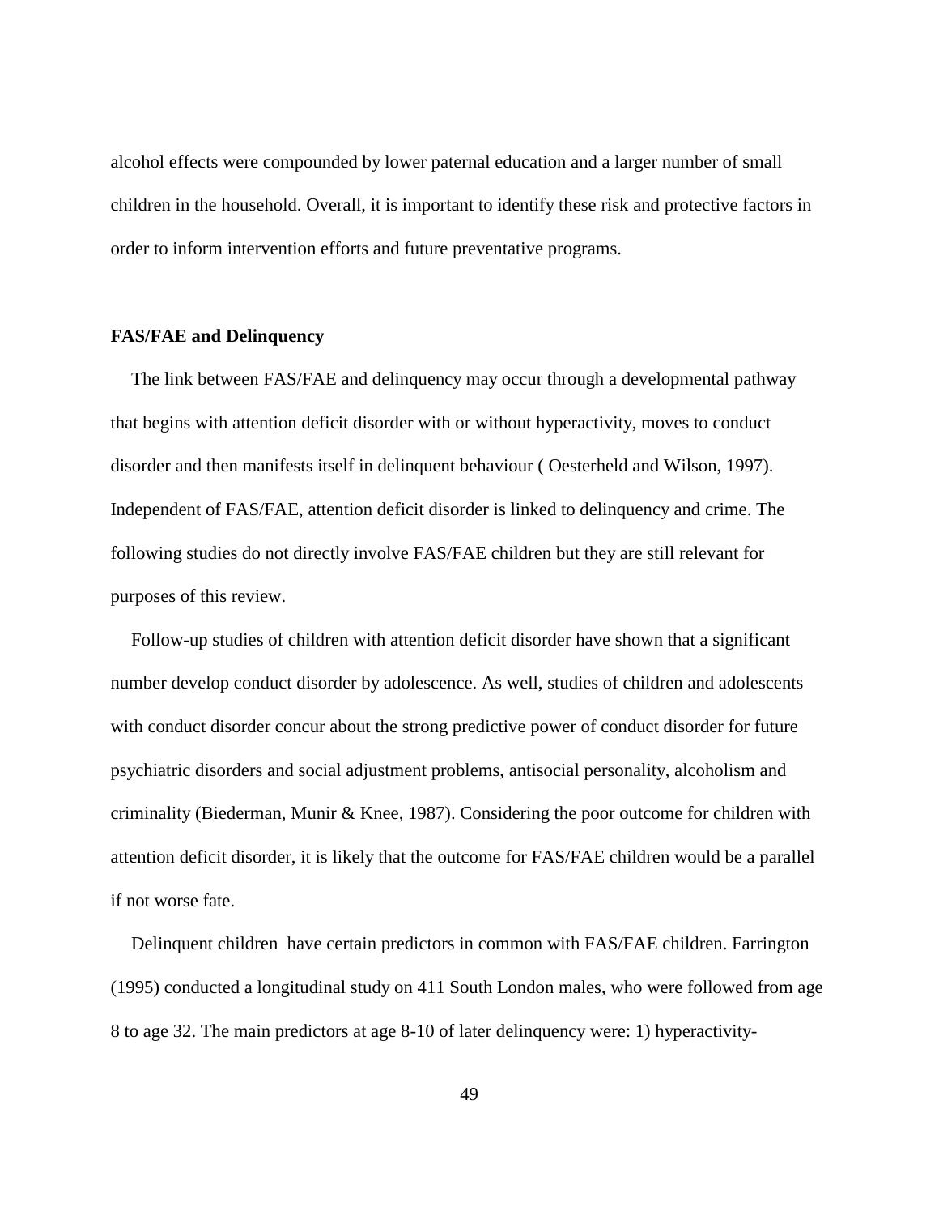alcohol effects were compounded by lower paternal education and a larger number of small children in the household. Overall, it is important to identify these risk and protective factors in order to inform intervention efforts and future preventative programs.

**FAS/FAE and Delinquency**

The link between FAS/FAE and delinquency may occur through a developmental pathway that begins with attention deficit disorder with or without hyperactivity, moves to conduct disorder and then manifests itself in delinquent behaviour ( Oesterheld and Wilson, 1997). Independent of FAS/FAE, attention deficit disorder is linked to delinquency and crime. The following studies do not directly involve FAS/FAE children but they are still relevant for purposes of this review.

Follow-up studies of children with attention deficit disorder have shown that a significant number develop conduct disorder by adolescence. As well, studies of children and adolescents with conduct disorder concur about the strong predictive power of conduct disorder for future psychiatric disorders and social adjustment problems, antisocial personality, alcoholism and criminality (Biederman, Munir & Knee, 1987). Considering the poor outcome for children with attention deficit disorder, it is likely that the outcome for FAS/FAE children would be a parallel if not worse fate.

Delinquent children have certain predictors in common with FAS/FAE children. Farrington (1995) conducted a longitudinal study on 411 South London males, who were followed from age 8 to age 32. The main predictors at age 8-10 of later delinquency were: 1) hyperactivity-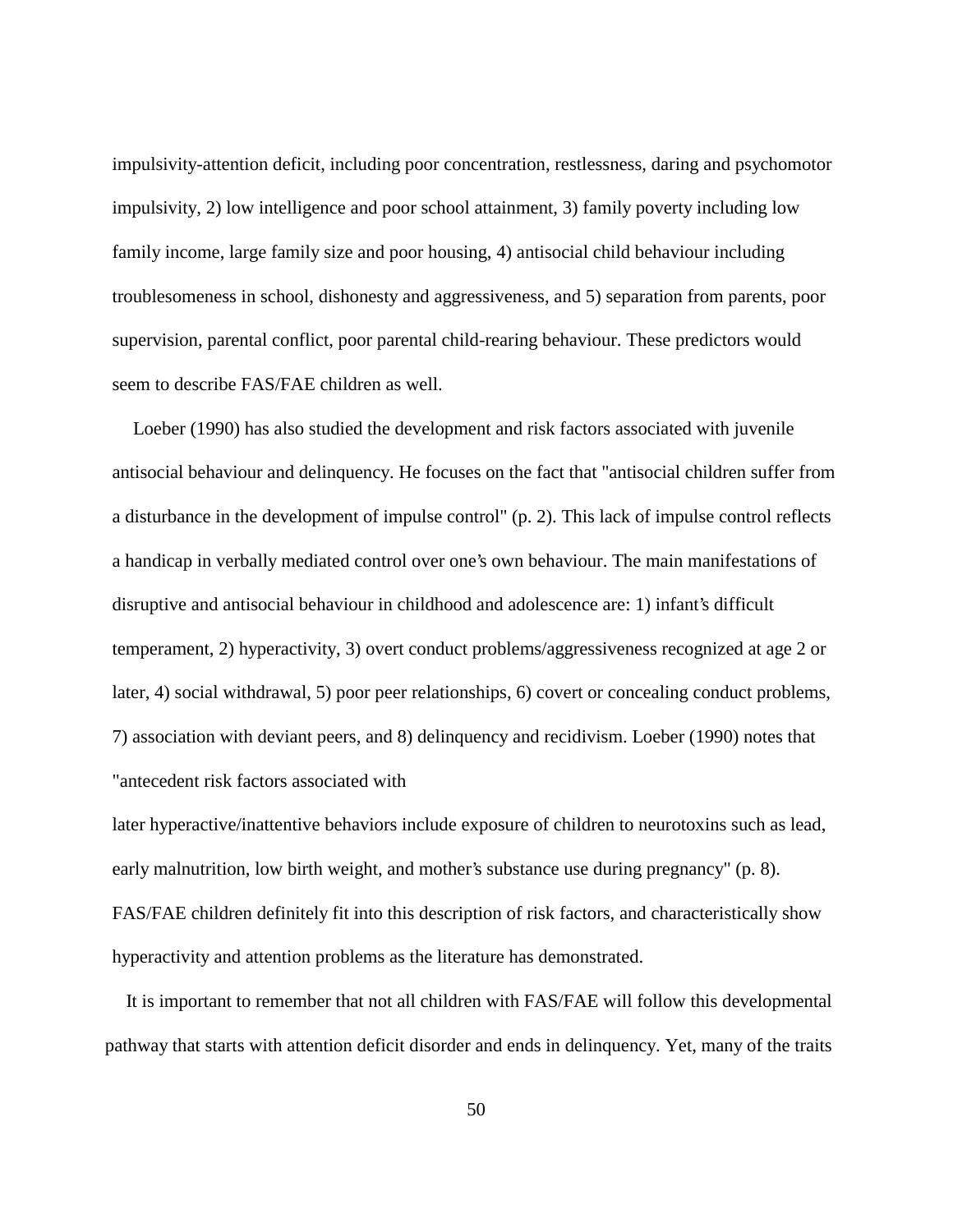impulsivity-attention deficit, including poor concentration, restlessness, daring and psychomotor impulsivity, 2) low intelligence and poor school attainment, 3) family poverty including low family income, large family size and poor housing, 4) antisocial child behaviour including troublesomeness in school, dishonesty and aggressiveness, and 5) separation from parents, poor supervision, parental conflict, poor parental child-rearing behaviour. These predictors would seem to describe FAS/FAE children as well.

Loeber (1990) has also studied the development and risk factors associated with juvenile antisocial behaviour and delinquency. He focuses on the fact that "antisocial children suffer from a disturbance in the development of impulse control" (p. 2). This lack of impulse control reflects a handicap in verbally mediated control over one's own behaviour. The main manifestations of disruptive and antisocial behaviour in childhood and adolescence are: 1) infant's difficult temperament, 2) hyperactivity, 3) overt conduct problems/aggressiveness recognized at age 2 or later, 4) social withdrawal, 5) poor peer relationships, 6) covert or concealing conduct problems, 7) association with deviant peers, and 8) delinquency and recidivism. Loeber (1990) notes that "antecedent risk factors associated with later hyperactive/inattentive behaviors include exposure of children to neurotoxins such as lead, early malnutrition, low birth weight, and mother's substance use during pregnancy" (p. 8). FAS/FAE children definitely fit into this description of risk factors, and characteristically show hyperactivity and attention problems as the literature has demonstrated.

It is important to remember that not all children with FAS/FAE will follow this developmental pathway that starts with attention deficit disorder and ends in delinquency. Yet, many of the traits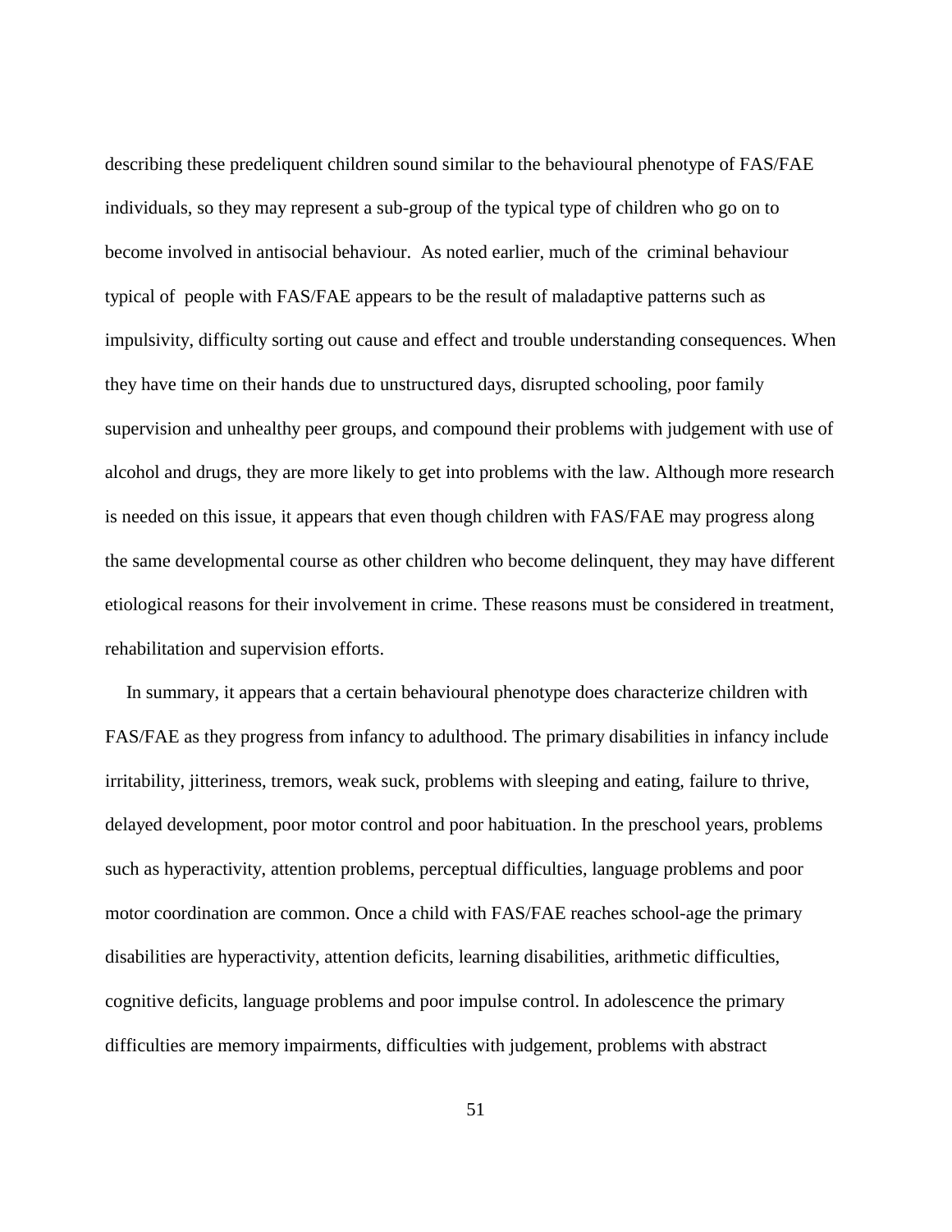describing these predeliquent children sound similar to the behavioural phenotype of FAS/FAE individuals, so they may represent a sub-group of the typical type of children who go on to become involved in antisocial behaviour. As noted earlier, much of the criminal behaviour typical of people with FAS/FAE appears to be the result of maladaptive patterns such as impulsivity, difficulty sorting out cause and effect and trouble understanding consequences. When they have time on their hands due to unstructured days, disrupted schooling, poor family supervision and unhealthy peer groups, and compound their problems with judgement with use of alcohol and drugs, they are more likely to get into problems with the law. Although more research is needed on this issue, it appears that even though children with FAS/FAE may progress along the same developmental course as other children who become delinquent, they may have different etiological reasons for their involvement in crime. These reasons must be considered in treatment, rehabilitation and supervision efforts.

In summary, it appears that a certain behavioural phenotype does characterize children with FAS/FAE as they progress from infancy to adulthood. The primary disabilities in infancy include irritability, jitteriness, tremors, weak suck, problems with sleeping and eating, failure to thrive, delayed development, poor motor control and poor habituation. In the preschool years, problems such as hyperactivity, attention problems, perceptual difficulties, language problems and poor motor coordination are common. Once a child with FAS/FAE reaches school-age the primary disabilities are hyperactivity, attention deficits, learning disabilities, arithmetic difficulties, cognitive deficits, language problems and poor impulse control. In adolescence the primary difficulties are memory impairments, difficulties with judgement, problems with abstract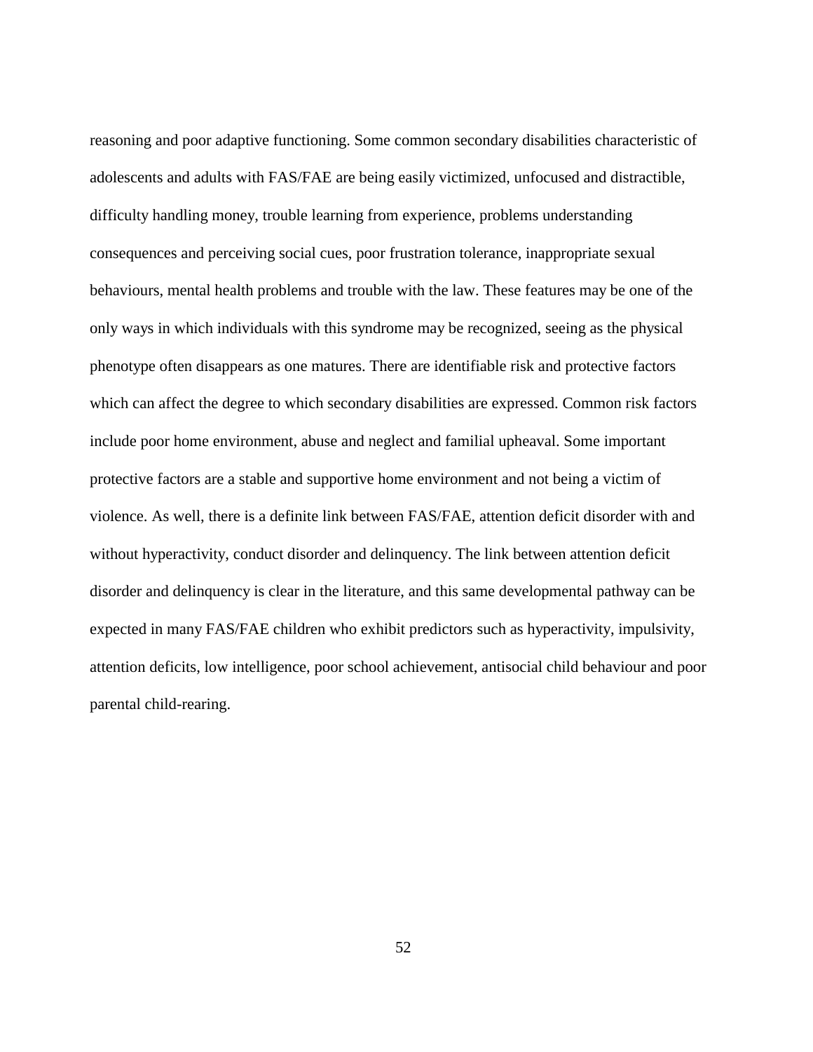reasoning and poor adaptive functioning. Some common secondary disabilities characteristic of adolescents and adults with FAS/FAE are being easily victimized, unfocused and distractible, difficulty handling money, trouble learning from experience, problems understanding consequences and perceiving social cues, poor frustration tolerance, inappropriate sexual behaviours, mental health problems and trouble with the law. These features may be one of the only ways in which individuals with this syndrome may be recognized, seeing as the physical phenotype often disappears as one matures. There are identifiable risk and protective factors which can affect the degree to which secondary disabilities are expressed. Common risk factors include poor home environment, abuse and neglect and familial upheaval. Some important protective factors are a stable and supportive home environment and not being a victim of violence. As well, there is a definite link between FAS/FAE, attention deficit disorder with and without hyperactivity, conduct disorder and delinquency. The link between attention deficit disorder and delinquency is clear in the literature, and this same developmental pathway can be expected in many FAS/FAE children who exhibit predictors such as hyperactivity, impulsivity, attention deficits, low intelligence, poor school achievement, antisocial child behaviour and poor parental child-rearing.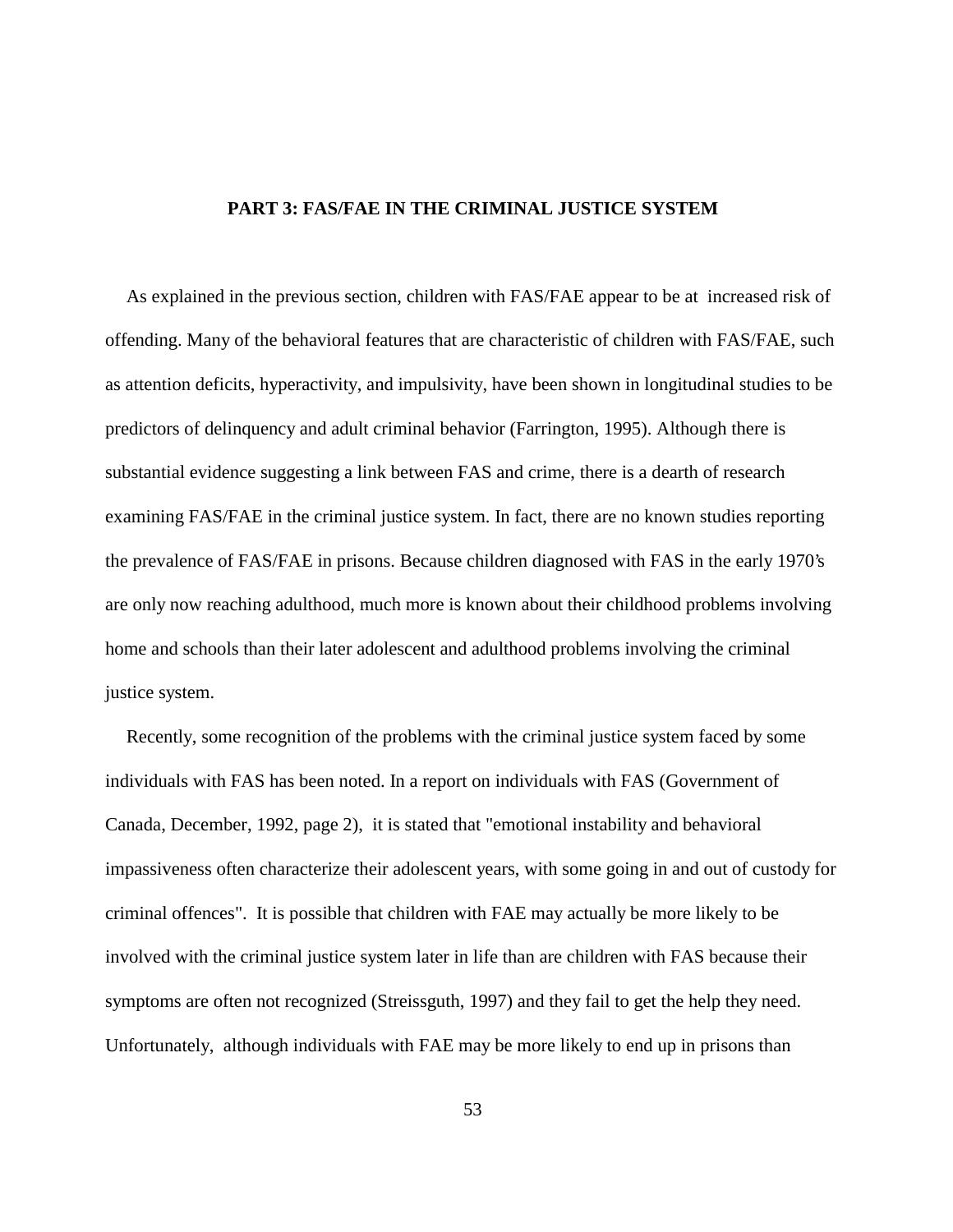## PART 3: FAS/FAE IN THE CRIMINAL JUSTICE SYSTEM

As explained in the previous section, children with FAS/FAE appear to be at increased risk of offending. Many of the behavioral features that are characteristic of children with FAS/FAE, such as attention deficits, hyperactivity, and impulsivity, have been shown in longitudinal studies to be predictors of delinquency and adult criminal behavior (Farrington, 1995). Although there is substantial evidence suggesting a link between FAS and crime, there is a dearth of research examining FAS/FAE in the criminal justice system. In fact, there are no known studies reporting the prevalence of FAS/FAE in prisons. Because children diagnosed with FAS in the early 1970's are only now reaching adulthood, much more is known about their childhood problems involving home and schools than their later adolescent and adulthood problems involving the criminal justice system.

Recently, some recognition of the problems with the criminal justice system faced by some individuals with FAS has been noted. In a report on individuals with FAS (Government of Canada, December, 1992, page 2), it is stated that "emotional instability and behavioral impassiveness often characterize their adolescent years, with some going in and out of custody for criminal offences". It is possible that children with FAE may actually be more likely to be involved with the criminal justice system later in life than are children with FAS because their symptoms are often not recognized (Streissguth, 1997) and they fail to get the help they need. Unfortunately, although individuals with FAE may be more likely to end up in prisons than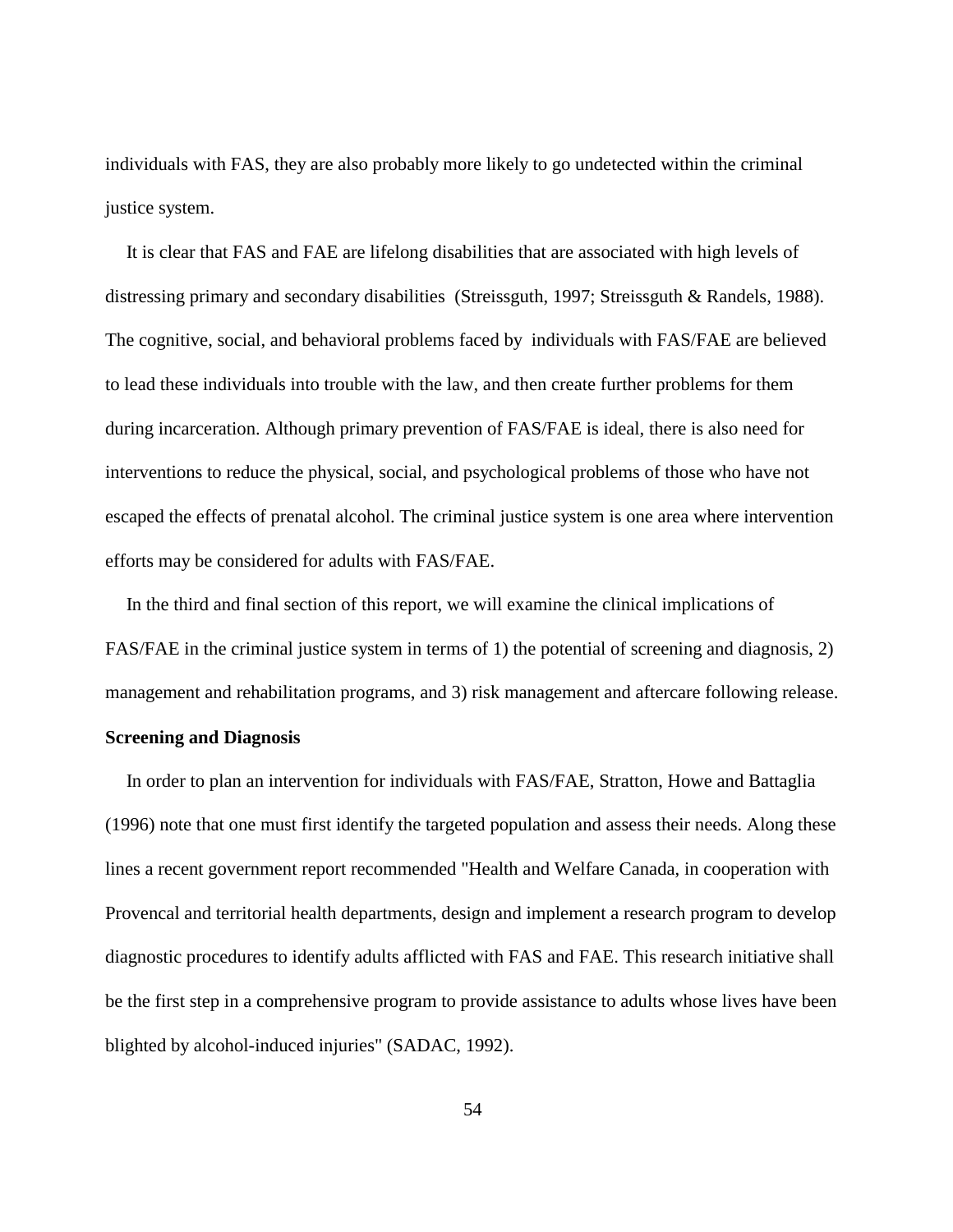individuals with FAS, they are also probably more likely to go undetected within the criminal justice system.

It is clear that FAS and FAE are lifelong disabilities that are associated with high levels of distressing primary and secondary disabilities (Streissguth, 1997; Streissguth & Randels, 1988). The cognitive, social, and behavioral problems faced by individuals with FAS/FAE are believed to lead these individuals into trouble with the law, and then create further problems for them during incarceration. Although primary prevention of FAS/FAE is ideal, there is also need for interventions to reduce the physical, social, and psychological problems of those who have not escaped the effects of prenatal alcohol. The criminal justice system is one area where intervention efforts may be considered for adults with FAS/FAE.

In the third and final section of this report, we will examine the clinical implications of FAS/FAE in the criminal justice system in terms of 1) the potential of screening and diagnosis, 2) management and rehabilitation programs, and 3) risk management and aftercare following release.

**Screening and Diagnosis**

In order to plan an intervention for individuals with FAS/FAE, Stratton, Howe and Battaglia (1996) note that one must first identify the targeted population and assess their needs. Along these lines a recent government report recommended "Health and Welfare Canada, in cooperation with Provencal and territorial health departments, design and implement a research program to develop diagnostic procedures to identify adults afflicted with FAS and FAE. This research initiative shall be the first step in a comprehensive program to provide assistance to adults whose lives have been blighted by alcohol-induced injuries" (SADAC, 1992).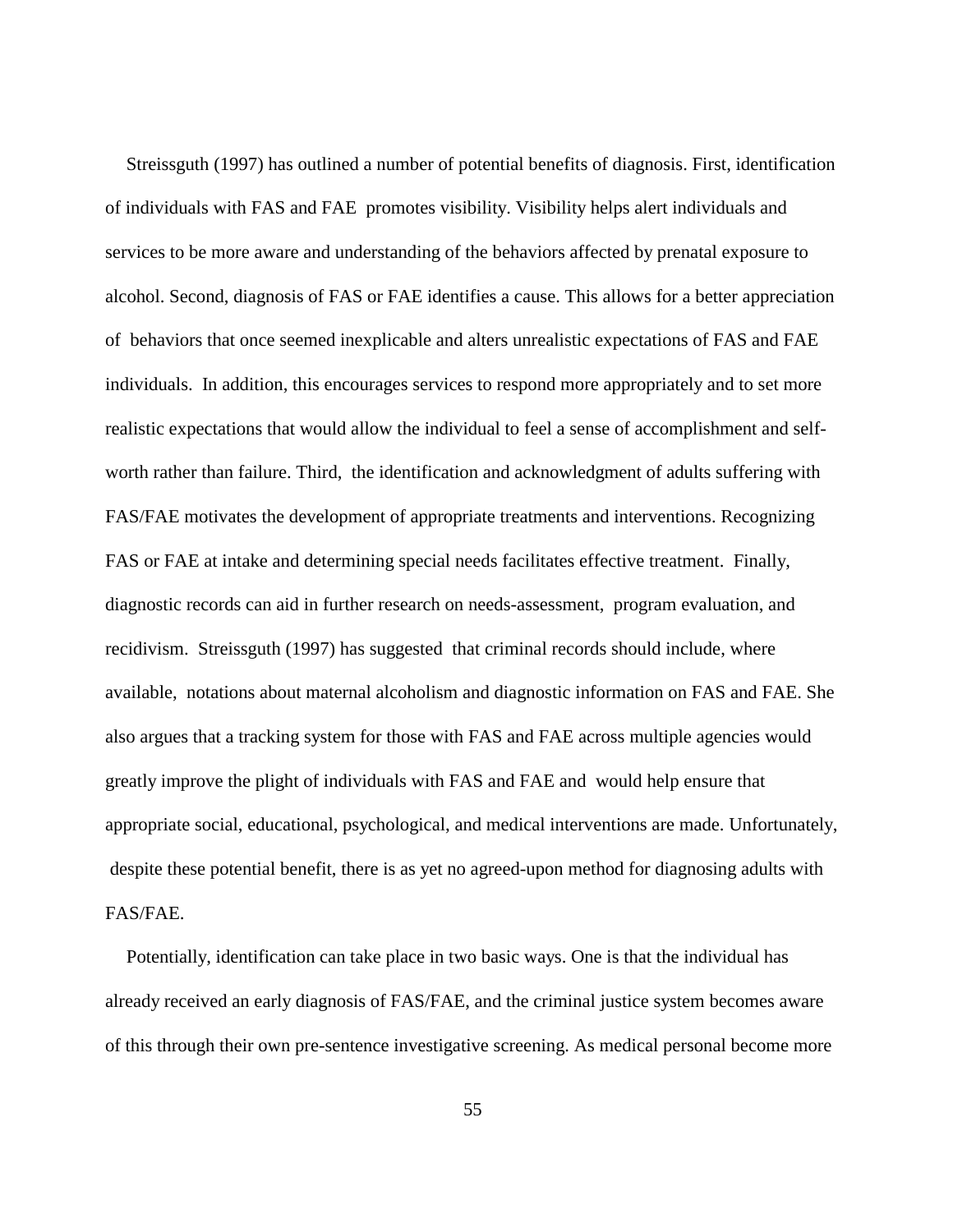Streissguth (1997) has outlined a number of potential benefits of diagnosis. First, identification of individuals with FAS and FAE promotes visibility. Visibility helps alert individuals and services to be more aware and understanding of the behaviors affected by prenatal exposure to alcohol. Second, diagnosis of FAS or FAE identifies a cause. This allows for a better appreciation of behaviors that once seemed inexplicable and alters unrealistic expectations of FAS and FAE individuals. In addition, this encourages services to respond more appropriately and to set more realistic expectations that would allow the individual to feel a sense of accomplishment and self-worth rather than failure. Third, the identification and acknowledgment of adults suffering with FAS/FAE motivates the development of appropriate treatments and interventions. Recognizing FAS or FAE at intake and determining special needs facilitates effective treatment. Finally, diagnostic records can aid in further research on needs-assessment, program evaluation, and recidivism. Streissguth (1997) has suggested that criminal records should include, where available, notations about maternal alcoholism and diagnostic information on FAS and FAE. She also argues that a tracking system for those with FAS and FAE across multiple agencies would greatly improve the plight of individuals with FAS and FAE and would help ensure that appropriate social, educational, psychological, and medical interventions are made. Unfortunately, despite these potential benefit, there is as yet no agreed-upon method for diagnosing adults with FAS/FAE.

Potentially, identification can take place in two basic ways. One is that the individual has already received an early diagnosis of FAS/FAE, and the criminal justice system becomes aware of this through their own pre-sentence investigative screening. As medical personal become more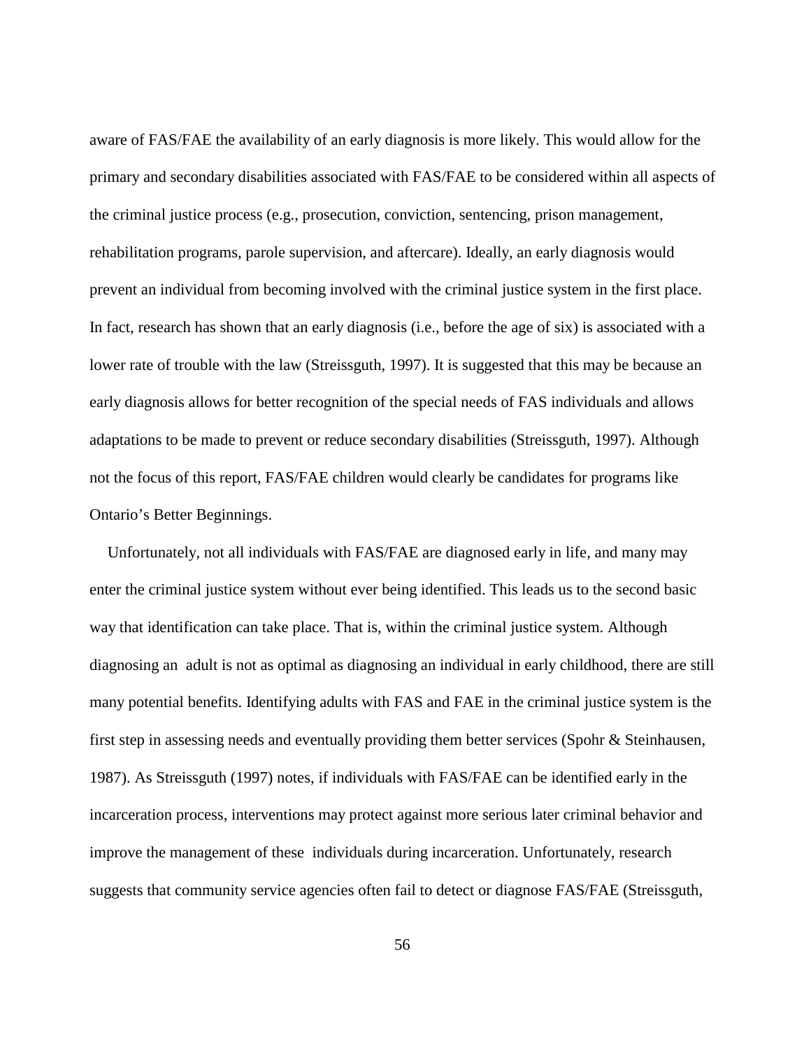aware of FAS/FAE the availability of an early diagnosis is more likely. This would allow for the primary and secondary disabilities associated with FAS/FAE to be considered within all aspects of the criminal justice process (e.g., prosecution, conviction, sentencing, prison management, rehabilitation programs, parole supervision, and aftercare). Ideally, an early diagnosis would prevent an individual from becoming involved with the criminal justice system in the first place. In fact, research has shown that an early diagnosis (i.e., before the age of six) is associated with a lower rate of trouble with the law (Streissguth, 1997). It is suggested that this may be because an early diagnosis allows for better recognition of the special needs of FAS individuals and allows adaptations to be made to prevent or reduce secondary disabilities (Streissguth, 1997). Although not the focus of this report, FAS/FAE children would clearly be candidates for programs like Ontario's Better Beginnings.

Unfortunately, not all individuals with FAS/FAE are diagnosed early in life, and many may enter the criminal justice system without ever being identified. This leads us to the second basic way that identification can take place. That is, within the criminal justice system. Although diagnosing an adult is not as optimal as diagnosing an individual in early childhood, there are still many potential benefits. Identifying adults with FAS and FAE in the criminal justice system is the first step in assessing needs and eventually providing them better services (Spohr & Steinhausen, 1987). As Streissguth (1997) notes, if individuals with FAS/FAE can be identified early in the incarceration process, interventions may protect against more serious later criminal behavior and improve the management of these individuals during incarceration. Unfortunately, research suggests that community service agencies often fail to detect or diagnose FAS/FAE (Streissguth,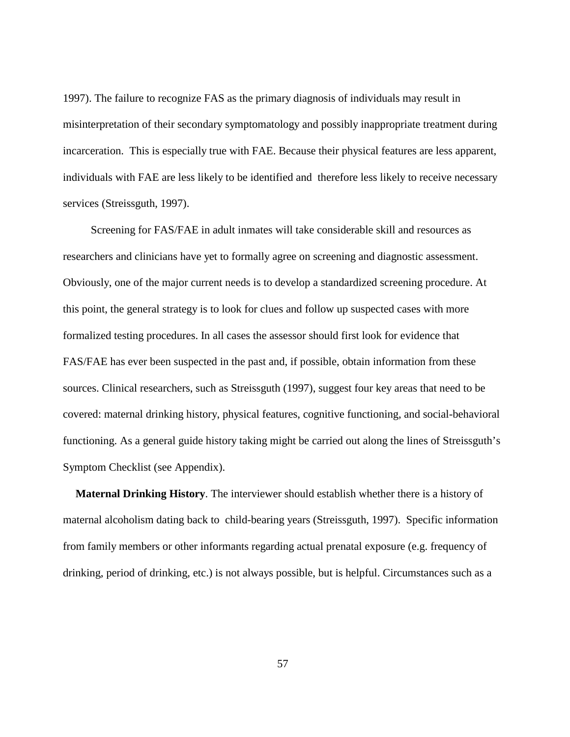1997). The failure to recognize FAS as the primary diagnosis of individuals may result in misinterpretation of their secondary symptomatology and possibly inappropriate treatment during incarceration. This is especially true with FAE. Because their physical features are less apparent, individuals with FAE are less likely to be identified and therefore less likely to receive necessary services (Streissguth, 1997).

Screening for FAS/FAE in adult inmates will take considerable skill and resources as researchers and clinicians have yet to formally agree on screening and diagnostic assessment. Obviously, one of the major current needs is to develop a standardized screening procedure. At this point, the general strategy is to look for clues and follow up suspected cases with more formalized testing procedures. In all cases the assessor should first look for evidence that FAS/FAE has ever been suspected in the past and, if possible, obtain information from these sources. Clinical researchers, such as Streissguth (1997), suggest four key areas that need to be covered: maternal drinking history, physical features, cognitive functioning, and social-behavioral functioning. As a general guide history taking might be carried out along the lines of Streissguth's Symptom Checklist (see Appendix).

**Maternal Drinking History**. The interviewer should establish whether there is a history of maternal alcoholism dating back to child-bearing years (Streissguth, 1997). Specific information from family members or other informants regarding actual prenatal exposure (e.g. frequency of drinking, period of drinking, etc.) is not always possible, but is helpful. Circumstances such as a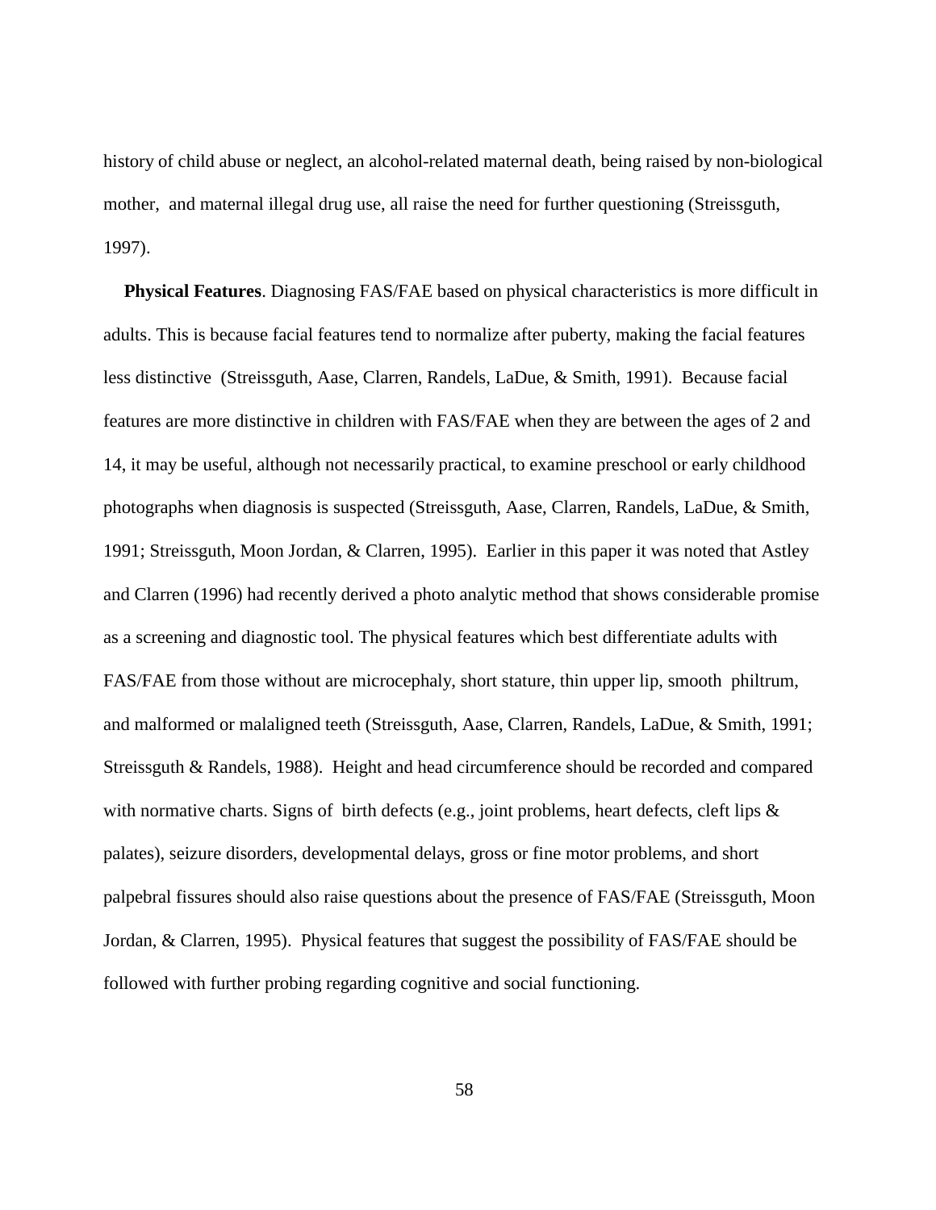history of child abuse or neglect, an alcohol-related maternal death, being raised by non-biological mother, and maternal illegal drug use, all raise the need for further questioning (Streissguth, 1997).

**Physical Features**. Diagnosing FAS/FAE based on physical characteristics is more difficult in adults. This is because facial features tend to normalize after puberty, making the facial features less distinctive (Streissguth, Aase, Clarren, Randels, LaDue, & Smith, 1991). Because facial features are more distinctive in children with FAS/FAE when they are between the ages of 2 and 14, it may be useful, although not necessarily practical, to examine preschool or early childhood photographs when diagnosis is suspected (Streissguth, Aase, Clarren, Randels, LaDue, & Smith, 1991; Streissguth, Moon Jordan, & Clarren, 1995). Earlier in this paper it was noted that Astley and Clarren (1996) had recently derived a photo analytic method that shows considerable promise as a screening and diagnostic tool. The physical features which best differentiate adults with FAS/FAE from those without are microcephaly, short stature, thin upper lip, smooth philtrum, and malformed or malaligned teeth (Streissguth, Aase, Clarren, Randels, LaDue, & Smith, 1991; Streissguth & Randels, 1988). Height and head circumference should be recorded and compared with normative charts. Signs of birth defects (e.g., joint problems, heart defects, cleft lips & palates), seizure disorders, developmental delays, gross or fine motor problems, and short palpebral fissures should also raise questions about the presence of FAS/FAE (Streissguth, Moon Jordan, & Clarren, 1995). Physical features that suggest the possibility of FAS/FAE should be followed with further probing regarding cognitive and social functioning.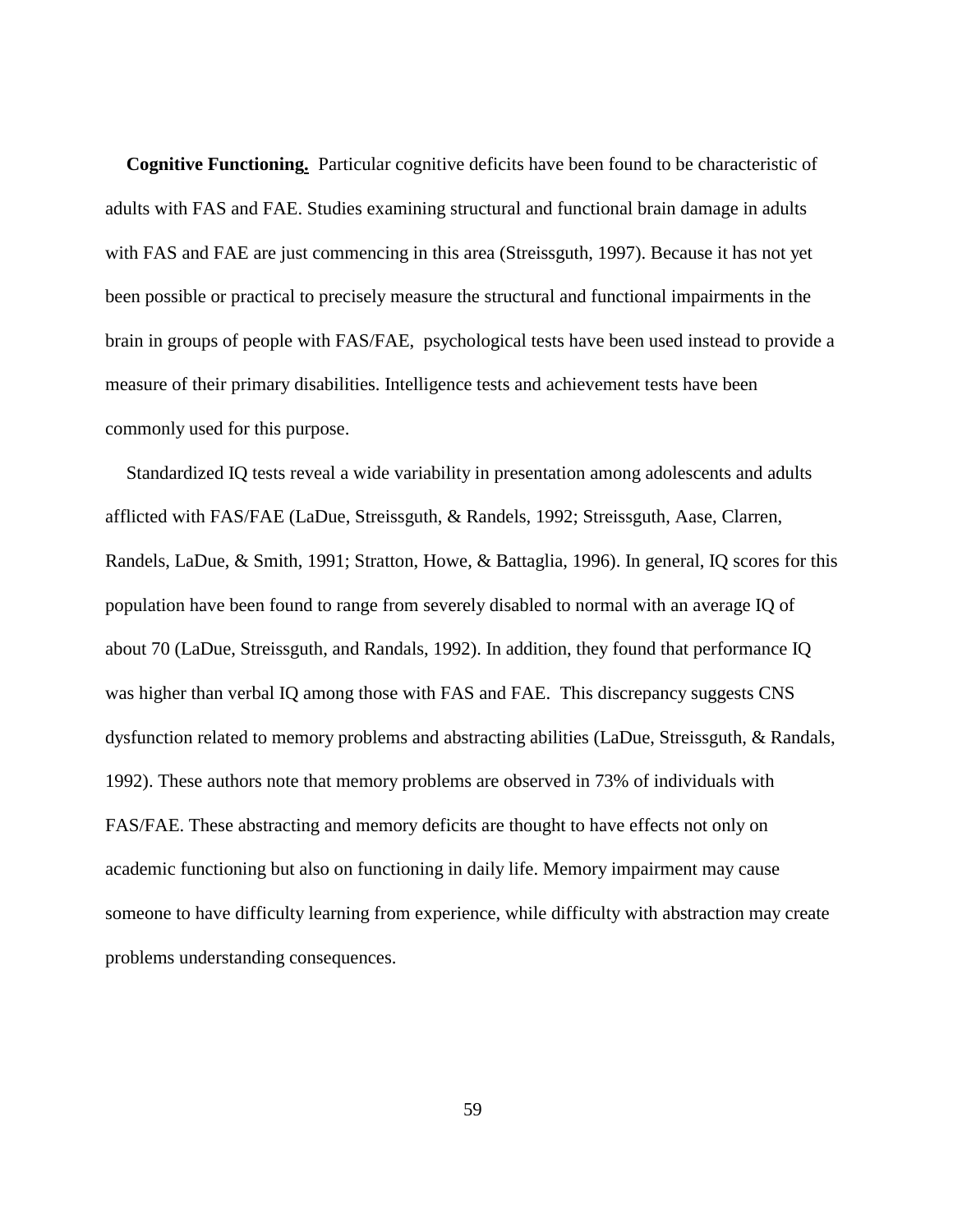**Cognitive Functioning.** Particular cognitive deficits have been found to be characteristic of adults with FAS and FAE. Studies examining structural and functional brain damage in adults with FAS and FAE are just commencing in this area (Streissguth, 1997). Because it has not yet been possible or practical to precisely measure the structural and functional impairments in the brain in groups of people with FAS/FAE, psychological tests have been used instead to provide a measure of their primary disabilities. Intelligence tests and achievement tests have been commonly used for this purpose.

Standardized IQ tests reveal a wide variability in presentation among adolescents and adults afflicted with FAS/FAE (LaDue, Streissguth, & Randels, 1992; Streissguth, Aase, Clarren, Randels, LaDue, & Smith, 1991; Stratton, Howe, & Battaglia, 1996). In general, IQ scores for this population have been found to range from severely disabled to normal with an average IQ of about 70 (LaDue, Streissguth, and Randals, 1992). In addition, they found that performance IQ was higher than verbal IQ among those with FAS and FAE. This discrepancy suggests CNS dysfunction related to memory problems and abstracting abilities (LaDue, Streissguth, & Randals, 1992). These authors note that memory problems are observed in 73% of individuals with FAS/FAE. These abstracting and memory deficits are thought to have effects not only on academic functioning but also on functioning in daily life. Memory impairment may cause someone to have difficulty learning from experience, while difficulty with abstraction may create problems understanding consequences.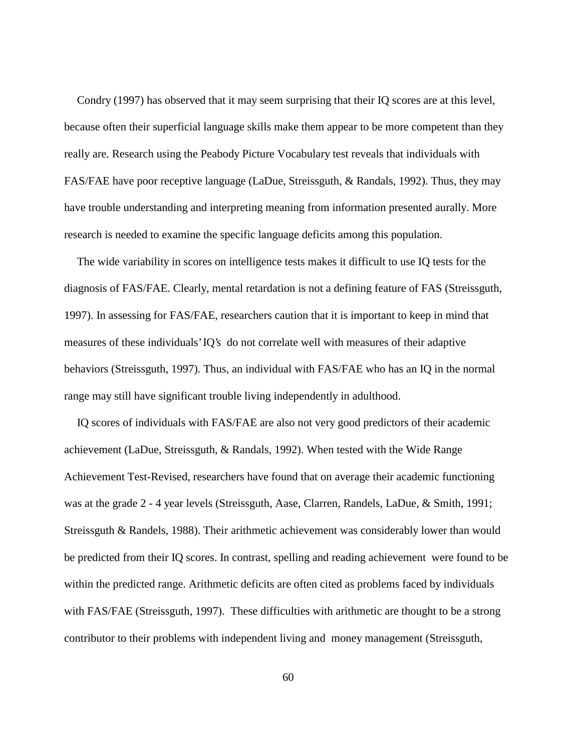Condry (1997) has observed that it may seem surprising that their IQ scores are at this level, because often their superficial language skills make them appear to be more competent than they really are. Research using the Peabody Picture Vocabulary test reveals that individuals with FAS/FAE have poor receptive language (LaDue, Streissguth, & Randals, 1992). Thus, they may have trouble understanding and interpreting meaning from information presented aurally. More research is needed to examine the specific language deficits among this population.

The wide variability in scores on intelligence tests makes it difficult to use IQ tests for the diagnosis of FAS/FAE. Clearly, mental retardation is not a defining feature of FAS (Streissguth, 1997). In assessing for FAS/FAE, researchers caution that it is important to keep in mind that measures of these individuals' IQ's do not correlate well with measures of their adaptive behaviors (Streissguth, 1997). Thus, an individual with FAS/FAE who has an IQ in the normal range may still have significant trouble living independently in adulthood.

IQ scores of individuals with FAS/FAE are also not very good predictors of their academic achievement (LaDue, Streissguth, & Randals, 1992). When tested with the Wide Range Achievement Test-Revised, researchers have found that on average their academic functioning was at the grade 2 - 4 year levels (Streissguth, Aase, Clarren, Randels, LaDue, & Smith, 1991; Streissguth & Randels, 1988). Their arithmetic achievement was considerably lower than would be predicted from their IQ scores. In contrast, spelling and reading achievement were found to be within the predicted range. Arithmetic deficits are often cited as problems faced by individuals with FAS/FAE (Streissguth, 1997). These difficulties with arithmetic are thought to be a strong contributor to their problems with independent living and money management (Streissguth,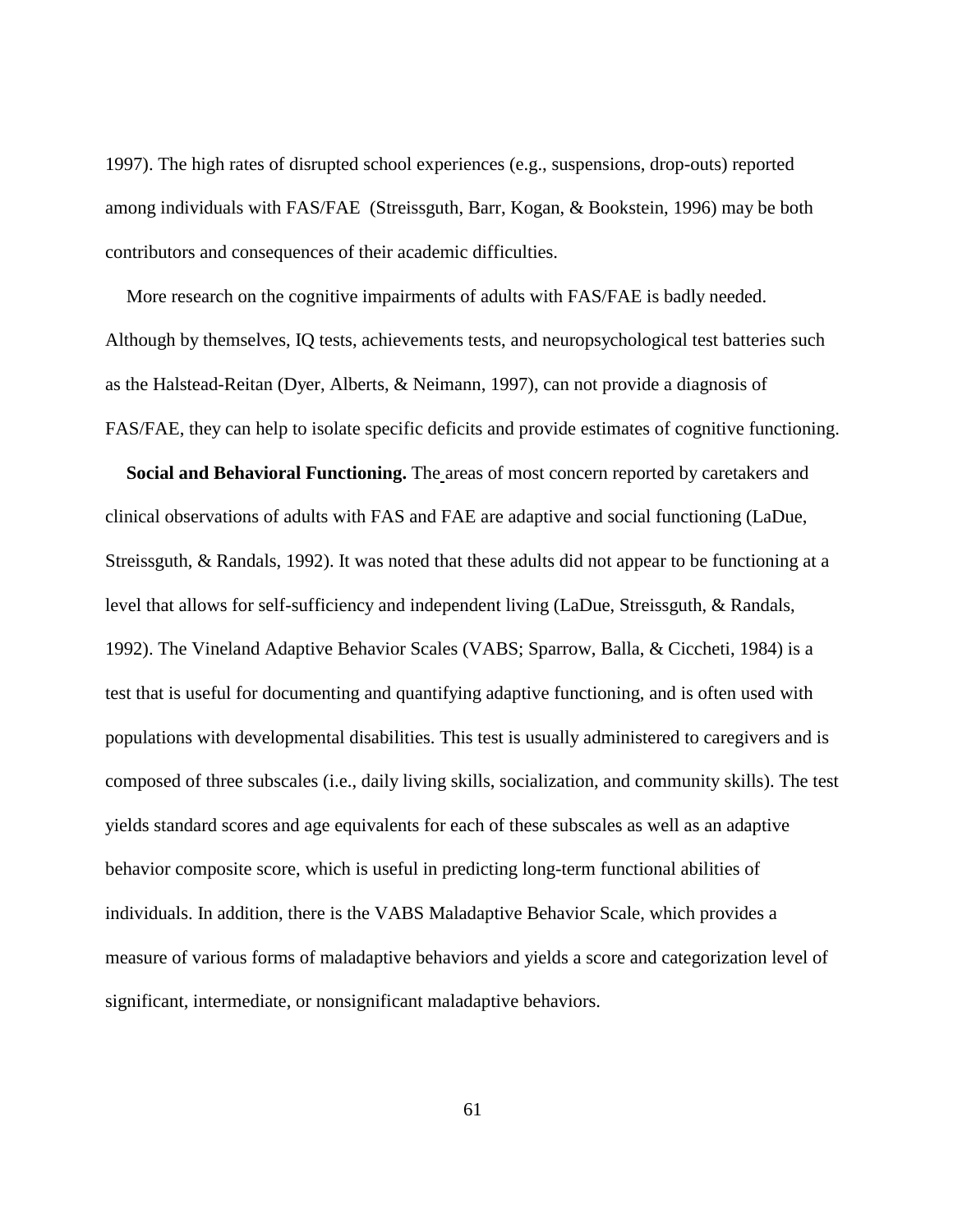1997). The high rates of disrupted school experiences (e.g., suspensions, drop-outs) reported among individuals with FAS/FAE (Streissguth, Barr, Kogan, & Bookstein, 1996) may be both contributors and consequences of their academic difficulties.

More research on the cognitive impairments of adults with FAS/FAE is badly needed. Although by themselves, IQ tests, achievements tests, and neuropsychological test batteries such as the Halstead-Reitan (Dyer, Alberts, & Neimann, 1997), can not provide a diagnosis of FAS/FAE, they can help to isolate specific deficits and provide estimates of cognitive functioning.

**Social and Behavioral Functioning.** The areas of most concern reported by caretakers and clinical observations of adults with FAS and FAE are adaptive and social functioning (LaDue, Streissguth, & Randals, 1992). It was noted that these adults did not appear to be functioning at a level that allows for self-sufficiency and independent living (LaDue, Streissguth, & Randals, 1992). The Vineland Adaptive Behavior Scales (VABS; Sparrow, Balla, & Ciccheti, 1984) is a test that is useful for documenting and quantifying adaptive functioning, and is often used with populations with developmental disabilities. This test is usually administered to caregivers and is composed of three subscales (i.e., daily living skills, socialization, and community skills). The test yields standard scores and age equivalents for each of these subscales as well as an adaptive behavior composite score, which is useful in predicting long-term functional abilities of individuals. In addition, there is the VABS Maladaptive Behavior Scale, which provides a measure of various forms of maladaptive behaviors and yields a score and categorization level of significant, intermediate, or nonsignificant maladaptive behaviors.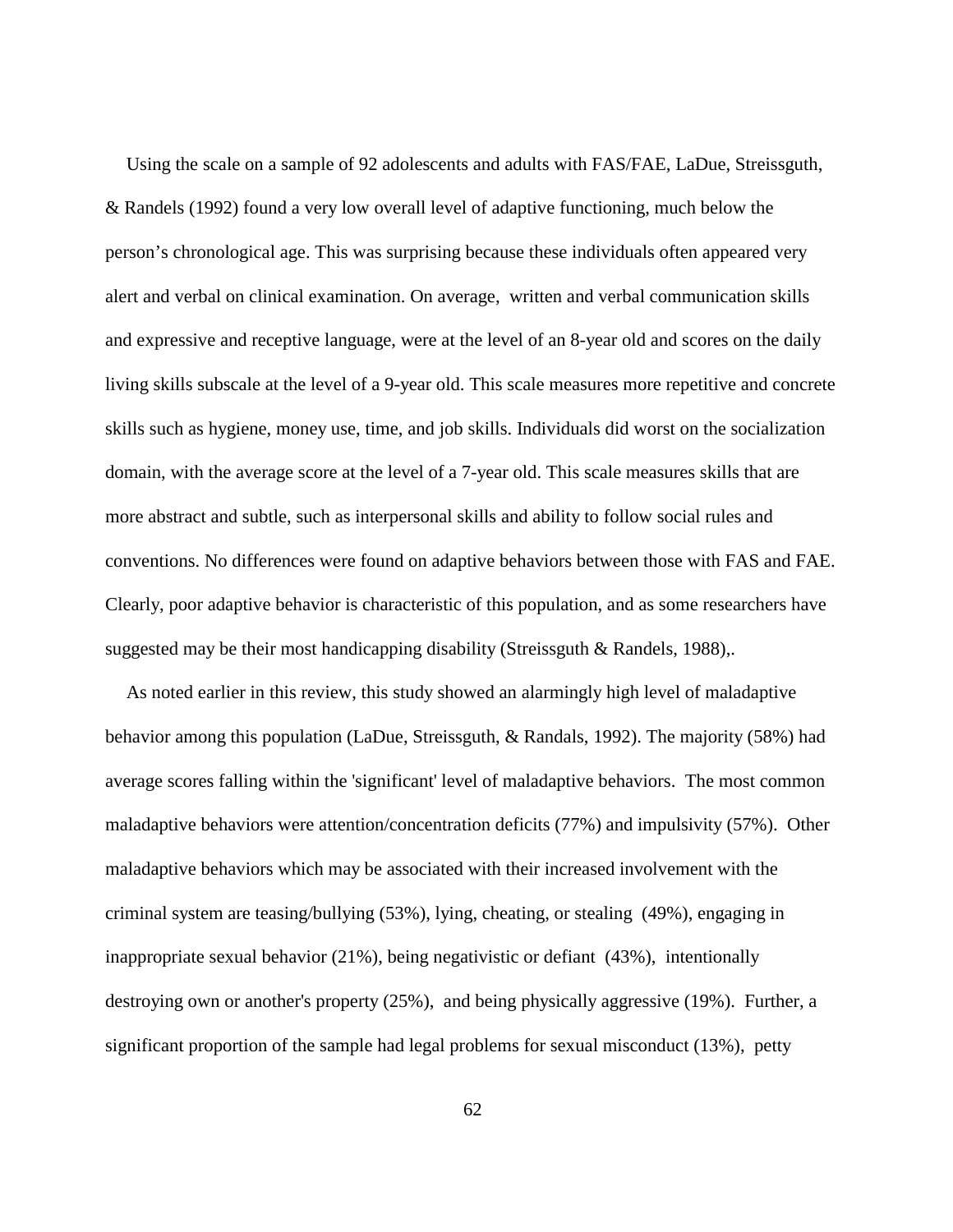Using the scale on a sample of 92 adolescents and adults with FAS/FAE, LaDue, Streissguth, & Randels (1992) found a very low overall level of adaptive functioning, much below the person's chronological age. This was surprising because these individuals often appeared very alert and verbal on clinical examination. On average, written and verbal communication skills and expressive and receptive language, were at the level of an 8-year old and scores on the daily living skills subscale at the level of a 9-year old. This scale measures more repetitive and concrete skills such as hygiene, money use, time, and job skills. Individuals did worst on the socialization domain, with the average score at the level of a 7-year old. This scale measures skills that are more abstract and subtle, such as interpersonal skills and ability to follow social rules and conventions. No differences were found on adaptive behaviors between those with FAS and FAE. Clearly, poor adaptive behavior is characteristic of this population, and as some researchers have suggested may be their most handicapping disability (Streissguth & Randels, 1988),.

As noted earlier in this review, this study showed an alarmingly high level of maladaptive behavior among this population (LaDue, Streissguth, & Randals, 1992). The majority (58%) had average scores falling within the 'significant' level of maladaptive behaviors. The most common maladaptive behaviors were attention/concentration deficits (77%) and impulsivity (57%). Other maladaptive behaviors which may be associated with their increased involvement with the criminal system are teasing/bullying (53%), lying, cheating, or stealing (49%), engaging in inappropriate sexual behavior (21%), being negativistic or defiant (43%), intentionally destroying own or another's property (25%), and being physically aggressive (19%). Further, a significant proportion of the sample had legal problems for sexual misconduct (13%), petty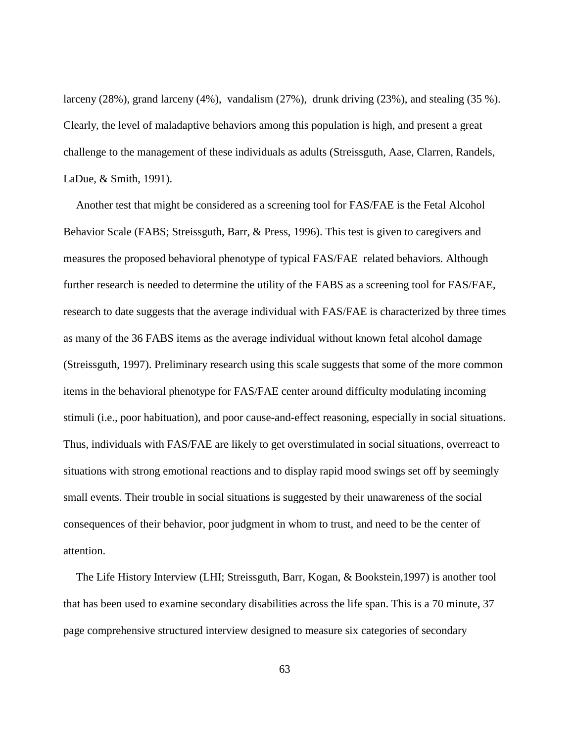larceny (28%), grand larceny (4%), vandalism (27%), drunk driving (23%), and stealing (35 %). Clearly, the level of maladaptive behaviors among this population is high, and present a great challenge to the management of these individuals as adults (Streissguth, Aase, Clarren, Randels, LaDue, & Smith, 1991).

Another test that might be considered as a screening tool for FAS/FAE is the Fetal Alcohol Behavior Scale (FABS; Streissguth, Barr, & Press, 1996). This test is given to caregivers and measures the proposed behavioral phenotype of typical FAS/FAE related behaviors. Although further research is needed to determine the utility of the FABS as a screening tool for FAS/FAE, research to date suggests that the average individual with FAS/FAE is characterized by three times as many of the 36 FABS items as the average individual without known fetal alcohol damage (Streissguth, 1997). Preliminary research using this scale suggests that some of the more common items in the behavioral phenotype for FAS/FAE center around difficulty modulating incoming stimuli (i.e., poor habituation), and poor cause-and-effect reasoning, especially in social situations. Thus, individuals with FAS/FAE are likely to get overstimulated in social situations, overreact to situations with strong emotional reactions and to display rapid mood swings set off by seemingly small events. Their trouble in social situations is suggested by their unawareness of the social consequences of their behavior, poor judgment in whom to trust, and need to be the center of attention.

The Life History Interview (LHI; Streissguth, Barr, Kogan, & Bookstein,1997) is another tool that has been used to examine secondary disabilities across the life span. This is a 70 minute, 37 page comprehensive structured interview designed to measure six categories of secondary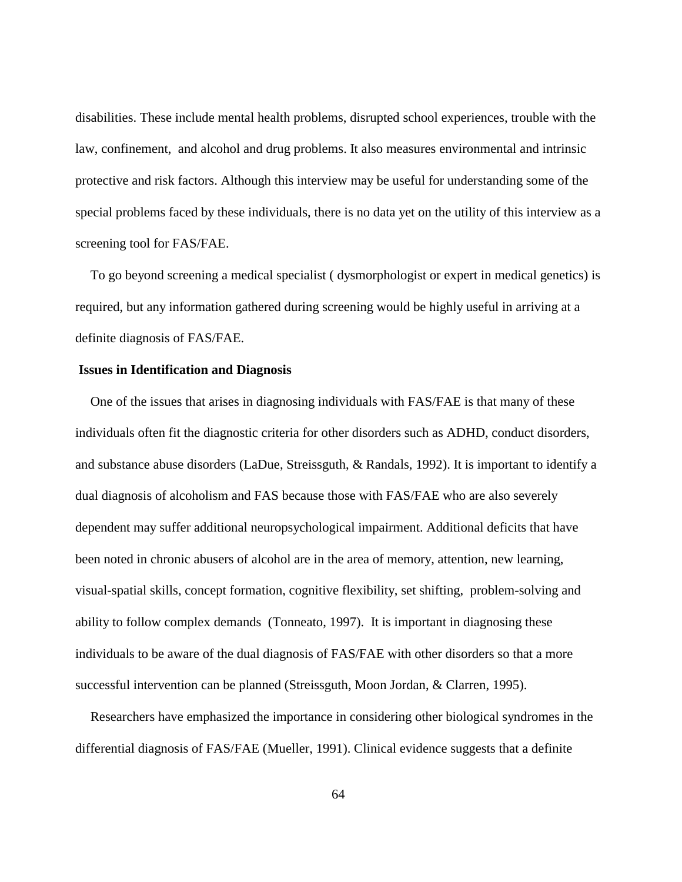disabilities. These include mental health problems, disrupted school experiences, trouble with the law, confinement, and alcohol and drug problems. It also measures environmental and intrinsic protective and risk factors. Although this interview may be useful for understanding some of the special problems faced by these individuals, there is no data yet on the utility of this interview as a screening tool for FAS/FAE.

To go beyond screening a medical specialist ( dysmorphologist or expert in medical genetics) is required, but any information gathered during screening would be highly useful in arriving at a definite diagnosis of FAS/FAE.

**Issues in Identification and Diagnosis**

One of the issues that arises in diagnosing individuals with FAS/FAE is that many of these individuals often fit the diagnostic criteria for other disorders such as ADHD, conduct disorders, and substance abuse disorders (LaDue, Streissguth, & Randals, 1992). It is important to identify a dual diagnosis of alcoholism and FAS because those with FAS/FAE who are also severely dependent may suffer additional neuropsychological impairment. Additional deficits that have been noted in chronic abusers of alcohol are in the area of memory, attention, new learning, visual-spatial skills, concept formation, cognitive flexibility, set shifting, problem-solving and ability to follow complex demands (Tonneato, 1997). It is important in diagnosing these individuals to be aware of the dual diagnosis of FAS/FAE with other disorders so that a more successful intervention can be planned (Streissguth, Moon Jordan, & Clarren, 1995).

Researchers have emphasized the importance in considering other biological syndromes in the differential diagnosis of FAS/FAE (Mueller, 1991). Clinical evidence suggests that a definite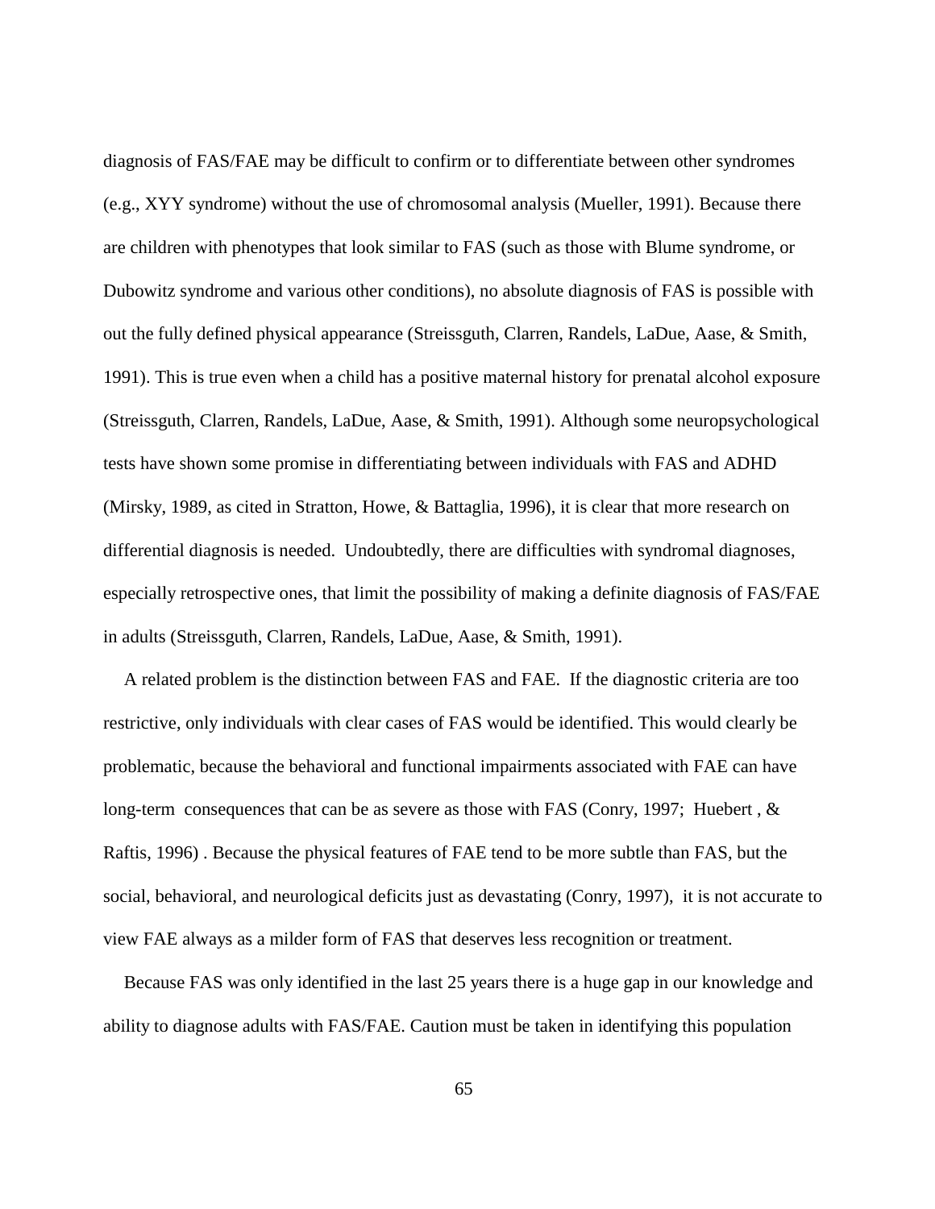diagnosis of FAS/FAE may be difficult to confirm or to differentiate between other syndromes (e.g., XYY syndrome) without the use of chromosomal analysis (Mueller, 1991). Because there are children with phenotypes that look similar to FAS (such as those with Blume syndrome, or Dubowitz syndrome and various other conditions), no absolute diagnosis of FAS is possible with out the fully defined physical appearance (Streissguth, Clarren, Randels, LaDue, Aase, & Smith, 1991). This is true even when a child has a positive maternal history for prenatal alcohol exposure (Streissguth, Clarren, Randels, LaDue, Aase, & Smith, 1991). Although some neuropsychological tests have shown some promise in differentiating between individuals with FAS and ADHD (Mirsky, 1989, as cited in Stratton, Howe, & Battaglia, 1996), it is clear that more research on differential diagnosis is needed. Undoubtedly, there are difficulties with syndromal diagnoses, especially retrospective ones, that limit the possibility of making a definite diagnosis of FAS/FAE in adults (Streissguth, Clarren, Randels, LaDue, Aase, & Smith, 1991).

A related problem is the distinction between FAS and FAE. If the diagnostic criteria are too restrictive, only individuals with clear cases of FAS would be identified. This would clearly be problematic, because the behavioral and functional impairments associated with FAE can have long-term consequences that can be as severe as those with FAS (Conry, 1997; Huebert , & Raftis, 1996) . Because the physical features of FAE tend to be more subtle than FAS, but the social, behavioral, and neurological deficits just as devastating (Conry, 1997), it is not accurate to view FAE always as a milder form of FAS that deserves less recognition or treatment.

Because FAS was only identified in the last 25 years there is a huge gap in our knowledge and ability to diagnose adults with FAS/FAE. Caution must be taken in identifying this population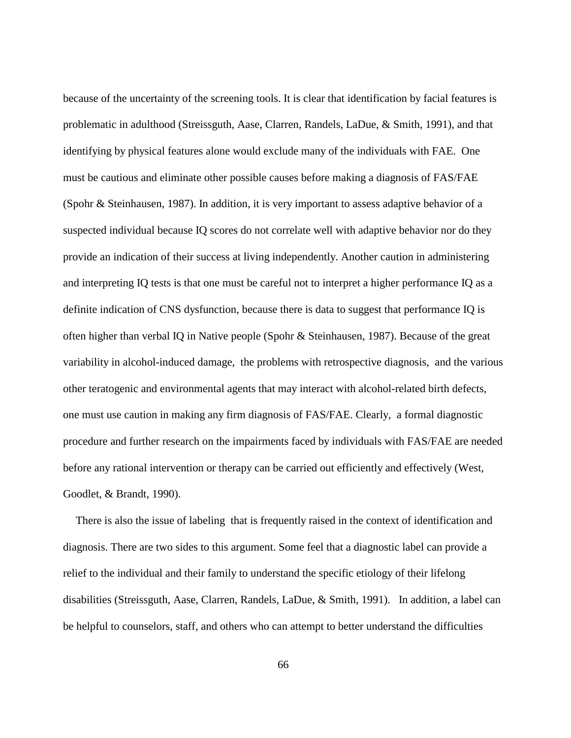because of the uncertainty of the screening tools. It is clear that identification by facial features is problematic in adulthood (Streissguth, Aase, Clarren, Randels, LaDue, & Smith, 1991), and that identifying by physical features alone would exclude many of the individuals with FAE. One must be cautious and eliminate other possible causes before making a diagnosis of FAS/FAE (Spohr & Steinhausen, 1987). In addition, it is very important to assess adaptive behavior of a suspected individual because IQ scores do not correlate well with adaptive behavior nor do they provide an indication of their success at living independently. Another caution in administering and interpreting IQ tests is that one must be careful not to interpret a higher performance IQ as a definite indication of CNS dysfunction, because there is data to suggest that performance IQ is often higher than verbal IQ in Native people (Spohr & Steinhausen, 1987). Because of the great variability in alcohol-induced damage, the problems with retrospective diagnosis, and the various other teratogenic and environmental agents that may interact with alcohol-related birth defects, one must use caution in making any firm diagnosis of FAS/FAE. Clearly, a formal diagnostic procedure and further research on the impairments faced by individuals with FAS/FAE are needed before any rational intervention or therapy can be carried out efficiently and effectively (West, Goodlet, & Brandt, 1990).

There is also the issue of labeling that is frequently raised in the context of identification and diagnosis. There are two sides to this argument. Some feel that a diagnostic label can provide a relief to the individual and their family to understand the specific etiology of their lifelong disabilities (Streissguth, Aase, Clarren, Randels, LaDue, & Smith, 1991). In addition, a label can be helpful to counselors, staff, and others who can attempt to better understand the difficulties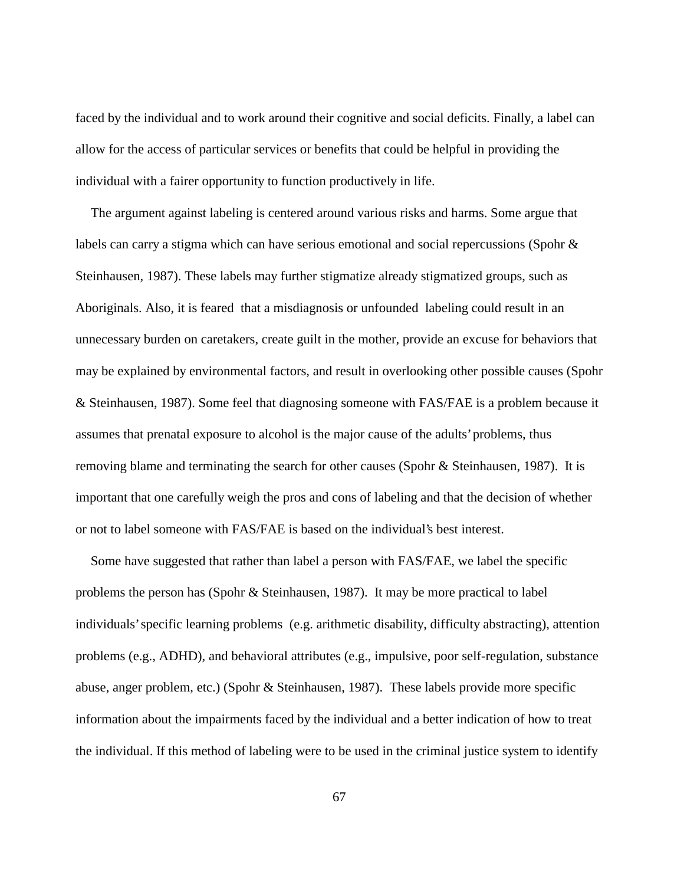faced by the individual and to work around their cognitive and social deficits. Finally, a label can allow for the access of particular services or benefits that could be helpful in providing the individual with a fairer opportunity to function productively in life.

The argument against labeling is centered around various risks and harms. Some argue that labels can carry a stigma which can have serious emotional and social repercussions (Spohr & Steinhausen, 1987). These labels may further stigmatize already stigmatized groups, such as Aboriginals. Also, it is feared that a misdiagnosis or unfounded labeling could result in an unnecessary burden on caretakers, create guilt in the mother, provide an excuse for behaviors that may be explained by environmental factors, and result in overlooking other possible causes (Spohr & Steinhausen, 1987). Some feel that diagnosing someone with FAS/FAE is a problem because it assumes that prenatal exposure to alcohol is the major cause of the adults' problems, thus removing blame and terminating the search for other causes (Spohr & Steinhausen, 1987). It is important that one carefully weigh the pros and cons of labeling and that the decision of whether or not to label someone with FAS/FAE is based on the individual's best interest.

Some have suggested that rather than label a person with FAS/FAE, we label the specific problems the person has (Spohr & Steinhausen, 1987). It may be more practical to label individuals' specific learning problems (e.g. arithmetic disability, difficulty abstracting), attention problems (e.g., ADHD), and behavioral attributes (e.g., impulsive, poor self-regulation, substance abuse, anger problem, etc.) (Spohr & Steinhausen, 1987). These labels provide more specific information about the impairments faced by the individual and a better indication of how to treat the individual. If this method of labeling were to be used in the criminal justice system to identify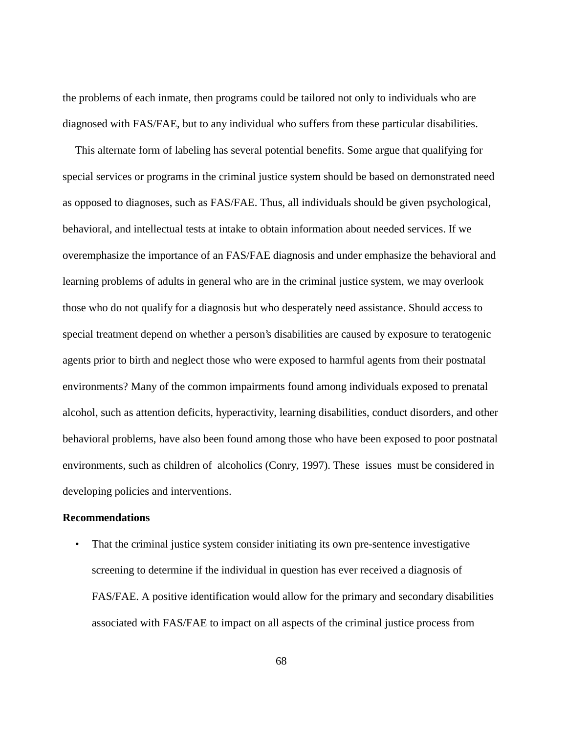the problems of each inmate, then programs could be tailored not only to individuals who are diagnosed with FAS/FAE, but to any individual who suffers from these particular disabilities.

This alternate form of labeling has several potential benefits. Some argue that qualifying for special services or programs in the criminal justice system should be based on demonstrated need as opposed to diagnoses, such as FAS/FAE. Thus, all individuals should be given psychological, behavioral, and intellectual tests at intake to obtain information about needed services. If we overemphasize the importance of an FAS/FAE diagnosis and under emphasize the behavioral and learning problems of adults in general who are in the criminal justice system, we may overlook those who do not qualify for a diagnosis but who desperately need assistance. Should access to special treatment depend on whether a person's disabilities are caused by exposure to teratogenic agents prior to birth and neglect those who were exposed to harmful agents from their postnatal environments? Many of the common impairments found among individuals exposed to prenatal alcohol, such as attention deficits, hyperactivity, learning disabilities, conduct disorders, and other behavioral problems, have also been found among those who have been exposed to poor postnatal environments, such as children of alcoholics (Conry, 1997). These issues must be considered in developing policies and interventions.

**Recommendations**

- That the criminal justice system consider initiating its own pre-sentence investigative screening to determine if the individual in question has ever received a diagnosis of FAS/FAE. A positive identification would allow for the primary and secondary disabilities associated with FAS/FAE to impact on all aspects of the criminal justice process from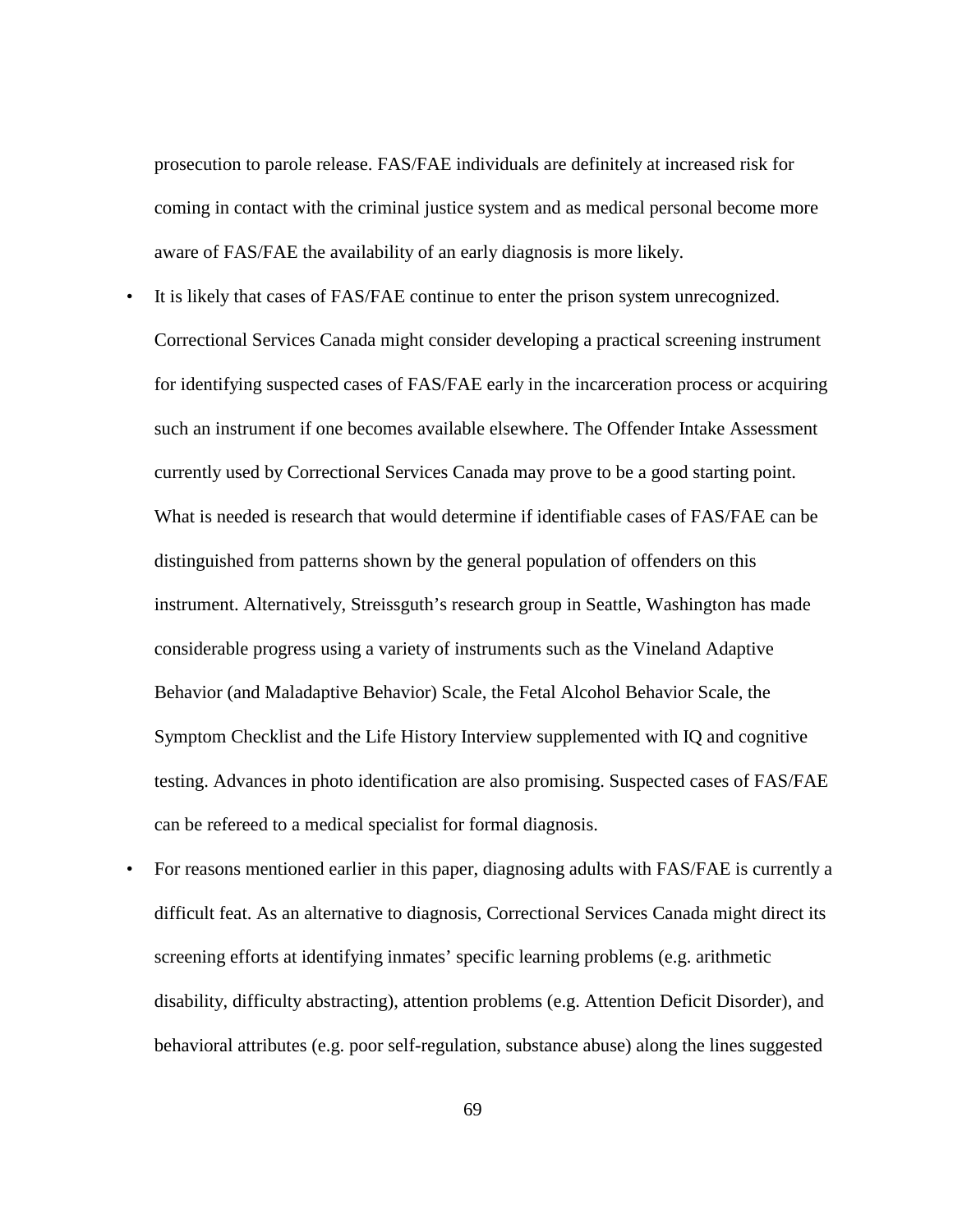prosecution to parole release. FAS/FAE individuals are definitely at increased risk for coming in contact with the criminal justice system and as medical personal become more aware of FAS/FAE the availability of an early diagnosis is more likely.

- It is likely that cases of FAS/FAE continue to enter the prison system unrecognized. Correctional Services Canada might consider developing a practical screening instrument for identifying suspected cases of FAS/FAE early in the incarceration process or acquiring such an instrument if one becomes available elsewhere. The Offender Intake Assessment currently used by Correctional Services Canada may prove to be a good starting point. What is needed is research that would determine if identifiable cases of FAS/FAE can be distinguished from patterns shown by the general population of offenders on this instrument. Alternatively, Streissguth's research group in Seattle, Washington has made considerable progress using a variety of instruments such as the Vineland Adaptive Behavior (and Maladaptive Behavior) Scale, the Fetal Alcohol Behavior Scale, the Symptom Checklist and the Life History Interview supplemented with IQ and cognitive testing. Advances in photo identification are also promising. Suspected cases of FAS/FAE can be refereed to a medical specialist for formal diagnosis.
- For reasons mentioned earlier in this paper, diagnosing adults with FAS/FAE is currently a difficult feat. As an alternative to diagnosis, Correctional Services Canada might direct its screening efforts at identifying inmates' specific learning problems (e.g. arithmetic disability, difficulty abstracting), attention problems (e.g. Attention Deficit Disorder), and behavioral attributes (e.g. poor self-regulation, substance abuse) along the lines suggested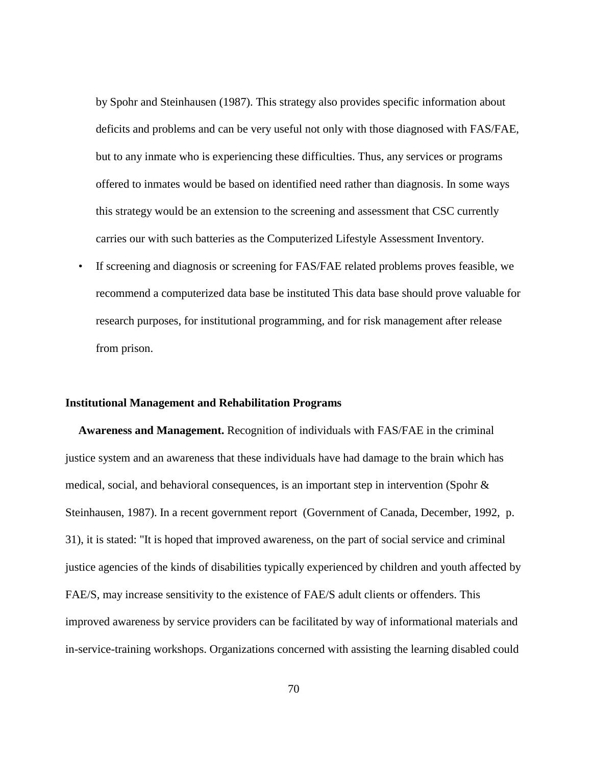by Spohr and Steinhausen (1987). This strategy also provides specific information about deficits and problems and can be very useful not only with those diagnosed with FAS/FAE, but to any inmate who is experiencing these difficulties. Thus, any services or programs offered to inmates would be based on identified need rather than diagnosis. In some ways this strategy would be an extension to the screening and assessment that CSC currently carries our with such batteries as the Computerized Lifestyle Assessment Inventory.

- If screening and diagnosis or screening for FAS/FAE related problems proves feasible, we recommend a computerized data base be instituted This data base should prove valuable for research purposes, for institutional programming, and for risk management after release from prison.

**Institutional Management and Rehabilitation Programs**

**Awareness and Management.** Recognition of individuals with FAS/FAE in the criminal justice system and an awareness that these individuals have had damage to the brain which has medical, social, and behavioral consequences, is an important step in intervention (Spohr & Steinhausen, 1987). In a recent government report (Government of Canada, December, 1992, p. 31), it is stated: "It is hoped that improved awareness, on the part of social service and criminal justice agencies of the kinds of disabilities typically experienced by children and youth affected by FAE/S, may increase sensitivity to the existence of FAE/S adult clients or offenders. This improved awareness by service providers can be facilitated by way of informational materials and in-service-training workshops. Organizations concerned with assisting the learning disabled could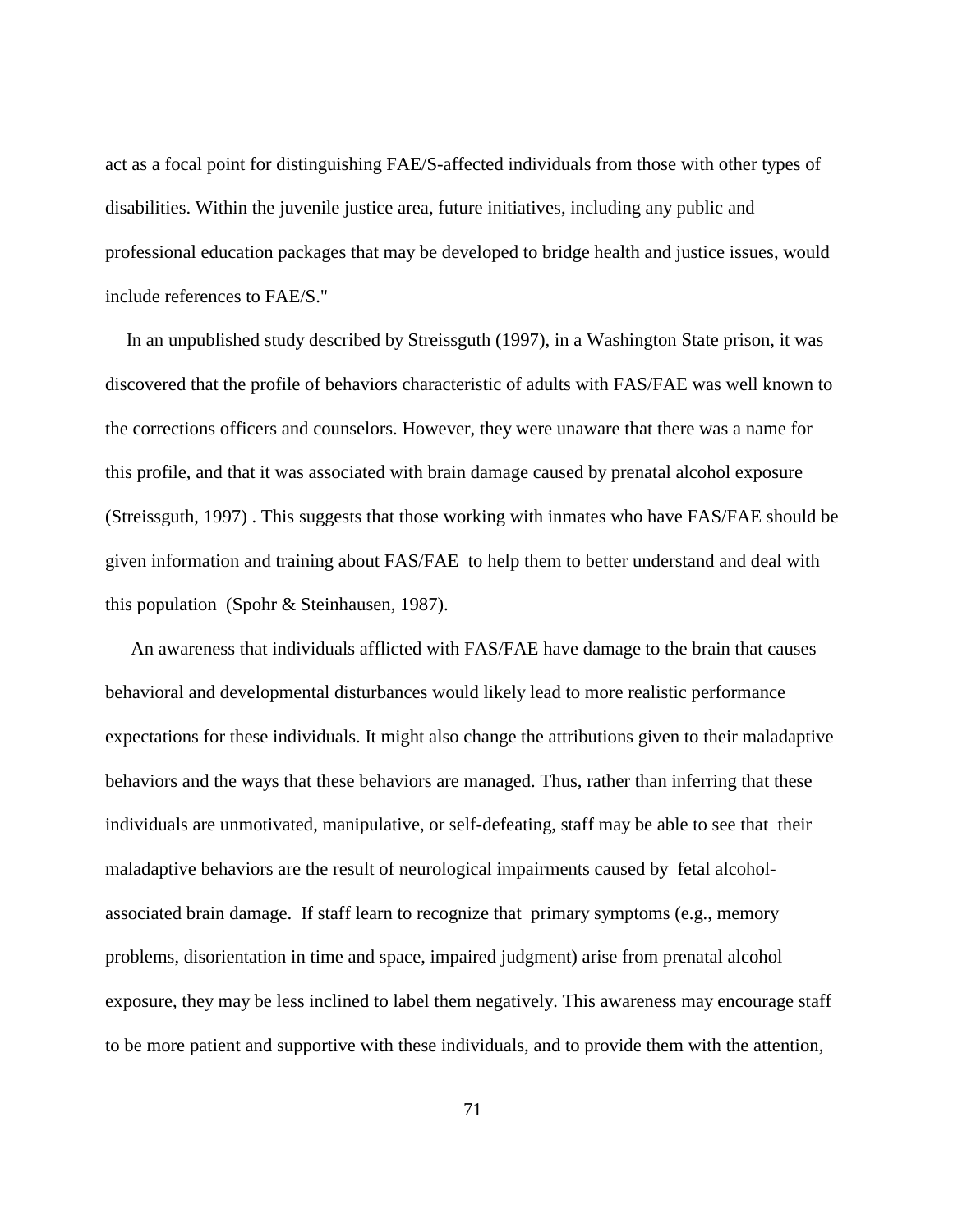act as a focal point for distinguishing FAE/S-affected individuals from those with other types of disabilities. Within the juvenile justice area, future initiatives, including any public and professional education packages that may be developed to bridge health and justice issues, would include references to FAE/S."

In an unpublished study described by Streissguth (1997), in a Washington State prison, it was discovered that the profile of behaviors characteristic of adults with FAS/FAE was well known to the corrections officers and counselors. However, they were unaware that there was a name for this profile, and that it was associated with brain damage caused by prenatal alcohol exposure (Streissguth, 1997) . This suggests that those working with inmates who have FAS/FAE should be given information and training about FAS/FAE to help them to better understand and deal with this population (Spohr & Steinhausen, 1987).

An awareness that individuals afflicted with FAS/FAE have damage to the brain that causes behavioral and developmental disturbances would likely lead to more realistic performance expectations for these individuals. It might also change the attributions given to their maladaptive behaviors and the ways that these behaviors are managed. Thus, rather than inferring that these individuals are unmotivated, manipulative, or self-defeating, staff may be able to see that their maladaptive behaviors are the result of neurological impairments caused by fetal alcohol-associated brain damage. If staff learn to recognize that primary symptoms (e.g., memory problems, disorientation in time and space, impaired judgment) arise from prenatal alcohol exposure, they may be less inclined to label them negatively. This awareness may encourage staff to be more patient and supportive with these individuals, and to provide them with the attention,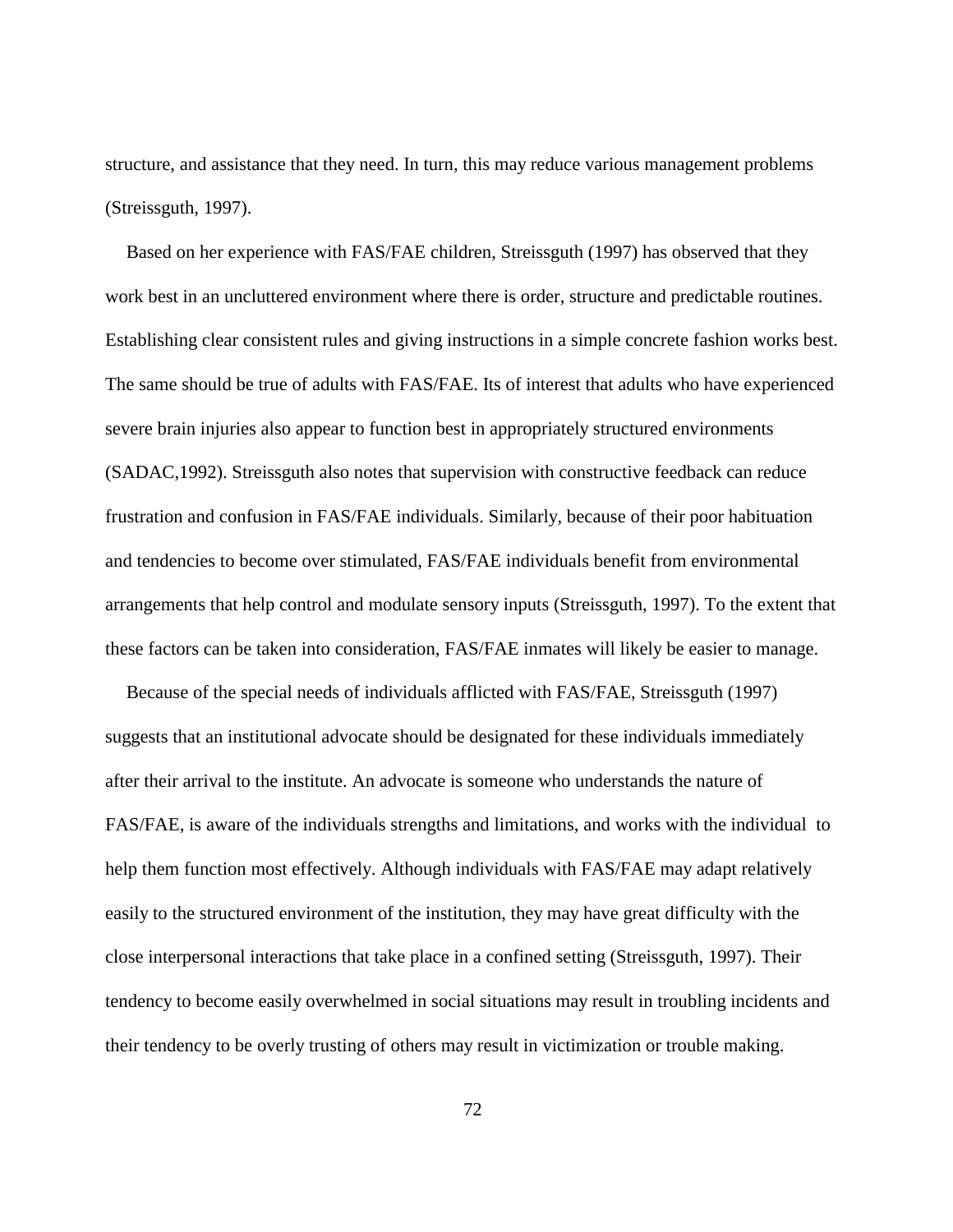structure, and assistance that they need. In turn, this may reduce various management problems (Streissguth, 1997).

Based on her experience with FAS/FAE children, Streissguth (1997) has observed that they work best in an uncluttered environment where there is order, structure and predictable routines. Establishing clear consistent rules and giving instructions in a simple concrete fashion works best. The same should be true of adults with FAS/FAE. Its of interest that adults who have experienced severe brain injuries also appear to function best in appropriately structured environments (SADAC,1992). Streissguth also notes that supervision with constructive feedback can reduce frustration and confusion in FAS/FAE individuals. Similarly, because of their poor habituation and tendencies to become over stimulated, FAS/FAE individuals benefit from environmental arrangements that help control and modulate sensory inputs (Streissguth, 1997). To the extent that these factors can be taken into consideration, FAS/FAE inmates will likely be easier to manage.

Because of the special needs of individuals afflicted with FAS/FAE, Streissguth (1997) suggests that an institutional advocate should be designated for these individuals immediately after their arrival to the institute. An advocate is someone who understands the nature of FAS/FAE, is aware of the individuals strengths and limitations, and works with the individual to help them function most effectively. Although individuals with FAS/FAE may adapt relatively easily to the structured environment of the institution, they may have great difficulty with the close interpersonal interactions that take place in a confined setting (Streissguth, 1997). Their tendency to become easily overwhelmed in social situations may result in troubling incidents and their tendency to be overly trusting of others may result in victimization or trouble making.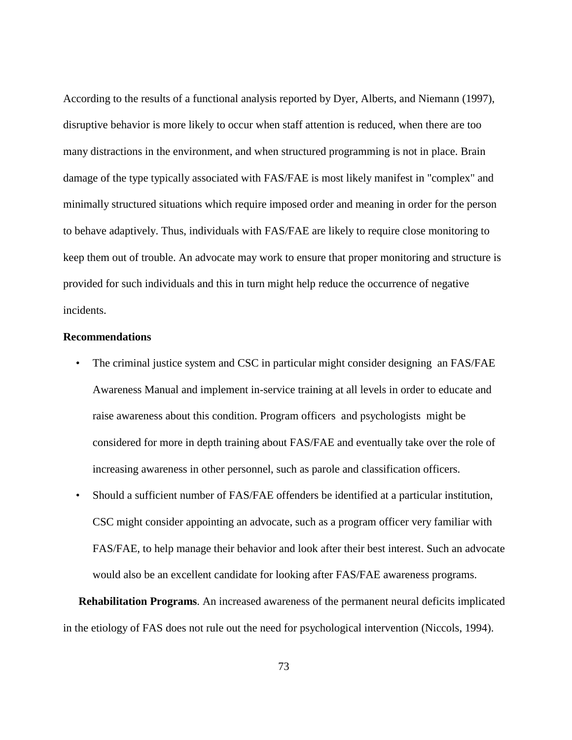According to the results of a functional analysis reported by Dyer, Alberts, and Niemann (1997), disruptive behavior is more likely to occur when staff attention is reduced, when there are too many distractions in the environment, and when structured programming is not in place. Brain damage of the type typically associated with FAS/FAE is most likely manifest in "complex" and minimally structured situations which require imposed order and meaning in order for the person to behave adaptively. Thus, individuals with FAS/FAE are likely to require close monitoring to keep them out of trouble. An advocate may work to ensure that proper monitoring and structure is provided for such individuals and this in turn might help reduce the occurrence of negative incidents.

**Recommendations**

- The criminal justice system and CSC in particular might consider designing an FAS/FAE Awareness Manual and implement in-service training at all levels in order to educate and raise awareness about this condition. Program officers and psychologists might be considered for more in depth training about FAS/FAE and eventually take over the role of increasing awareness in other personnel, such as parole and classification officers.
- Should a sufficient number of FAS/FAE offenders be identified at a particular institution, CSC might consider appointing an advocate, such as a program officer very familiar with FAS/FAE, to help manage their behavior and look after their best interest. Such an advocate would also be an excellent candidate for looking after FAS/FAE awareness programs.

**Rehabilitation Programs**. An increased awareness of the permanent neural deficits implicated in the etiology of FAS does not rule out the need for psychological intervention (Niccols, 1994).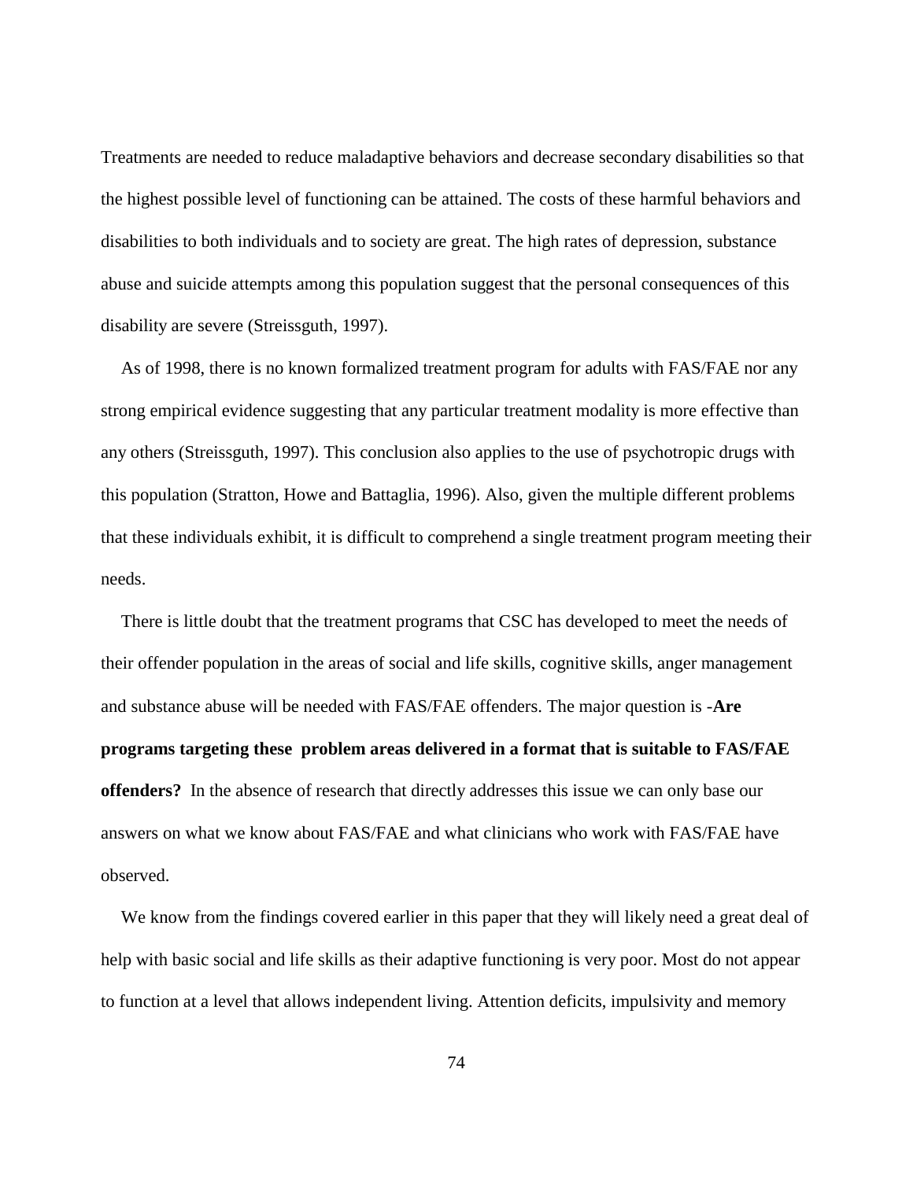Treatments are needed to reduce maladaptive behaviors and decrease secondary disabilities so that the highest possible level of functioning can be attained. The costs of these harmful behaviors and disabilities to both individuals and to society are great. The high rates of depression, substance abuse and suicide attempts among this population suggest that the personal consequences of this disability are severe (Streissguth, 1997).

As of 1998, there is no known formalized treatment program for adults with FAS/FAE nor any strong empirical evidence suggesting that any particular treatment modality is more effective than any others (Streissguth, 1997). This conclusion also applies to the use of psychotropic drugs with this population (Stratton, Howe and Battaglia, 1996). Also, given the multiple different problems that these individuals exhibit, it is difficult to comprehend a single treatment program meeting their needs.

There is little doubt that the treatment programs that CSC has developed to meet the needs of their offender population in the areas of social and life skills, cognitive skills, anger management and substance abuse will be needed with FAS/FAE offenders. The major question is -**Are programs targeting these problem areas delivered in a format that is suitable to FAS/FAE offenders?** In the absence of research that directly addresses this issue we can only base our answers on what we know about FAS/FAE and what clinicians who work with FAS/FAE have observed.

We know from the findings covered earlier in this paper that they will likely need a great deal of help with basic social and life skills as their adaptive functioning is very poor. Most do not appear to function at a level that allows independent living. Attention deficits, impulsivity and memory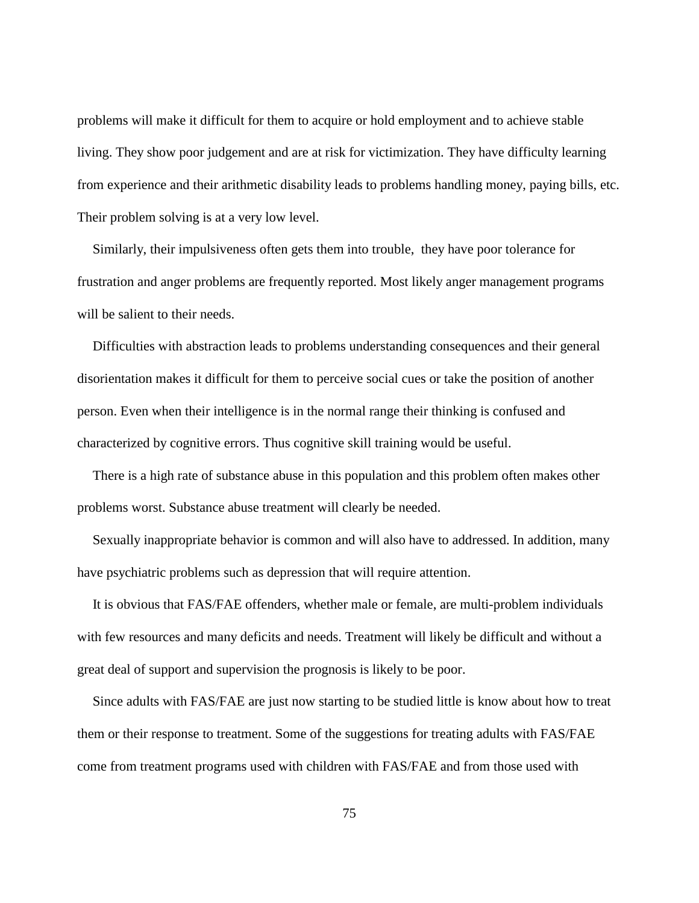problems will make it difficult for them to acquire or hold employment and to achieve stable living. They show poor judgement and are at risk for victimization. They have difficulty learning from experience and their arithmetic disability leads to problems handling money, paying bills, etc. Their problem solving is at a very low level.

Similarly, their impulsiveness often gets them into trouble,  they have poor tolerance for frustration and anger problems are frequently reported. Most likely anger management programs will be salient to their needs.

Difficulties with abstraction leads to problems understanding consequences and their general disorientation makes it difficult for them to perceive social cues or take the position of another person. Even when their intelligence is in the normal range their thinking is confused and characterized by cognitive errors. Thus cognitive skill training would be useful.

There is a high rate of substance abuse in this population and this problem often makes other problems worst. Substance abuse treatment will clearly be needed.

Sexually inappropriate behavior is common and will also have to addressed. In addition, many have psychiatric problems such as depression that will require attention.

It is obvious that FAS/FAE offenders, whether male or female, are multi-problem individuals with few resources and many deficits and needs. Treatment will likely be difficult and without a great deal of support and supervision the prognosis is likely to be poor.

Since adults with FAS/FAE are just now starting to be studied little is know about how to treat them or their response to treatment. Some of the suggestions for treating adults with FAS/FAE come from treatment programs used with children with FAS/FAE and from those used with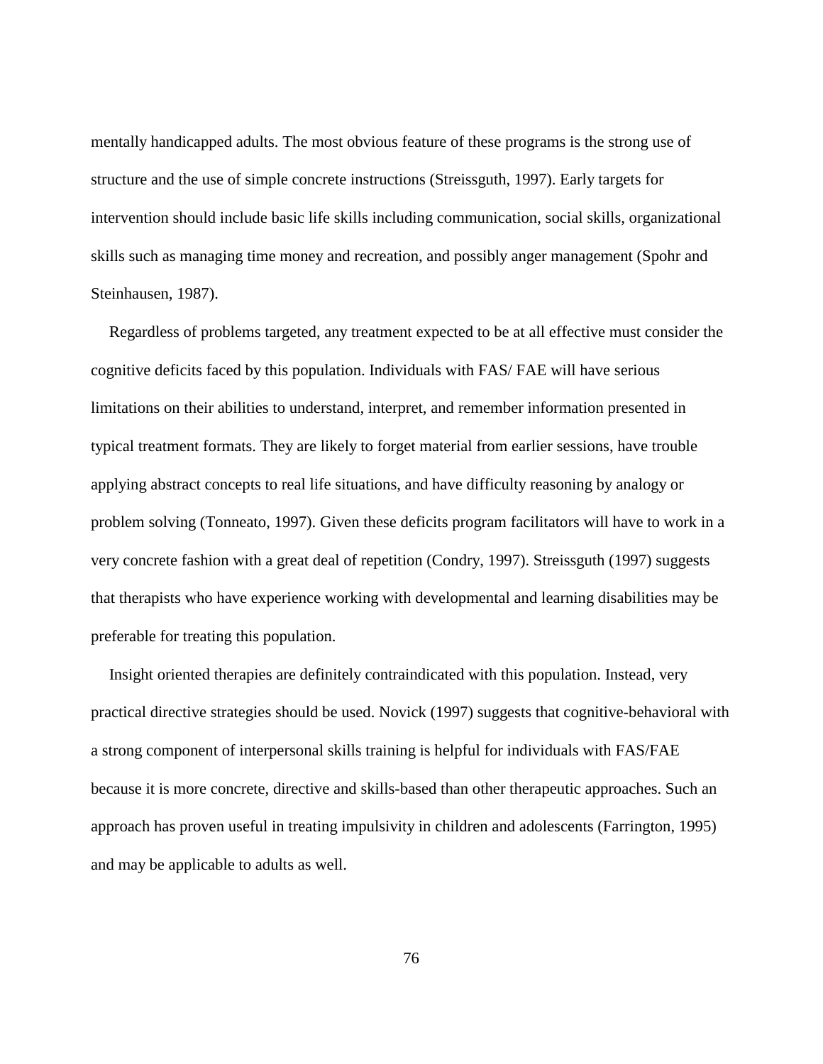mentally handicapped adults. The most obvious feature of these programs is the strong use of structure and the use of simple concrete instructions (Streissguth, 1997). Early targets for intervention should include basic life skills including communication, social skills, organizational skills such as managing time money and recreation, and possibly anger management (Spohr and Steinhausen, 1987).

Regardless of problems targeted, any treatment expected to be at all effective must consider the cognitive deficits faced by this population. Individuals with FAS/ FAE will have serious limitations on their abilities to understand, interpret, and remember information presented in typical treatment formats. They are likely to forget material from earlier sessions, have trouble applying abstract concepts to real life situations, and have difficulty reasoning by analogy or problem solving (Tonneato, 1997). Given these deficits program facilitators will have to work in a very concrete fashion with a great deal of repetition (Condry, 1997). Streissguth (1997) suggests that therapists who have experience working with developmental and learning disabilities may be preferable for treating this population.

Insight oriented therapies are definitely contraindicated with this population. Instead, very practical directive strategies should be used. Novick (1997) suggests that cognitive-behavioral with a strong component of interpersonal skills training is helpful for individuals with FAS/FAE because it is more concrete, directive and skills-based than other therapeutic approaches. Such an approach has proven useful in treating impulsivity in children and adolescents (Farrington, 1995) and may be applicable to adults as well.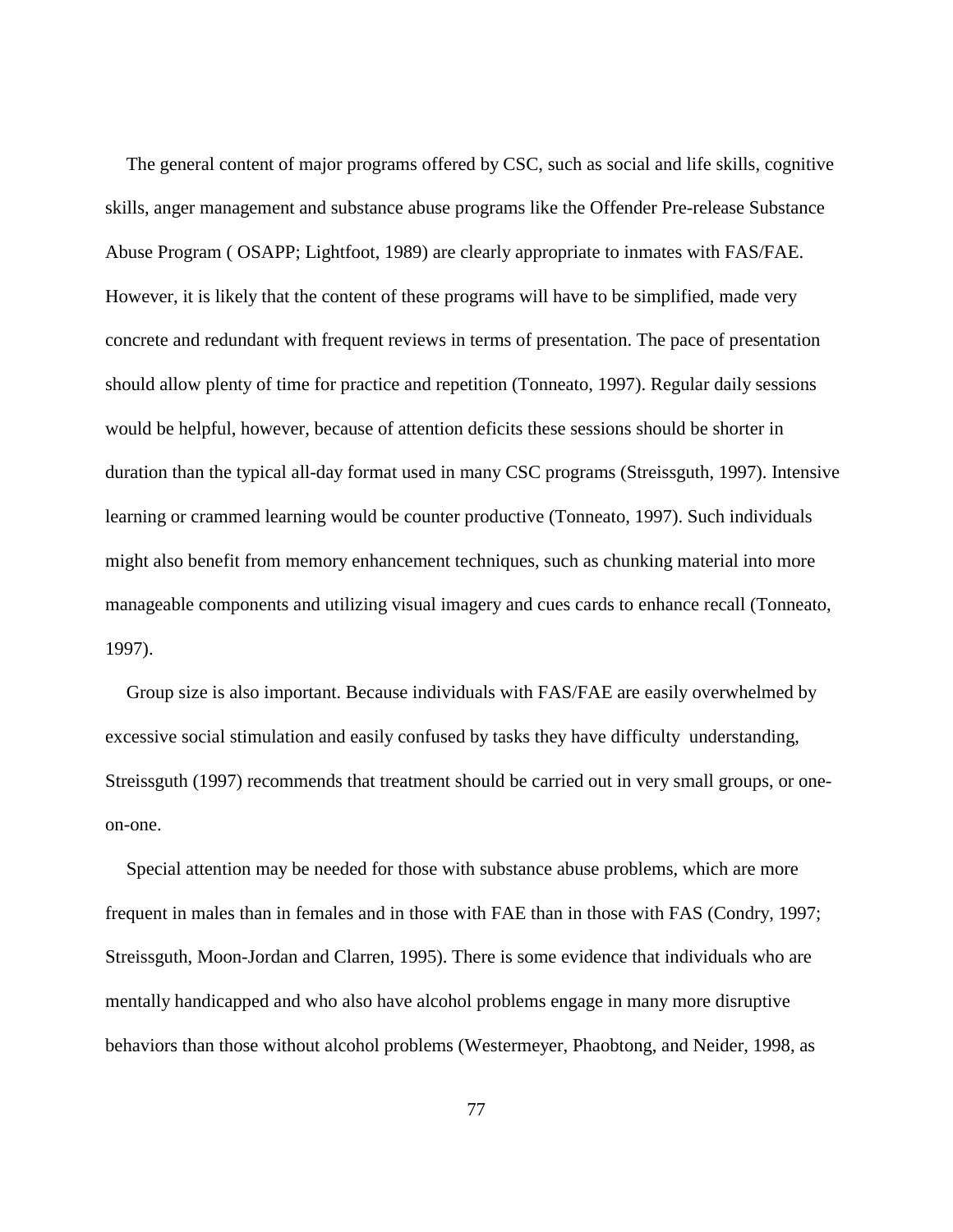The general content of major programs offered by CSC, such as social and life skills, cognitive skills, anger management and substance abuse programs like the Offender Pre-release Substance Abuse Program ( OSAPP; Lightfoot, 1989) are clearly appropriate to inmates with FAS/FAE. However, it is likely that the content of these programs will have to be simplified, made very concrete and redundant with frequent reviews in terms of presentation. The pace of presentation should allow plenty of time for practice and repetition (Tonneato, 1997). Regular daily sessions would be helpful, however, because of attention deficits these sessions should be shorter in duration than the typical all-day format used in many CSC programs (Streissguth, 1997). Intensive learning or crammed learning would be counter productive (Tonneato, 1997). Such individuals might also benefit from memory enhancement techniques, such as chunking material into more manageable components and utilizing visual imagery and cues cards to enhance recall (Tonneato, 1997).

Group size is also important. Because individuals with FAS/FAE are easily overwhelmed by excessive social stimulation and easily confused by tasks they have difficulty understanding, Streissguth (1997) recommends that treatment should be carried out in very small groups, or one-on-one.

Special attention may be needed for those with substance abuse problems, which are more frequent in males than in females and in those with FAE than in those with FAS (Condry, 1997; Streissguth, Moon-Jordan and Clarren, 1995). There is some evidence that individuals who are mentally handicapped and who also have alcohol problems engage in many more disruptive behaviors than those without alcohol problems (Westermeyer, Phaobtong, and Neider, 1998, as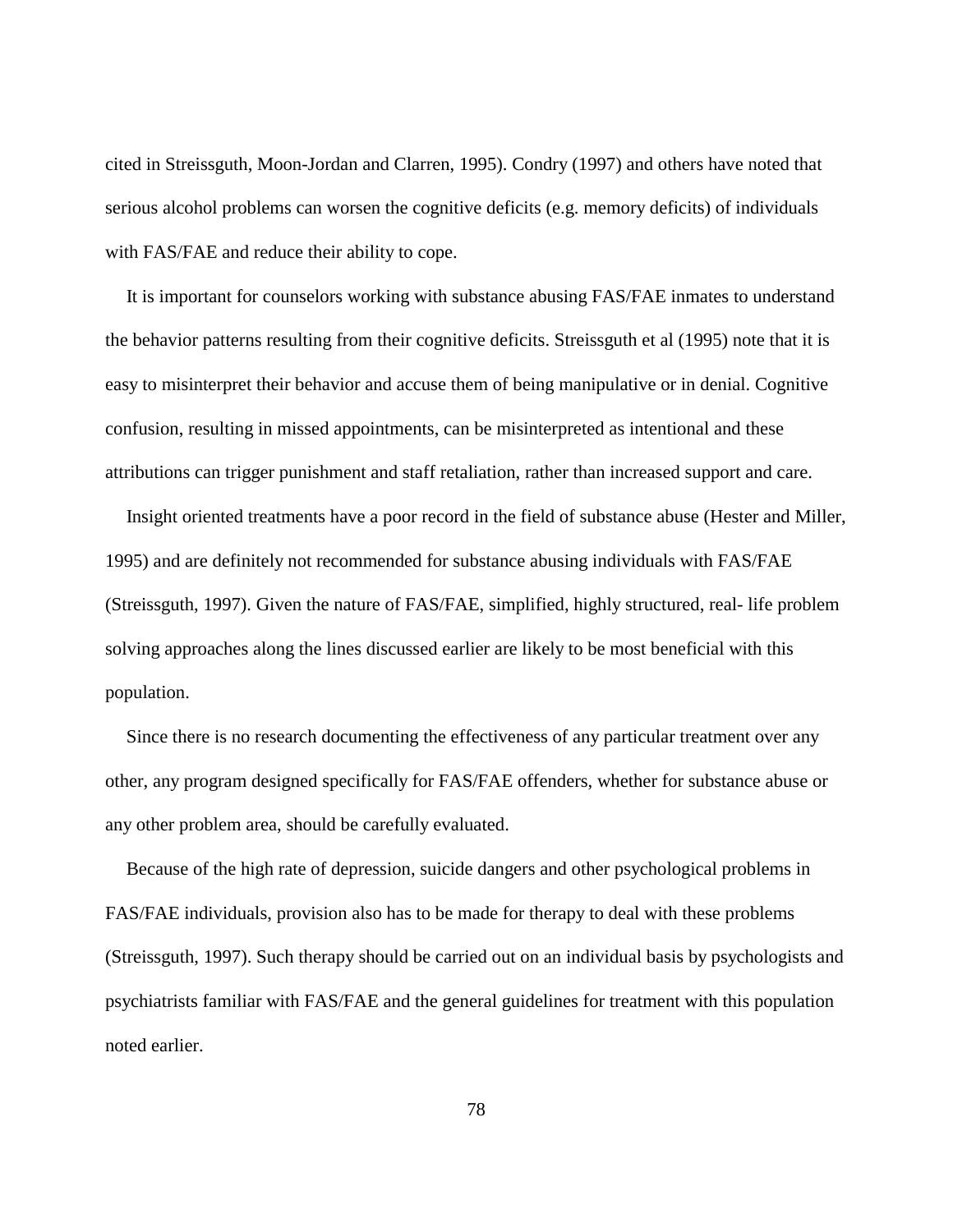cited in Streissguth, Moon-Jordan and Clarren, 1995). Condry (1997) and others have noted that serious alcohol problems can worsen the cognitive deficits (e.g. memory deficits) of individuals with FAS/FAE and reduce their ability to cope.

It is important for counselors working with substance abusing FAS/FAE inmates to understand the behavior patterns resulting from their cognitive deficits. Streissguth et al (1995) note that it is easy to misinterpret their behavior and accuse them of being manipulative or in denial. Cognitive confusion, resulting in missed appointments, can be misinterpreted as intentional and these attributions can trigger punishment and staff retaliation, rather than increased support and care.

Insight oriented treatments have a poor record in the field of substance abuse (Hester and Miller, 1995) and are definitely not recommended for substance abusing individuals with FAS/FAE (Streissguth, 1997). Given the nature of FAS/FAE, simplified, highly structured, real- life problem solving approaches along the lines discussed earlier are likely to be most beneficial with this population.

Since there is no research documenting the effectiveness of any particular treatment over any other, any program designed specifically for FAS/FAE offenders, whether for substance abuse or any other problem area, should be carefully evaluated.

Because of the high rate of depression, suicide dangers and other psychological problems in FAS/FAE individuals, provision also has to be made for therapy to deal with these problems (Streissguth, 1997). Such therapy should be carried out on an individual basis by psychologists and psychiatrists familiar with FAS/FAE and the general guidelines for treatment with this population noted earlier.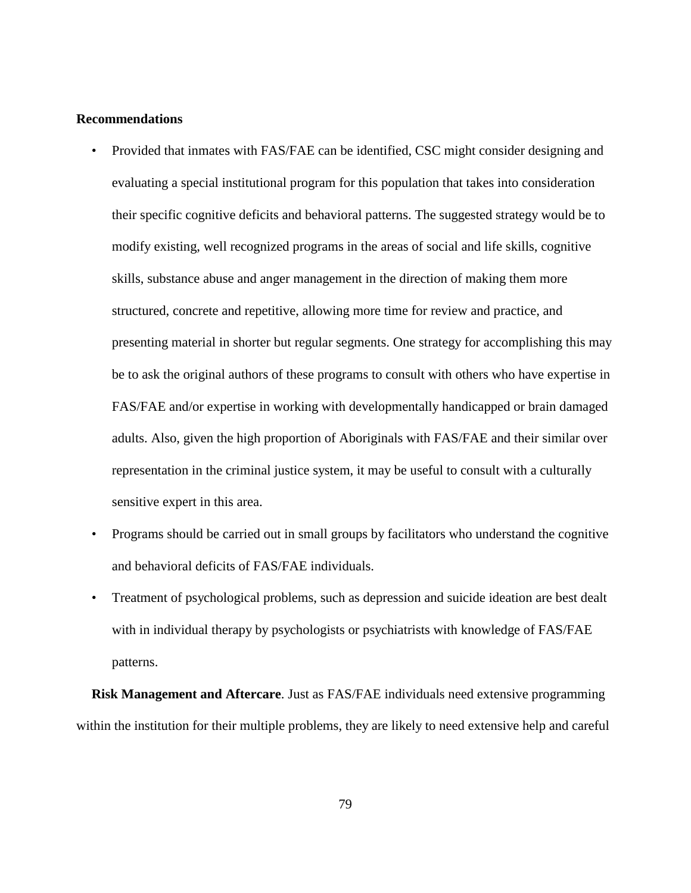**Recommendations**

- Provided that inmates with FAS/FAE can be identified, CSC might consider designing and evaluating a special institutional program for this population that takes into consideration their specific cognitive deficits and behavioral patterns. The suggested strategy would be to modify existing, well recognized programs in the areas of social and life skills, cognitive skills, substance abuse and anger management in the direction of making them more structured, concrete and repetitive, allowing more time for review and practice, and presenting material in shorter but regular segments. One strategy for accomplishing this may be to ask the original authors of these programs to consult with others who have expertise in FAS/FAE and/or expertise in working with developmentally handicapped or brain damaged adults. Also, given the high proportion of Aboriginals with FAS/FAE and their similar over representation in the criminal justice system, it may be useful to consult with a culturally sensitive expert in this area.
- Programs should be carried out in small groups by facilitators who understand the cognitive and behavioral deficits of FAS/FAE individuals.
- Treatment of psychological problems, such as depression and suicide ideation are best dealt with in individual therapy by psychologists or psychiatrists with knowledge of FAS/FAE patterns.

**Risk Management and Aftercare**. Just as FAS/FAE individuals need extensive programming within the institution for their multiple problems, they are likely to need extensive help and careful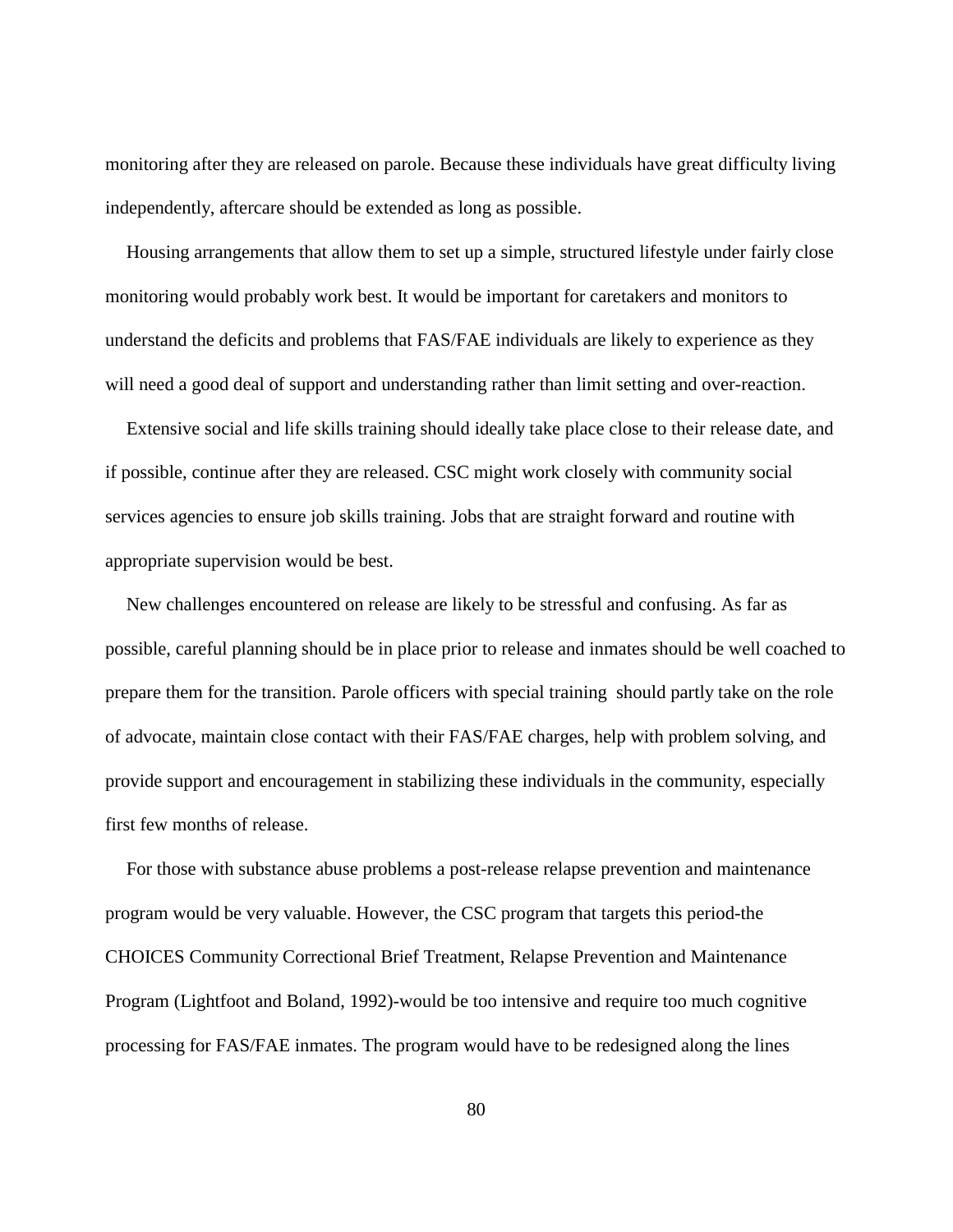monitoring after they are released on parole. Because these individuals have great difficulty living independently, aftercare should be extended as long as possible.

Housing arrangements that allow them to set up a simple, structured lifestyle under fairly close monitoring would probably work best. It would be important for caretakers and monitors to understand the deficits and problems that FAS/FAE individuals are likely to experience as they will need a good deal of support and understanding rather than limit setting and over-reaction.

Extensive social and life skills training should ideally take place close to their release date, and if possible, continue after they are released. CSC might work closely with community social services agencies to ensure job skills training. Jobs that are straight forward and routine with appropriate supervision would be best.

New challenges encountered on release are likely to be stressful and confusing. As far as possible, careful planning should be in place prior to release and inmates should be well coached to prepare them for the transition. Parole officers with special training should partly take on the role of advocate, maintain close contact with their FAS/FAE charges, help with problem solving, and provide support and encouragement in stabilizing these individuals in the community, especially first few months of release.

For those with substance abuse problems a post-release relapse prevention and maintenance program would be very valuable. However, the CSC program that targets this period-the CHOICES Community Correctional Brief Treatment, Relapse Prevention and Maintenance Program (Lightfoot and Boland, 1992)-would be too intensive and require too much cognitive processing for FAS/FAE inmates. The program would have to be redesigned along the lines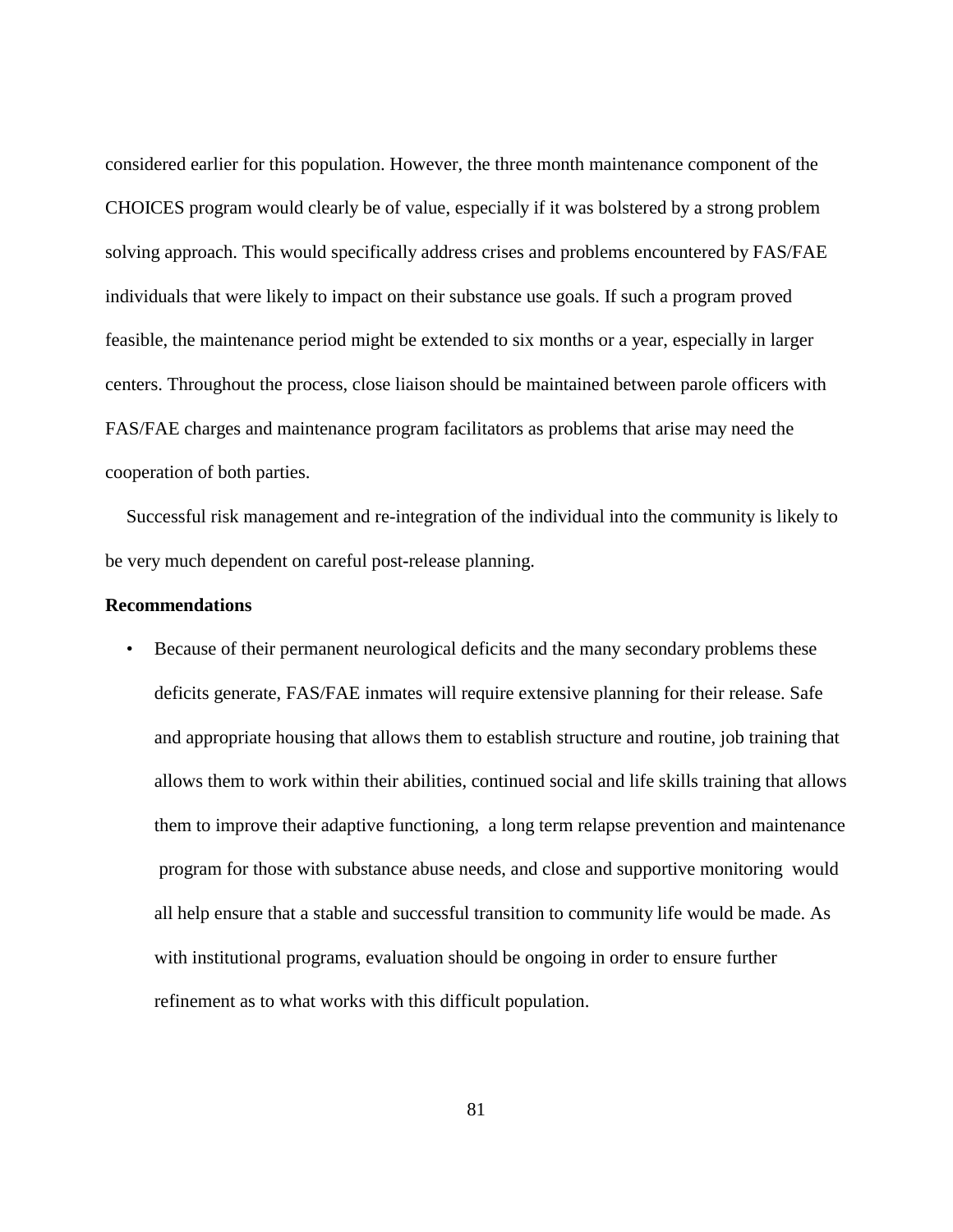considered earlier for this population. However, the three month maintenance component of the CHOICES program would clearly be of value, especially if it was bolstered by a strong problem solving approach. This would specifically address crises and problems encountered by FAS/FAE individuals that were likely to impact on their substance use goals. If such a program proved feasible, the maintenance period might be extended to six months or a year, especially in larger centers. Throughout the process, close liaison should be maintained between parole officers with FAS/FAE charges and maintenance program facilitators as problems that arise may need the cooperation of both parties.

Successful risk management and re-integration of the individual into the community is likely to be very much dependent on careful post-release planning.

**Recommendations**

- Because of their permanent neurological deficits and the many secondary problems these deficits generate, FAS/FAE inmates will require extensive planning for their release. Safe and appropriate housing that allows them to establish structure and routine, job training that allows them to work within their abilities, continued social and life skills training that allows them to improve their adaptive functioning, a long term relapse prevention and maintenance program for those with substance abuse needs, and close and supportive monitoring would all help ensure that a stable and successful transition to community life would be made. As with institutional programs, evaluation should be ongoing in order to ensure further refinement as to what works with this difficult population.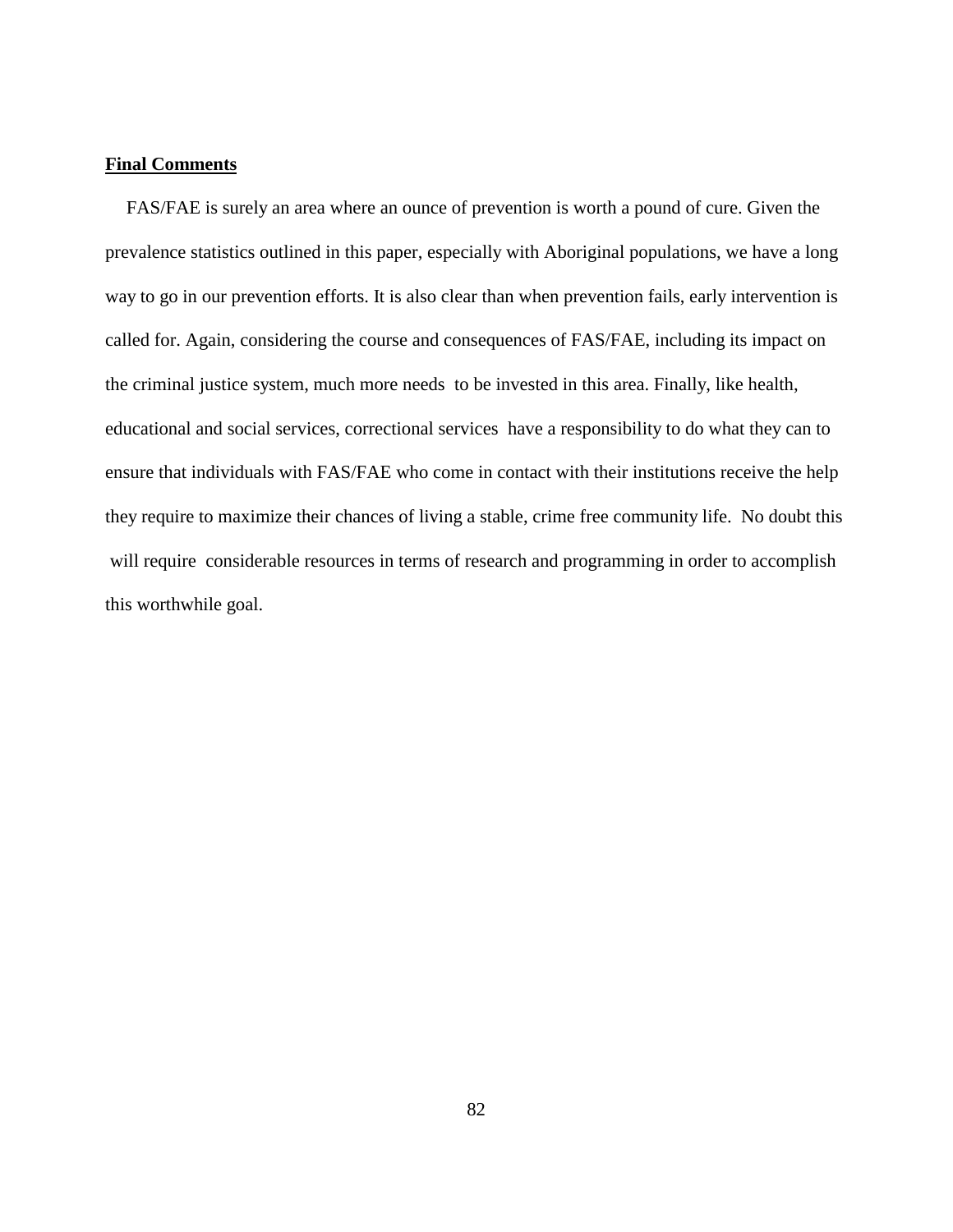**Final Comments**

FAS/FAE is surely an area where an ounce of prevention is worth a pound of cure. Given the prevalence statistics outlined in this paper, especially with Aboriginal populations, we have a long way to go in our prevention efforts. It is also clear than when prevention fails, early intervention is called for. Again, considering the course and consequences of FAS/FAE, including its impact on the criminal justice system, much more needs to be invested in this area. Finally, like health, educational and social services, correctional services have a responsibility to do what they can to ensure that individuals with FAS/FAE who come in contact with their institutions receive the help they require to maximize their chances of living a stable, crime free community life. No doubt this will require considerable resources in terms of research and programming in order to accomplish this worthwhile goal.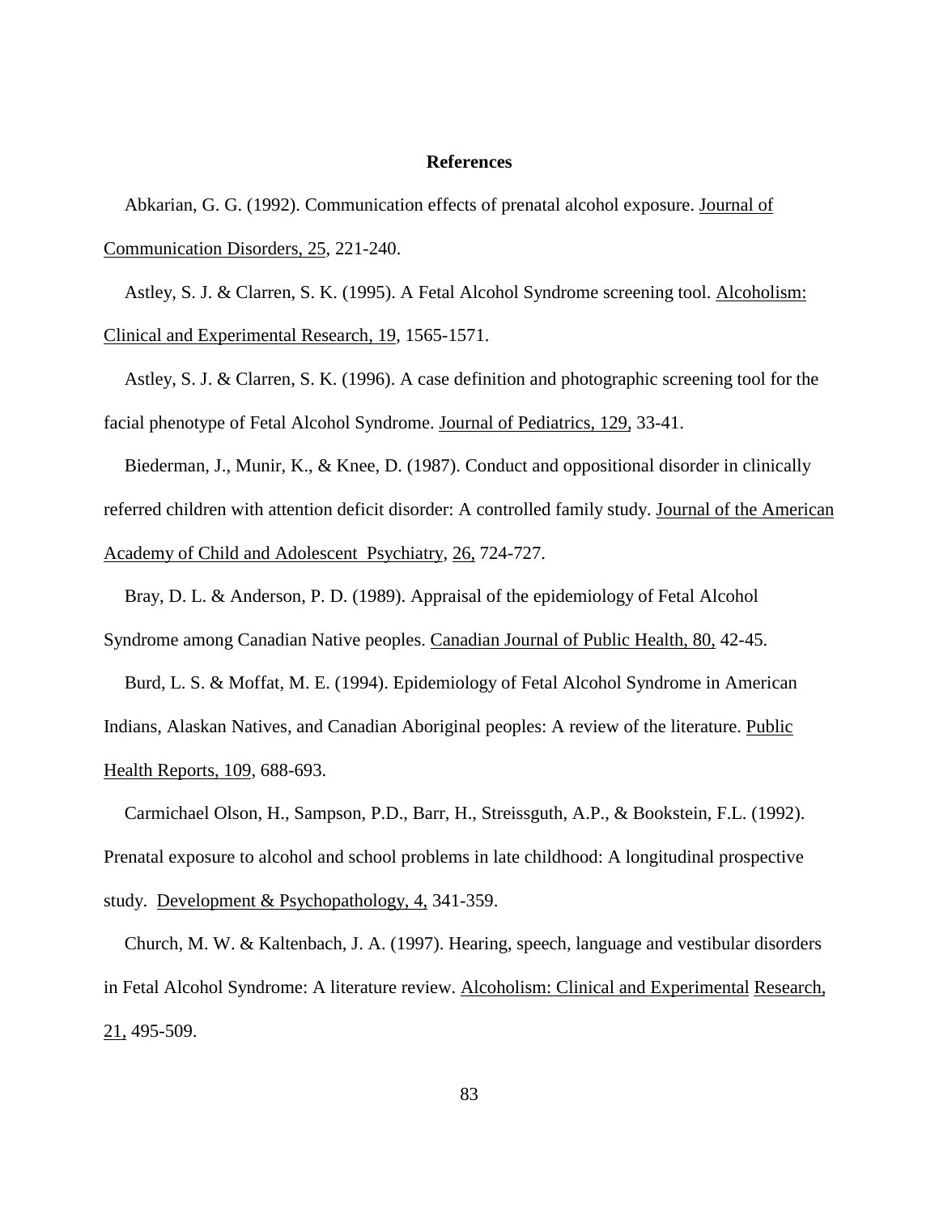**References**

Abkarian, G. G. (1992). Communication effects of prenatal alcohol exposure. Journal of Communication Disorders, 25, 221-240.

Astley, S. J. & Clarren, S. K. (1995). A Fetal Alcohol Syndrome screening tool. Alcoholism: Clinical and Experimental Research, 19, 1565-1571.

Astley, S. J. & Clarren, S. K. (1996). A case definition and photographic screening tool for the facial phenotype of Fetal Alcohol Syndrome. Journal of Pediatrics, 129, 33-41.

Biederman, J., Munir, K., & Knee, D. (1987). Conduct and oppositional disorder in clinically referred children with attention deficit disorder: A controlled family study. Journal of the American Academy of Child and Adolescent Psychiatry, 26, 724-727.

Bray, D. L. & Anderson, P. D. (1989). Appraisal of the epidemiology of Fetal Alcohol Syndrome among Canadian Native peoples. Canadian Journal of Public Health, 80, 42-45.

Burd, L. S. & Moffat, M. E. (1994). Epidemiology of Fetal Alcohol Syndrome in American Indians, Alaskan Natives, and Canadian Aboriginal peoples: A review of the literature. Public Health Reports, 109, 688-693.

Carmichael Olson, H., Sampson, P.D., Barr, H., Streissguth, A.P., & Bookstein, F.L. (1992). Prenatal exposure to alcohol and school problems in late childhood: A longitudinal prospective study. Development & Psychopathology, 4, 341-359.

Church, M. W. & Kaltenbach, J. A. (1997). Hearing, speech, language and vestibular disorders in Fetal Alcohol Syndrome: A literature review. Alcoholism: Clinical and Experimental Research, 21, 495-509.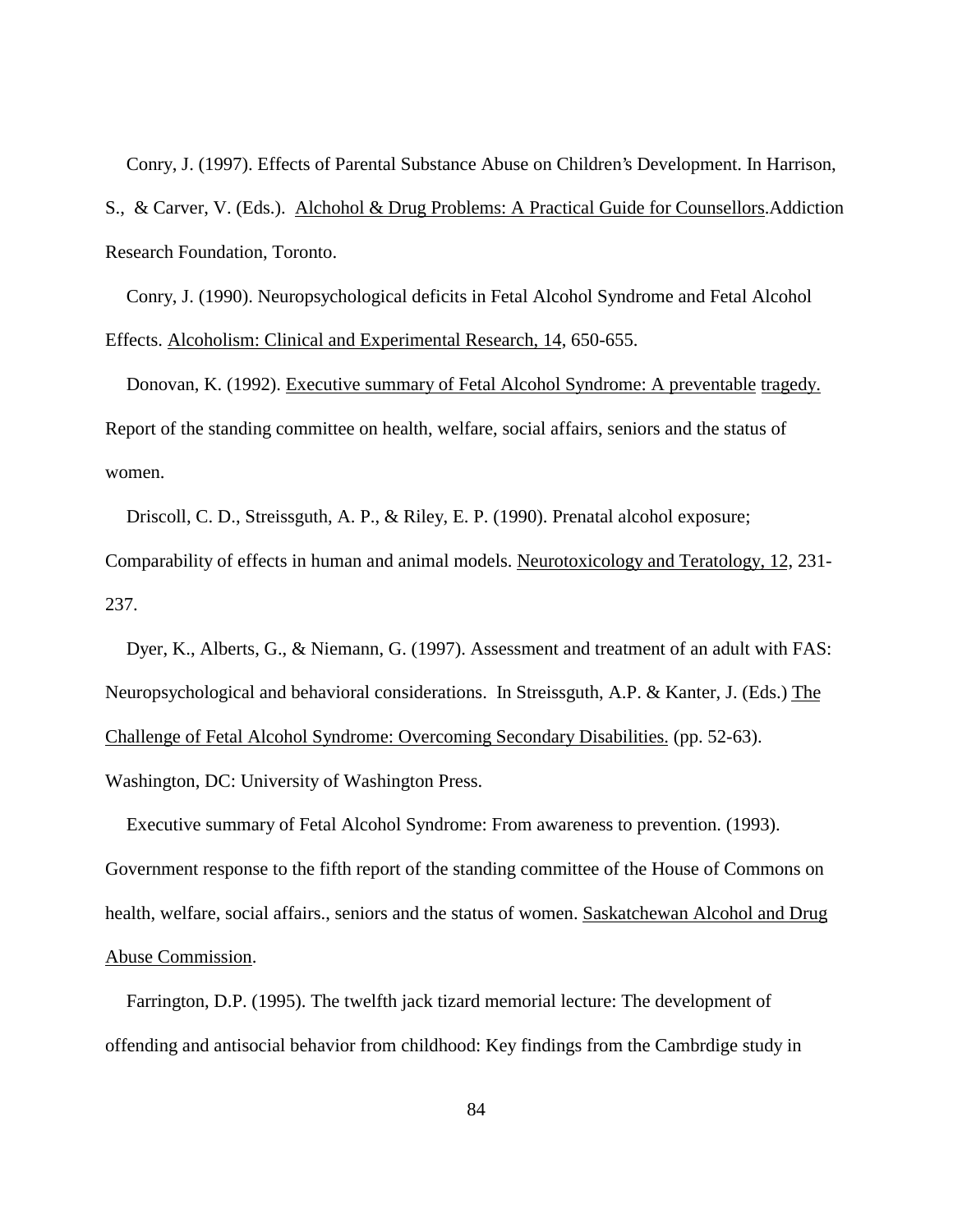Conry, J. (1997). Effects of Parental Substance Abuse on Children's Development. In Harrison, S., & Carver, V. (Eds.). Alchohol & Drug Problems: A Practical Guide for Counsellors.Addiction Research Foundation, Toronto.

Conry, J. (1990). Neuropsychological deficits in Fetal Alcohol Syndrome and Fetal Alcohol Effects. Alcoholism: Clinical and Experimental Research, 14, 650-655.

Donovan, K. (1992). Executive summary of Fetal Alcohol Syndrome: A preventable tragedy. Report of the standing committee on health, welfare, social affairs, seniors and the status of women.

Driscoll, C. D., Streissguth, A. P., & Riley, E. P. (1990). Prenatal alcohol exposure; Comparability of effects in human and animal models. Neurotoxicology and Teratology, 12, 231-237.

Dyer, K., Alberts, G., & Niemann, G. (1997). Assessment and treatment of an adult with FAS: Neuropsychological and behavioral considerations. In Streissguth, A.P. & Kanter, J. (Eds.) The Challenge of Fetal Alcohol Syndrome: Overcoming Secondary Disabilities. (pp. 52-63). Washington, DC: University of Washington Press.

Executive summary of Fetal Alcohol Syndrome: From awareness to prevention. (1993). Government response to the fifth report of the standing committee of the House of Commons on health, welfare, social affairs., seniors and the status of women. Saskatchewan Alcohol and Drug Abuse Commission.

Farrington, D.P. (1995). The twelfth jack tizard memorial lecture: The development of offending and antisocial behavior from childhood: Key findings from the Cambrdige study in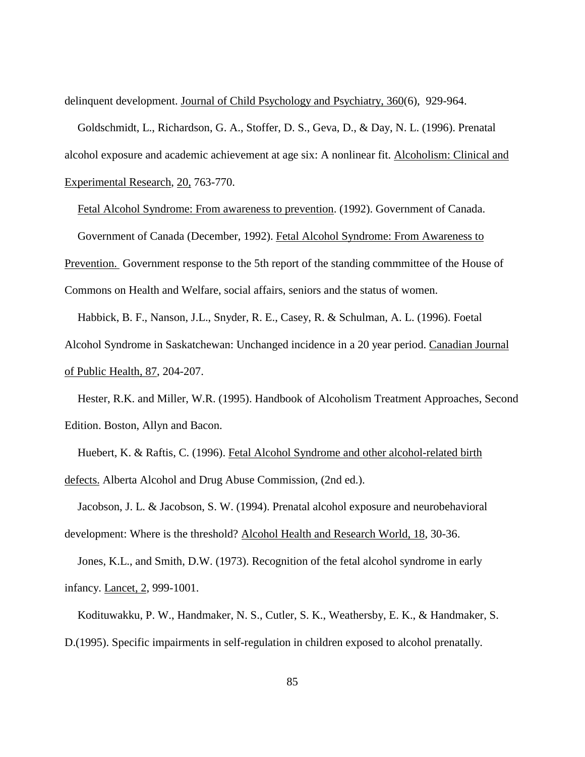delinquent development. Journal of Child Psychology and Psychiatry, 360(6), 929-964.

Goldschmidt, L., Richardson, G. A., Stoffer, D. S., Geva, D., & Day, N. L. (1996). Prenatal alcohol exposure and academic achievement at age six: A nonlinear fit. Alcoholism: Clinical and Experimental Research, 20, 763-770.

Fetal Alcohol Syndrome: From awareness to prevention. (1992). Government of Canada.

Government of Canada (December, 1992). Fetal Alcohol Syndrome: From Awareness to Prevention. Government response to the 5th report of the standing commmittee of the House of Commons on Health and Welfare, social affairs, seniors and the status of women.

Habbick, B. F., Nanson, J.L., Snyder, R. E., Casey, R. & Schulman, A. L. (1996). Foetal Alcohol Syndrome in Saskatchewan: Unchanged incidence in a 20 year period. Canadian Journal of Public Health, 87, 204-207.

Hester, R.K. and Miller, W.R. (1995). Handbook of Alcoholism Treatment Approaches, Second Edition. Boston, Allyn and Bacon.

Huebert, K. & Raftis, C. (1996). Fetal Alcohol Syndrome and other alcohol-related birth defects. Alberta Alcohol and Drug Abuse Commission, (2nd ed.).

Jacobson, J. L. & Jacobson, S. W. (1994). Prenatal alcohol exposure and neurobehavioral development: Where is the threshold? Alcohol Health and Research World, 18, 30-36.

Jones, K.L., and Smith, D.W. (1973). Recognition of the fetal alcohol syndrome in early infancy. Lancet, 2, 999-1001.

Kodituwakku, P. W., Handmaker, N. S., Cutler, S. K., Weathersby, E. K., & Handmaker, S. D.(1995). Specific impairments in self-regulation in children exposed to alcohol prenatally.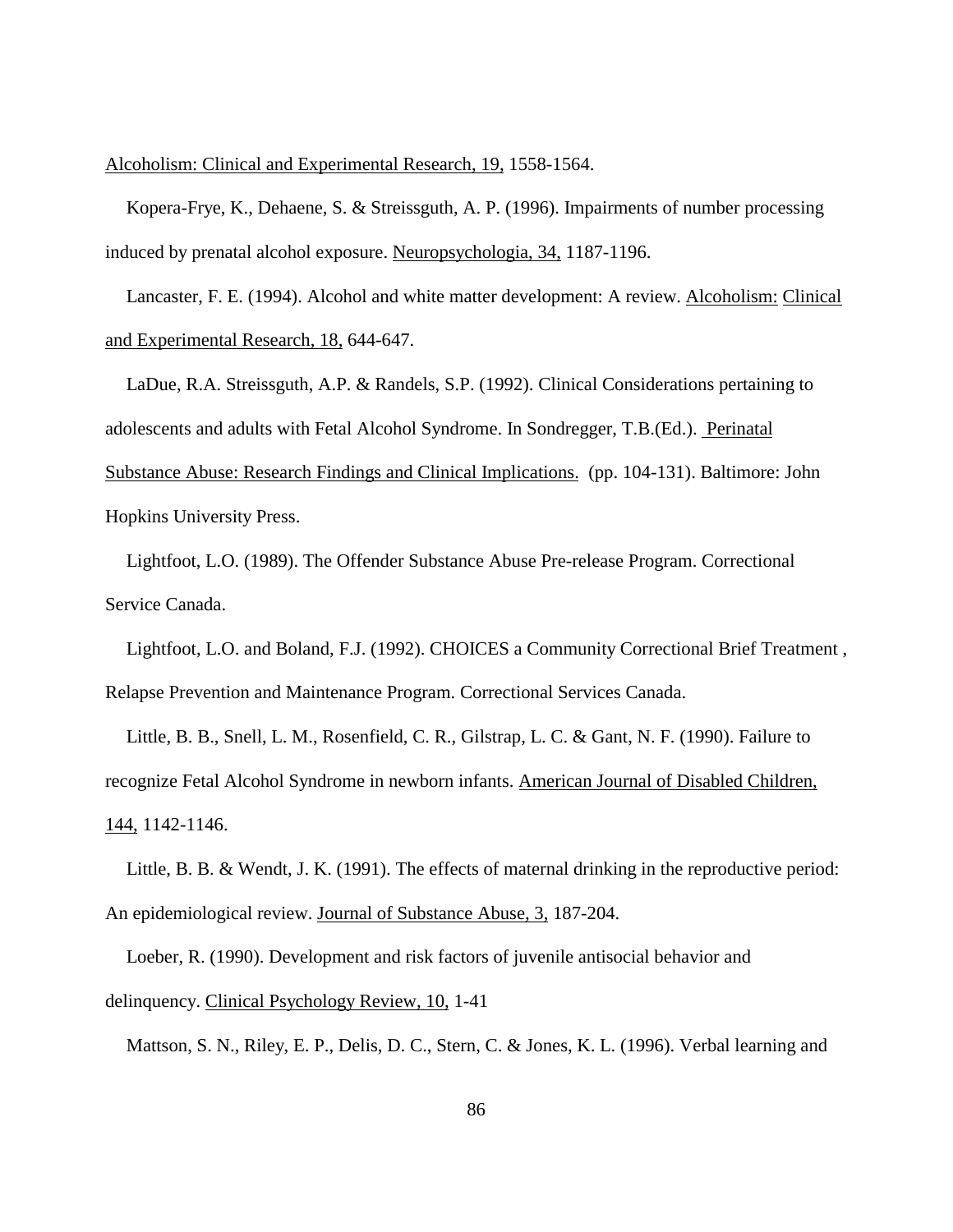Alcoholism: Clinical and Experimental Research, 19, 1558-1564.

Kopera-Frye, K., Dehaene, S. & Streissguth, A. P. (1996). Impairments of number processing induced by prenatal alcohol exposure. Neuropsychologia, 34, 1187-1196.

Lancaster, F. E. (1994). Alcohol and white matter development: A review. Alcoholism: Clinical and Experimental Research, 18, 644-647.

LaDue, R.A. Streissguth, A.P. & Randels, S.P. (1992). Clinical Considerations pertaining to adolescents and adults with Fetal Alcohol Syndrome. In Sondregger, T.B.(Ed.). Perinatal Substance Abuse: Research Findings and Clinical Implications. (pp. 104-131). Baltimore: John Hopkins University Press.

Lightfoot, L.O. (1989). The Offender Substance Abuse Pre-release Program. Correctional Service Canada.

Lightfoot, L.O. and Boland, F.J. (1992). CHOICES a Community Correctional Brief Treatment , Relapse Prevention and Maintenance Program. Correctional Services Canada.

Little, B. B., Snell, L. M., Rosenfield, C. R., Gilstrap, L. C. & Gant, N. F. (1990). Failure to recognize Fetal Alcohol Syndrome in newborn infants. American Journal of Disabled Children, 144, 1142-1146.

Little, B. B. & Wendt, J. K. (1991). The effects of maternal drinking in the reproductive period: An epidemiological review. Journal of Substance Abuse, 3, 187-204.

Loeber, R. (1990). Development and risk factors of juvenile antisocial behavior and delinquency. Clinical Psychology Review, 10, 1-41

Mattson, S. N., Riley, E. P., Delis, D. C., Stern, C. & Jones, K. L. (1996). Verbal learning and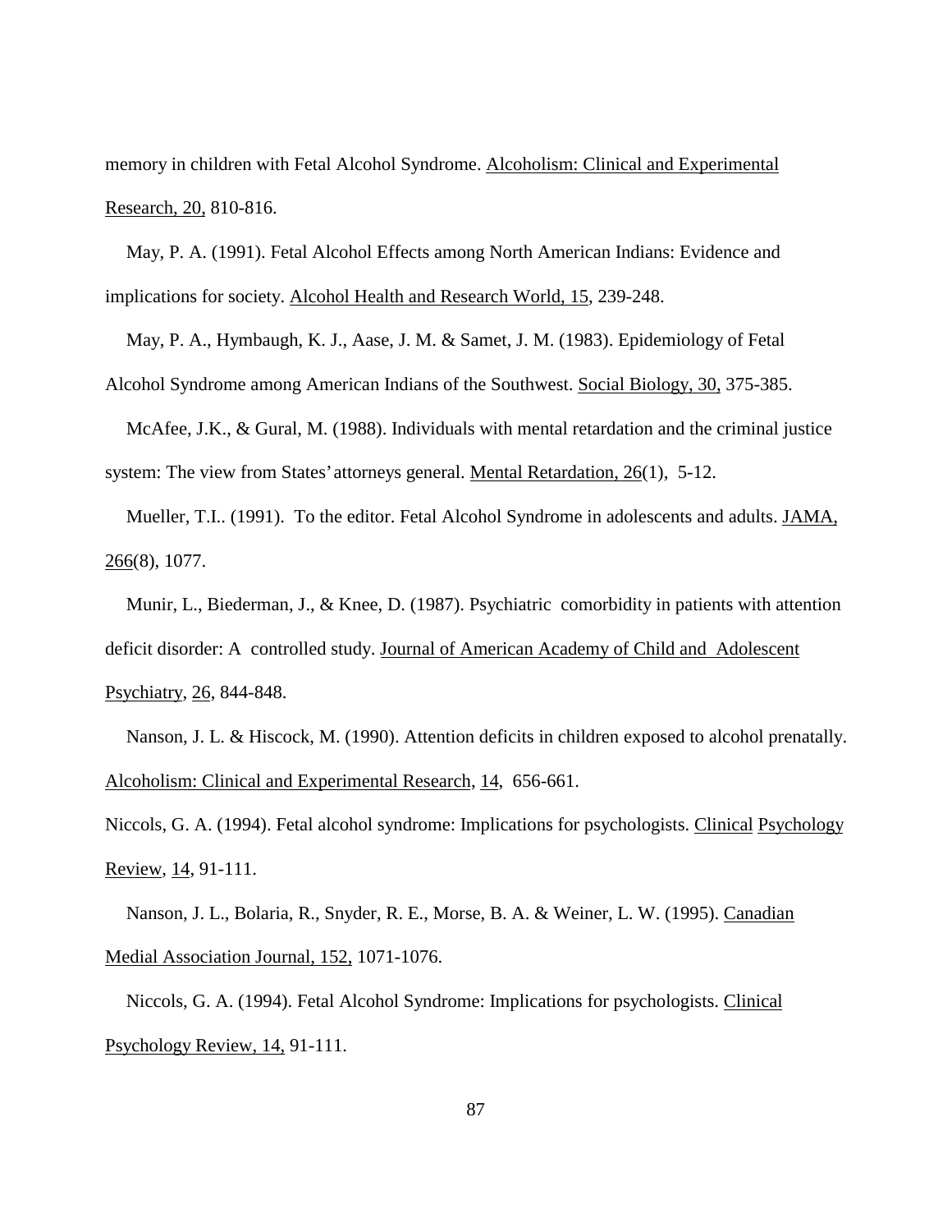memory in children with Fetal Alcohol Syndrome. Alcoholism: Clinical and Experimental Research, 20, 810-816.

May, P. A. (1991). Fetal Alcohol Effects among North American Indians: Evidence and implications for society. Alcohol Health and Research World, 15, 239-248.

May, P. A., Hymbaugh, K. J., Aase, J. M. & Samet, J. M. (1983). Epidemiology of Fetal Alcohol Syndrome among American Indians of the Southwest. Social Biology, 30, 375-385.

McAfee, J.K., & Gural, M. (1988). Individuals with mental retardation and the criminal justice system: The view from States' attorneys general. Mental Retardation, 26(1), 5-12.

Mueller, T.I.. (1991). To the editor. Fetal Alcohol Syndrome in adolescents and adults. JAMA, 266(8), 1077.

Munir, L., Biederman, J., & Knee, D. (1987). Psychiatric comorbidity in patients with attention deficit disorder: A controlled study. Journal of American Academy of Child and Adolescent Psychiatry, 26, 844-848.

Nanson, J. L. & Hiscock, M. (1990). Attention deficits in children exposed to alcohol prenatally. Alcoholism: Clinical and Experimental Research, 14, 656-661.

Niccols, G. A. (1994). Fetal alcohol syndrome: Implications for psychologists. Clinical Psychology Review, 14, 91-111.

Nanson, J. L., Bolaria, R., Snyder, R. E., Morse, B. A. & Weiner, L. W. (1995). Canadian Medial Association Journal, 152, 1071-1076.

Niccols, G. A. (1994). Fetal Alcohol Syndrome: Implications for psychologists. Clinical Psychology Review, 14, 91-111.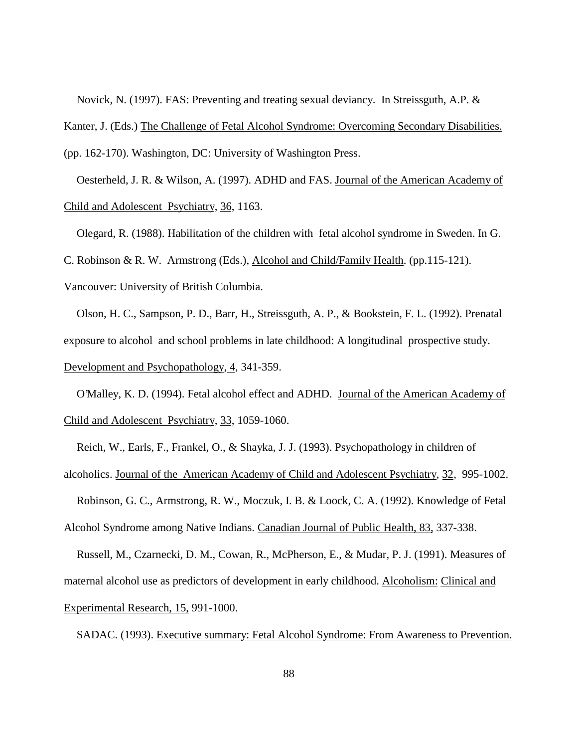Novick, N. (1997). FAS: Preventing and treating sexual deviancy. In Streissguth, A.P. & Kanter, J. (Eds.) The Challenge of Fetal Alcohol Syndrome: Overcoming Secondary Disabilities. (pp. 162-170). Washington, DC: University of Washington Press.

Oesterheld, J. R. & Wilson, A. (1997). ADHD and FAS. Journal of the American Academy of Child and Adolescent Psychiatry, 36, 1163.

Olegard, R. (1988). Habilitation of the children with fetal alcohol syndrome in Sweden. In G. C. Robinson & R. W. Armstrong (Eds.), Alcohol and Child/Family Health. (pp.115-121). Vancouver: University of British Columbia.

Olson, H. C., Sampson, P. D., Barr, H., Streissguth, A. P., & Bookstein, F. L. (1992). Prenatal exposure to alcohol and school problems in late childhood: A longitudinal prospective study. Development and Psychopathology, 4, 341-359.

O'Malley, K. D. (1994). Fetal alcohol effect and ADHD. Journal of the American Academy of Child and Adolescent Psychiatry, 33, 1059-1060.

Reich, W., Earls, F., Frankel, O., & Shayka, J. J. (1993). Psychopathology in children of alcoholics. Journal of the American Academy of Child and Adolescent Psychiatry, 32, 995-1002.

Robinson, G. C., Armstrong, R. W., Moczuk, I. B. & Loock, C. A. (1992). Knowledge of Fetal Alcohol Syndrome among Native Indians. Canadian Journal of Public Health, 83, 337-338.

Russell, M., Czarnecki, D. M., Cowan, R., McPherson, E., & Mudar, P. J. (1991). Measures of maternal alcohol use as predictors of development in early childhood. Alcoholism: Clinical and Experimental Research, 15, 991-1000.

SADAC. (1993). Executive summary: Fetal Alcohol Syndrome: From Awareness to Prevention.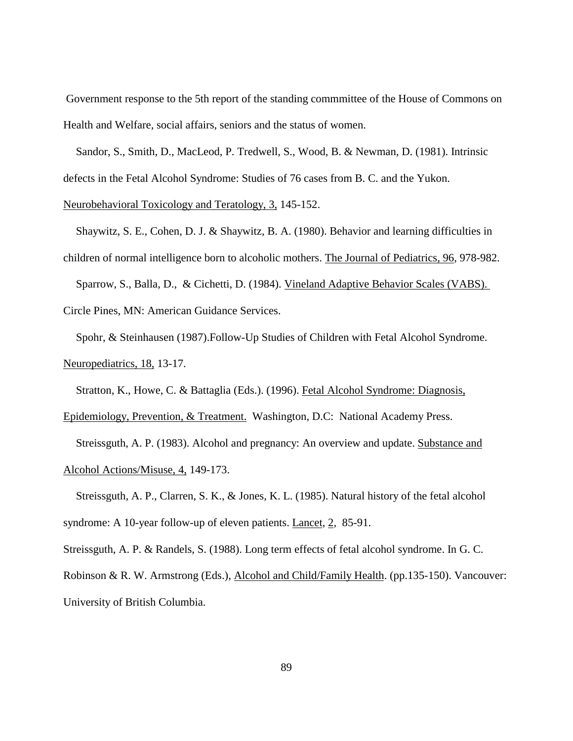Government response to the 5th report of the standing commmittee of the House of Commons on Health and Welfare, social affairs, seniors and the status of women.

Sandor, S., Smith, D., MacLeod, P. Tredwell, S., Wood, B. & Newman, D. (1981). Intrinsic defects in the Fetal Alcohol Syndrome: Studies of 76 cases from B. C. and the Yukon. Neurobehavioral Toxicology and Teratology, 3, 145-152.

Shaywitz, S. E., Cohen, D. J. & Shaywitz, B. A. (1980). Behavior and learning difficulties in children of normal intelligence born to alcoholic mothers. The Journal of Pediatrics, 96, 978-982.

Sparrow, S., Balla, D., & Cichetti, D. (1984). Vineland Adaptive Behavior Scales (VABS). Circle Pines, MN: American Guidance Services.

Spohr, & Steinhausen (1987).Follow-Up Studies of Children with Fetal Alcohol Syndrome. Neuropediatrics, 18, 13-17.

Stratton, K., Howe, C. & Battaglia (Eds.). (1996). Fetal Alcohol Syndrome: Diagnosis, Epidemiology, Prevention, & Treatment. Washington, D.C: National Academy Press.

Streissguth, A. P. (1983). Alcohol and pregnancy: An overview and update. Substance and Alcohol Actions/Misuse, 4, 149-173.

Streissguth, A. P., Clarren, S. K., & Jones, K. L. (1985). Natural history of the fetal alcohol syndrome: A 10-year follow-up of eleven patients. Lancet, 2, 85-91.

Streissguth, A. P. & Randels, S. (1988). Long term effects of fetal alcohol syndrome. In G. C. Robinson & R. W. Armstrong (Eds.), Alcohol and Child/Family Health. (pp.135-150). Vancouver: University of British Columbia.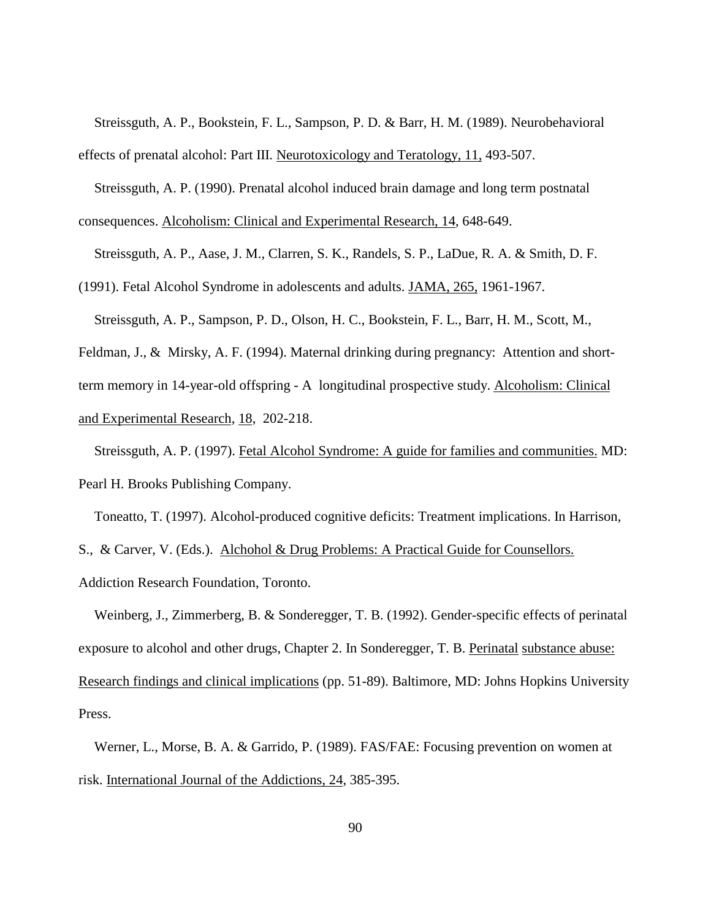Streissguth, A. P., Bookstein, F. L., Sampson, P. D. & Barr, H. M. (1989). Neurobehavioral effects of prenatal alcohol: Part III. Neurotoxicology and Teratology, 11, 493-507.

Streissguth, A. P. (1990). Prenatal alcohol induced brain damage and long term postnatal consequences. Alcoholism: Clinical and Experimental Research, 14, 648-649.

Streissguth, A. P., Aase, J. M., Clarren, S. K., Randels, S. P., LaDue, R. A. & Smith, D. F. (1991). Fetal Alcohol Syndrome in adolescents and adults. JAMA, 265, 1961-1967.

Streissguth, A. P., Sampson, P. D., Olson, H. C., Bookstein, F. L., Barr, H. M., Scott, M., Feldman, J., & Mirsky, A. F. (1994). Maternal drinking during pregnancy: Attention and short-term memory in 14-year-old offspring - A longitudinal prospective study. Alcoholism: Clinical and Experimental Research, 18, 202-218.

Streissguth, A. P. (1997). Fetal Alcohol Syndrome: A guide for families and communities. MD: Pearl H. Brooks Publishing Company.

Toneatto, T. (1997). Alcohol-produced cognitive deficits: Treatment implications. In Harrison, S., & Carver, V. (Eds.). Alchohol & Drug Problems: A Practical Guide for Counsellors. Addiction Research Foundation, Toronto.

Weinberg, J., Zimmerberg, B. & Sonderegger, T. B. (1992). Gender-specific effects of perinatal exposure to alcohol and other drugs, Chapter 2. In Sonderegger, T. B. Perinatal substance abuse: Research findings and clinical implications (pp. 51-89). Baltimore, MD: Johns Hopkins University Press.

Werner, L., Morse, B. A. & Garrido, P. (1989). FAS/FAE: Focusing prevention on women at risk. International Journal of the Addictions, 24, 385-395.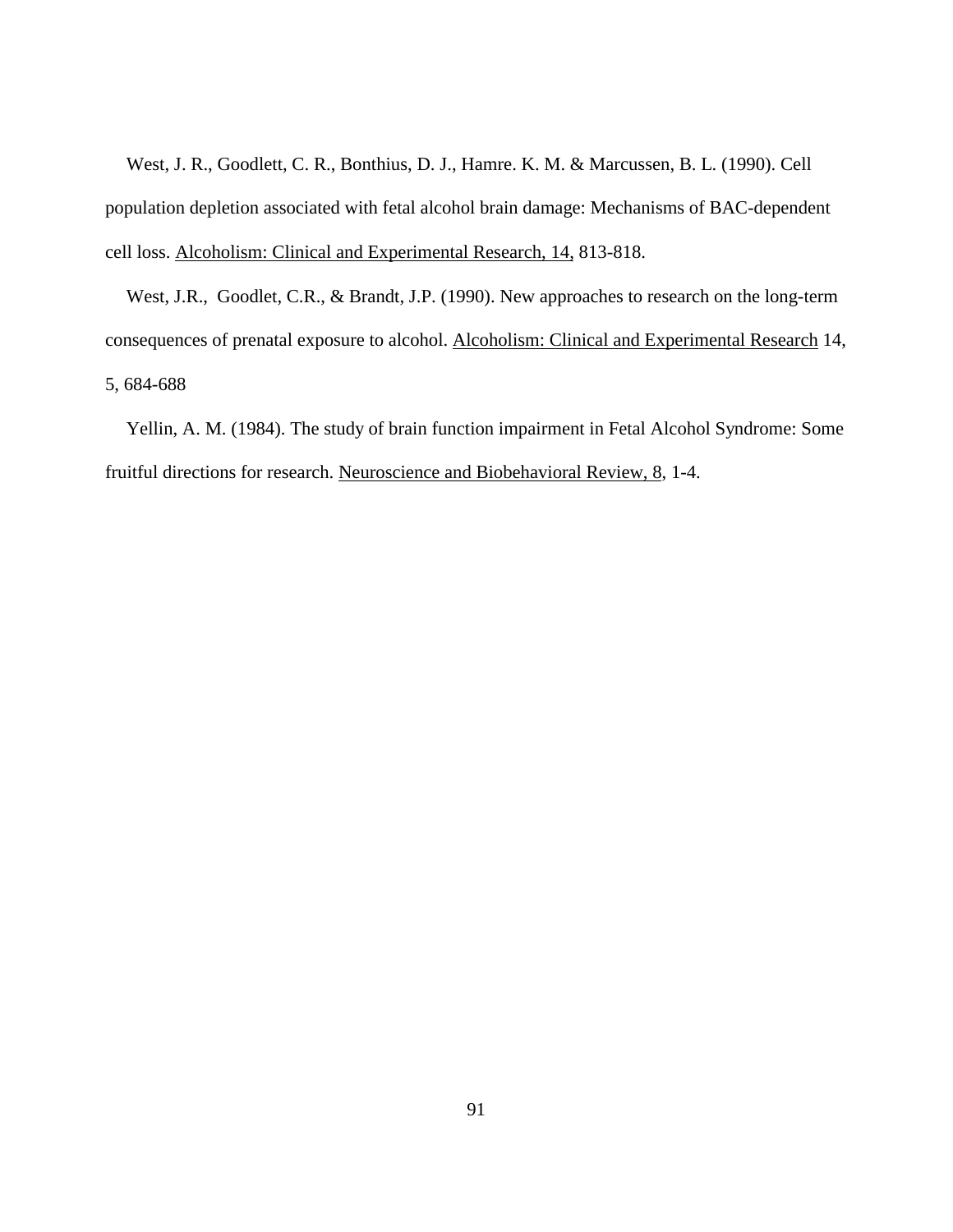West, J. R., Goodlett, C. R., Bonthius, D. J., Hamre. K. M. & Marcussen, B. L. (1990). Cell population depletion associated with fetal alcohol brain damage: Mechanisms of BAC-dependent cell loss. <u>Alcoholism: Clinical and Experimental Research, 14,</u> 813-818.

West, J.R., Goodlet, C.R., & Brandt, J.P. (1990). New approaches to research on the long-term consequences of prenatal exposure to alcohol. <u>Alcoholism: Clinical and Experimental Research</u> 14, 5, 684-688

Yellin, A. M. (1984). The study of brain function impairment in Fetal Alcohol Syndrome: Some fruitful directions for research. <u>Neuroscience and Biobehavioral Review, 8</u>, 1-4.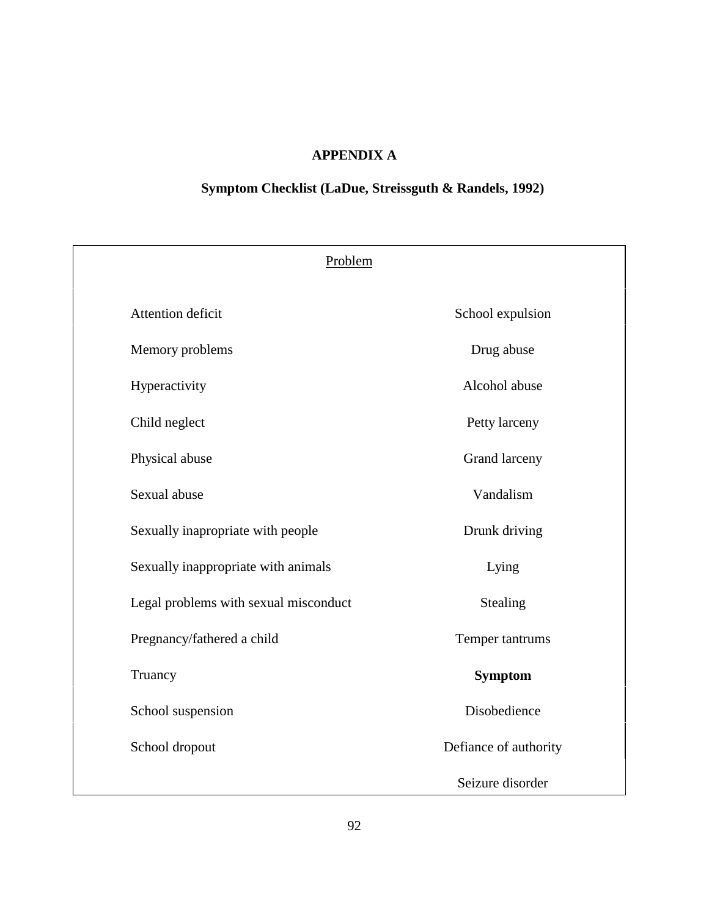# APPENDIX A

## Symptom Checklist (LaDue, Streissguth & Randels, 1992)

| Problem | |
|---|---|
| Attention deficit | School expulsion |
| Memory problems | Drug abuse |
| Hyperactivity | Alcohol abuse |
| Child neglect | Petty larceny |
| Physical abuse | Grand larceny |
| Sexual abuse | Vandalism |
| Sexually inapropriate with people | Drunk driving |
| Sexually inappropriate with animals | Lying |
| Legal problems with sexual misconduct | Stealing |
| Pregnancy/fathered a child | Temper tantrums |
| Truancy | **Symptom** |
| School suspension | Disobedience |
| School dropout | Defiance of authority |
| | Seizure disorder |